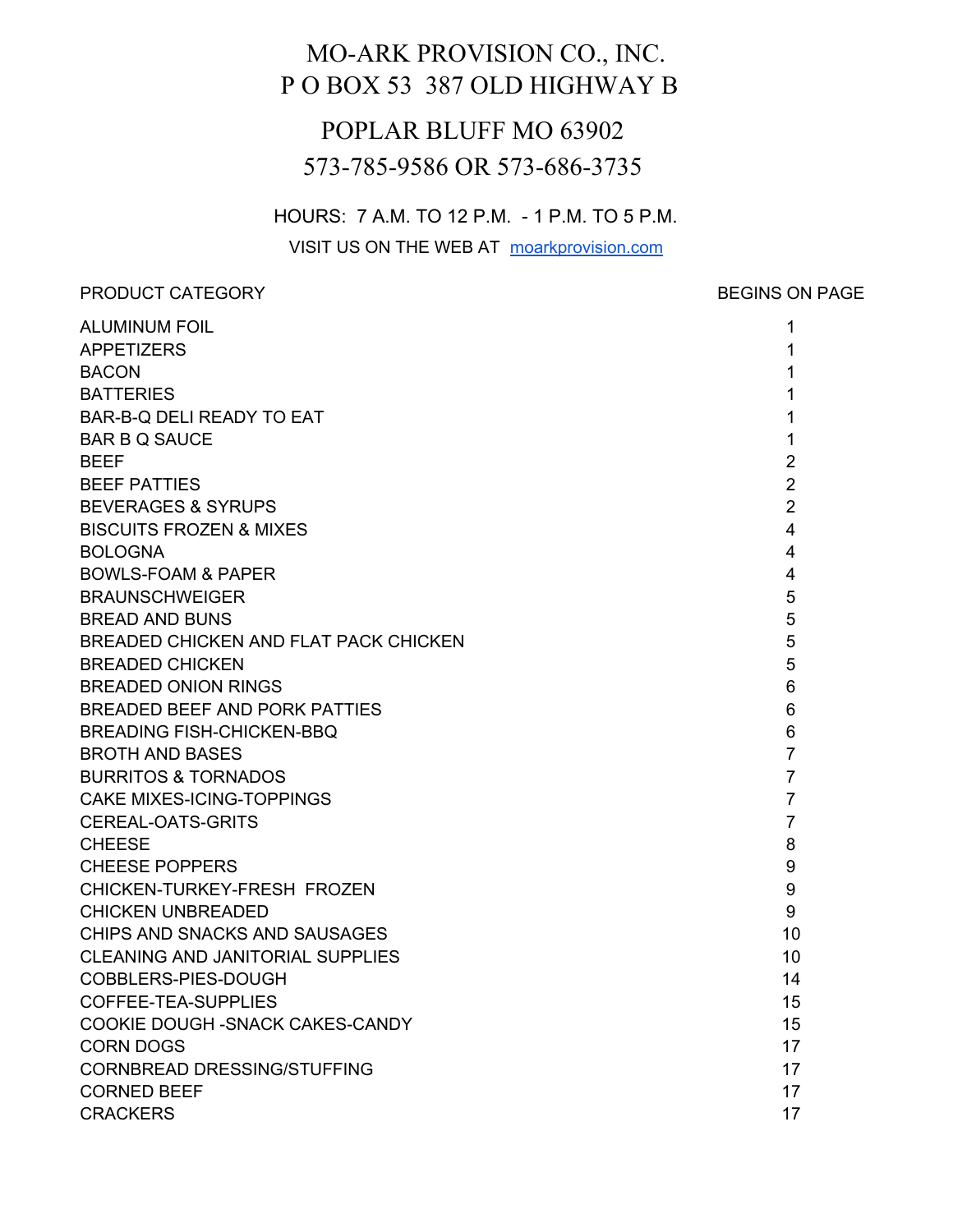# MO-ARK PROVISION CO., INC.

## P O BOX 53 387 OLD HIGHWAY B

## POPLAR BLUFF MO 63902

## 573-785-9586 OR 573-686-3735

HOURS: 7 A.M. TO 12 P.M. - 1 P.M. TO 5 P.M.

VISIT US ON THE WEB AT moarkprovision.com

| PRODUCT CATEGORY | BEGINS ON PAGE |
|---|---|
| ALUMINUM FOIL | 1 |
| APPETIZERS | 1 |
| BACON | 1 |
| BATTERIES | 1 |
| BAR-B-Q DELI READY TO EAT | 1 |
| BAR B Q SAUCE | 1 |
| BEEF | 2 |
| BEEF PATTIES | 2 |
| BEVERAGES & SYRUPS | 2 |
| BISCUITS FROZEN & MIXES | 4 |
| BOLOGNA | 4 |
| BOWLS-FOAM & PAPER | 4 |
| BRAUNSCHWEIGER | 5 |
| BREAD AND BUNS | 5 |
| BREADED CHICKEN AND FLAT PACK CHICKEN | 5 |
| BREADED CHICKEN | 5 |
| BREADED ONION RINGS | 6 |
| BREADED BEEF AND PORK PATTIES | 6 |
| BREADING FISH-CHICKEN-BBQ | 6 |
| BROTH AND BASES | 7 |
| BURRITOS & TORNADOS | 7 |
| CAKE MIXES-ICING-TOPPINGS | 7 |
| CEREAL-OATS-GRITS | 7 |
| CHEESE | 8 |
| CHEESE POPPERS | 9 |
| CHICKEN-TURKEY-FRESH FROZEN | 9 |
| CHICKEN UNBREADED | 9 |
| CHIPS AND SNACKS AND SAUSAGES | 10 |
| CLEANING AND JANITORIAL SUPPLIES | 10 |
| COBBLERS-PIES-DOUGH | 14 |
| COFFEE-TEA-SUPPLIES | 15 |
| COOKIE DOUGH -SNACK CAKES-CANDY | 15 |
| CORN DOGS | 17 |
| CORNBREAD DRESSING/STUFFING | 17 |
| CORNED BEEF | 17 |
| CRACKERS | 17 |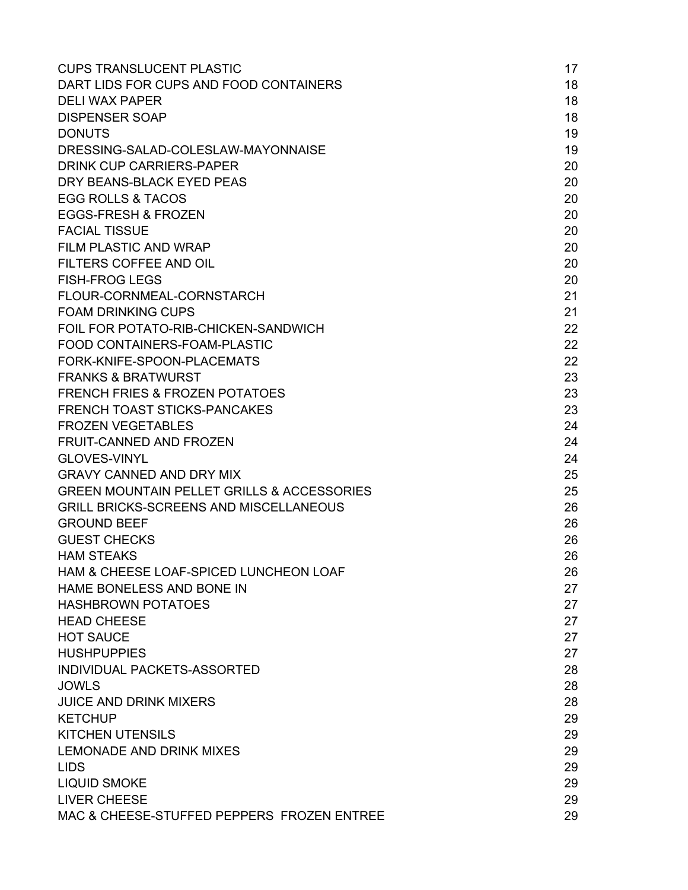| | |
|---|---|
| CUPS TRANSLUCENT PLASTIC | 17 |
| DART LIDS FOR CUPS AND FOOD CONTAINERS | 18 |
| DELI WAX PAPER | 18 |
| DISPENSER SOAP | 18 |
| DONUTS | 19 |
| DRESSING-SALAD-COLESLAW-MAYONNAISE | 19 |
| DRINK CUP CARRIERS-PAPER | 20 |
| DRY BEANS-BLACK EYED PEAS | 20 |
| EGG ROLLS & TACOS | 20 |
| EGGS-FRESH & FROZEN | 20 |
| FACIAL TISSUE | 20 |
| FILM PLASTIC AND WRAP | 20 |
| FILTERS COFFEE AND OIL | 20 |
| FISH-FROG LEGS | 20 |
| FLOUR-CORNMEAL-CORNSTARCH | 21 |
| FOAM DRINKING CUPS | 21 |
| FOIL FOR POTATO-RIB-CHICKEN-SANDWICH | 22 |
| FOOD CONTAINERS-FOAM-PLASTIC | 22 |
| FORK-KNIFE-SPOON-PLACEMATS | 22 |
| FRANKS & BRATWURST | 23 |
| FRENCH FRIES & FROZEN POTATOES | 23 |
| FRENCH TOAST STICKS-PANCAKES | 23 |
| FROZEN VEGETABLES | 24 |
| FRUIT-CANNED AND FROZEN | 24 |
| GLOVES-VINYL | 24 |
| GRAVY CANNED AND DRY MIX | 25 |
| GREEN MOUNTAIN PELLET GRILLS & ACCESSORIES | 25 |
| GRILL BRICKS-SCREENS AND MISCELLANEOUS | 26 |
| GROUND BEEF | 26 |
| GUEST CHECKS | 26 |
| HAM STEAKS | 26 |
| HAM & CHEESE LOAF-SPICED LUNCHEON LOAF | 26 |
| HAME BONELESS AND BONE IN | 27 |
| HASHBROWN POTATOES | 27 |
| HEAD CHEESE | 27 |
| HOT SAUCE | 27 |
| HUSHPUPPIES | 27 |
| INDIVIDUAL PACKETS-ASSORTED | 28 |
| JOWLS | 28 |
| JUICE AND DRINK MIXERS | 28 |
| KETCHUP | 29 |
| KITCHEN UTENSILS | 29 |
| LEMONADE AND DRINK MIXES | 29 |
| LIDS | 29 |
| LIQUID SMOKE | 29 |
| LIVER CHEESE | 29 |
| MAC & CHEESE-STUFFED PEPPERS FROZEN ENTREE | 29 |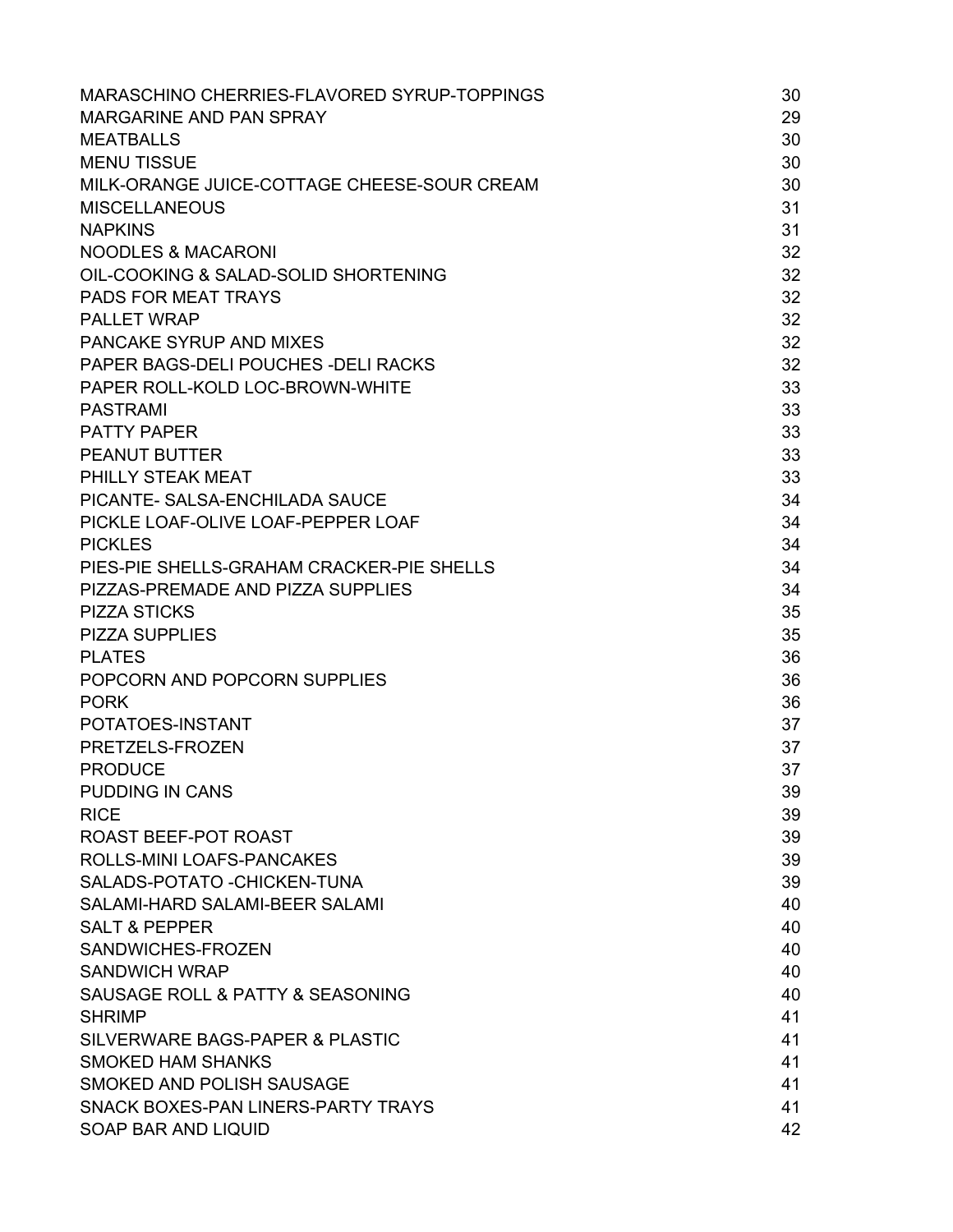| | |
|---|---|
| MARASCHINO CHERRIES-FLAVORED SYRUP-TOPPINGS | 30 |
| MARGARINE AND PAN SPRAY | 29 |
| MEATBALLS | 30 |
| MENU TISSUE | 30 |
| MILK-ORANGE JUICE-COTTAGE CHEESE-SOUR CREAM | 30 |
| MISCELLANEOUS | 31 |
| NAPKINS | 31 |
| NOODLES & MACARONI | 32 |
| OIL-COOKING & SALAD-SOLID SHORTENING | 32 |
| PADS FOR MEAT TRAYS | 32 |
| PALLET WRAP | 32 |
| PANCAKE SYRUP AND MIXES | 32 |
| PAPER BAGS-DELI POUCHES -DELI RACKS | 32 |
| PAPER ROLL-KOLD LOC-BROWN-WHITE | 33 |
| PASTRAMI | 33 |
| PATTY PAPER | 33 |
| PEANUT BUTTER | 33 |
| PHILLY STEAK MEAT | 33 |
| PICANTE- SALSA-ENCHILADA SAUCE | 34 |
| PICKLE LOAF-OLIVE LOAF-PEPPER LOAF | 34 |
| PICKLES | 34 |
| PIES-PIE SHELLS-GRAHAM CRACKER-PIE SHELLS | 34 |
| PIZZAS-PREMADE AND PIZZA SUPPLIES | 34 |
| PIZZA STICKS | 35 |
| PIZZA SUPPLIES | 35 |
| PLATES | 36 |
| POPCORN AND POPCORN SUPPLIES | 36 |
| PORK | 36 |
| POTATOES-INSTANT | 37 |
| PRETZELS-FROZEN | 37 |
| PRODUCE | 37 |
| PUDDING IN CANS | 39 |
| RICE | 39 |
| ROAST BEEF-POT ROAST | 39 |
| ROLLS-MINI LOAFS-PANCAKES | 39 |
| SALADS-POTATO -CHICKEN-TUNA | 39 |
| SALAMI-HARD SALAMI-BEER SALAMI | 40 |
| SALT & PEPPER | 40 |
| SANDWICHES-FROZEN | 40 |
| SANDWICH WRAP | 40 |
| SAUSAGE ROLL & PATTY & SEASONING | 40 |
| SHRIMP | 41 |
| SILVERWARE BAGS-PAPER & PLASTIC | 41 |
| SMOKED HAM SHANKS | 41 |
| SMOKED AND POLISH SAUSAGE | 41 |
| SNACK BOXES-PAN LINERS-PARTY TRAYS | 41 |
| SOAP BAR AND LIQUID | 42 |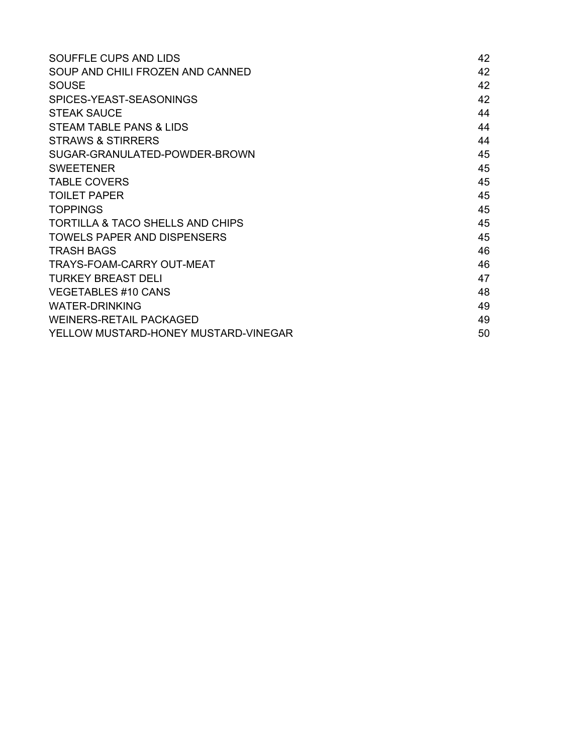| | |
|---|---|
| SOUFFLE CUPS AND LIDS | 42 |
| SOUP AND CHILI FROZEN AND CANNED | 42 |
| SOUSE | 42 |
| SPICES-YEAST-SEASONINGS | 42 |
| STEAK SAUCE | 44 |
| STEAM TABLE PANS & LIDS | 44 |
| STRAWS & STIRRERS | 44 |
| SUGAR-GRANULATED-POWDER-BROWN | 45 |
| SWEETENER | 45 |
| TABLE COVERS | 45 |
| TOILET PAPER | 45 |
| TOPPINGS | 45 |
| TORTILLA & TACO SHELLS AND CHIPS | 45 |
| TOWELS PAPER AND DISPENSERS | 45 |
| TRASH BAGS | 46 |
| TRAYS-FOAM-CARRY OUT-MEAT | 46 |
| TURKEY BREAST DELI | 47 |
| VEGETABLES #10 CANS | 48 |
| WATER-DRINKING | 49 |
| WEINERS-RETAIL PACKAGED | 49 |
| YELLOW MUSTARD-HONEY MUSTARD-VINEGAR | 50 |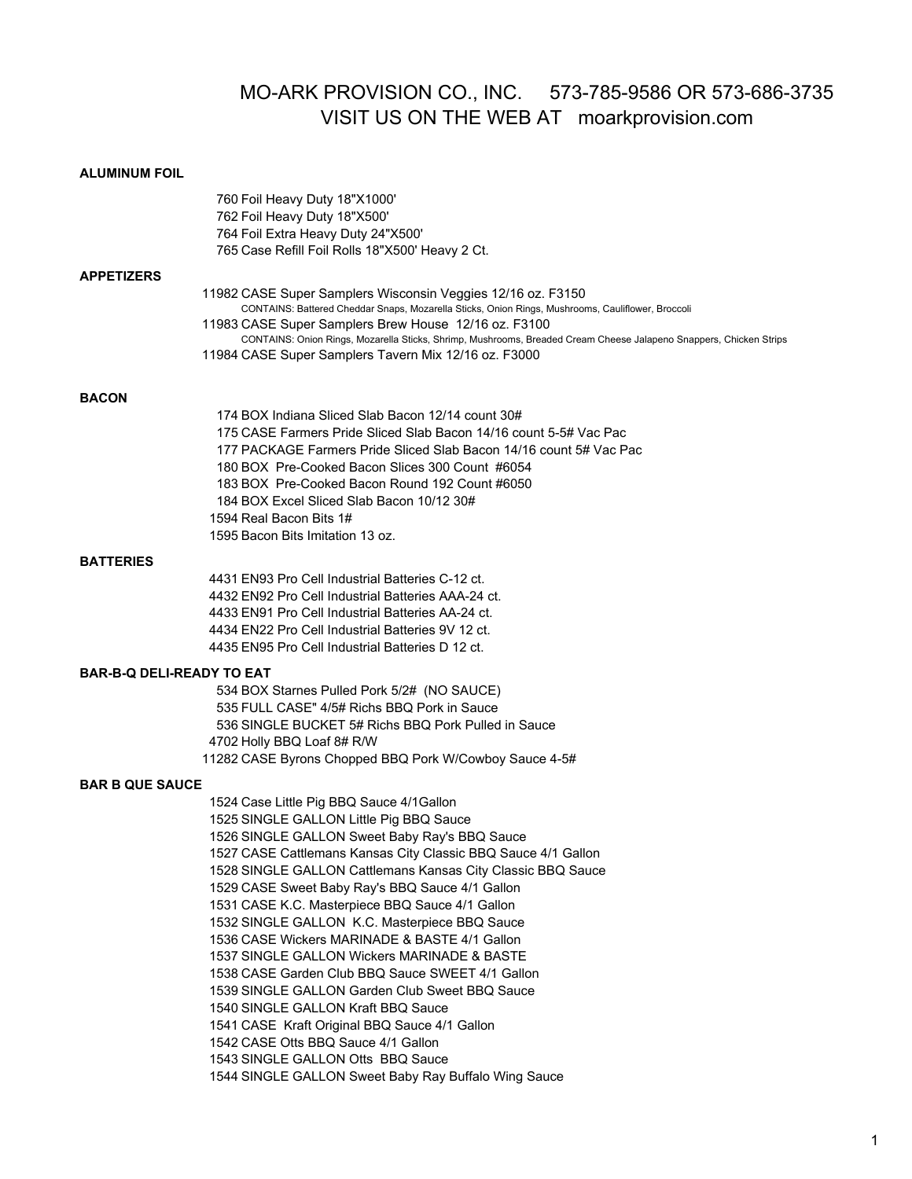# MO-ARK PROVISION CO., INC. 573-785-9586 OR 573-686-3735
## VISIT US ON THE WEB AT moarkprovision.com

**ALUMINUM FOIL**

760 Foil Heavy Duty 18"X1000'
762 Foil Heavy Duty 18"X500'
764 Foil Extra Heavy Duty 24"X500'
765 Case Refill Foil Rolls 18"X500' Heavy 2 Ct.

**APPETIZERS**

11982 CASE Super Samplers Wisconsin Veggies 12/16 oz. F3150
CONTAINS: Battered Cheddar Snaps, Mozarella Sticks, Onion Rings, Mushrooms, Cauliflower, Broccoli
11983 CASE Super Samplers Brew House 12/16 oz. F3100
CONTAINS: Onion Rings, Mozarella Sticks, Shrimp, Mushrooms, Breaded Cream Cheese Jalapeno Snappers, Chicken Strips
11984 CASE Super Samplers Tavern Mix 12/16 oz. F3000

**BACON**

174 BOX Indiana Sliced Slab Bacon 12/14 count 30#
175 CASE Farmers Pride Sliced Slab Bacon 14/16 count 5-5# Vac Pac
177 PACKAGE Farmers Pride Sliced Slab Bacon 14/16 count 5# Vac Pac
180 BOX Pre-Cooked Bacon Slices 300 Count #6054
183 BOX Pre-Cooked Bacon Round 192 Count #6050
184 BOX Excel Sliced Slab Bacon 10/12 30#
1594 Real Bacon Bits 1#
1595 Bacon Bits Imitation 13 oz.

**BATTERIES**

4431 EN93 Pro Cell Industrial Batteries C-12 ct.
4432 EN92 Pro Cell Industrial Batteries AAA-24 ct.
4433 EN91 Pro Cell Industrial Batteries AA-24 ct.
4434 EN22 Pro Cell Industrial Batteries 9V 12 ct.
4435 EN95 Pro Cell Industrial Batteries D 12 ct.

**BAR-B-Q DELI-READY TO EAT**

534 BOX Starnes Pulled Pork 5/2# (NO SAUCE)
535 FULL CASE" 4/5# Richs BBQ Pork in Sauce
536 SINGLE BUCKET 5# Richs BBQ Pork Pulled in Sauce
4702 Holly BBQ Loaf 8# R/W
11282 CASE Byrons Chopped BBQ Pork W/Cowboy Sauce 4-5#

**BAR B QUE SAUCE**

1524 Case Little Pig BBQ Sauce 4/1Gallon
1525 SINGLE GALLON Little Pig BBQ Sauce
1526 SINGLE GALLON Sweet Baby Ray's BBQ Sauce
1527 CASE Cattlemans Kansas City Classic BBQ Sauce 4/1 Gallon
1528 SINGLE GALLON Cattlemans Kansas City Classic BBQ Sauce
1529 CASE Sweet Baby Ray's BBQ Sauce 4/1 Gallon
1531 CASE K.C. Masterpiece BBQ Sauce 4/1 Gallon
1532 SINGLE GALLON K.C. Masterpiece BBQ Sauce
1536 CASE Wickers MARINADE & BASTE 4/1 Gallon
1537 SINGLE GALLON Wickers MARINADE & BASTE
1538 CASE Garden Club BBQ Sauce SWEET 4/1 Gallon
1539 SINGLE GALLON Garden Club Sweet BBQ Sauce
1540 SINGLE GALLON Kraft BBQ Sauce
1541 CASE Kraft Original BBQ Sauce 4/1 Gallon
1542 CASE Otts BBQ Sauce 4/1 Gallon
1543 SINGLE GALLON Otts BBQ Sauce
1544 SINGLE GALLON Sweet Baby Ray Buffalo Wing Sauce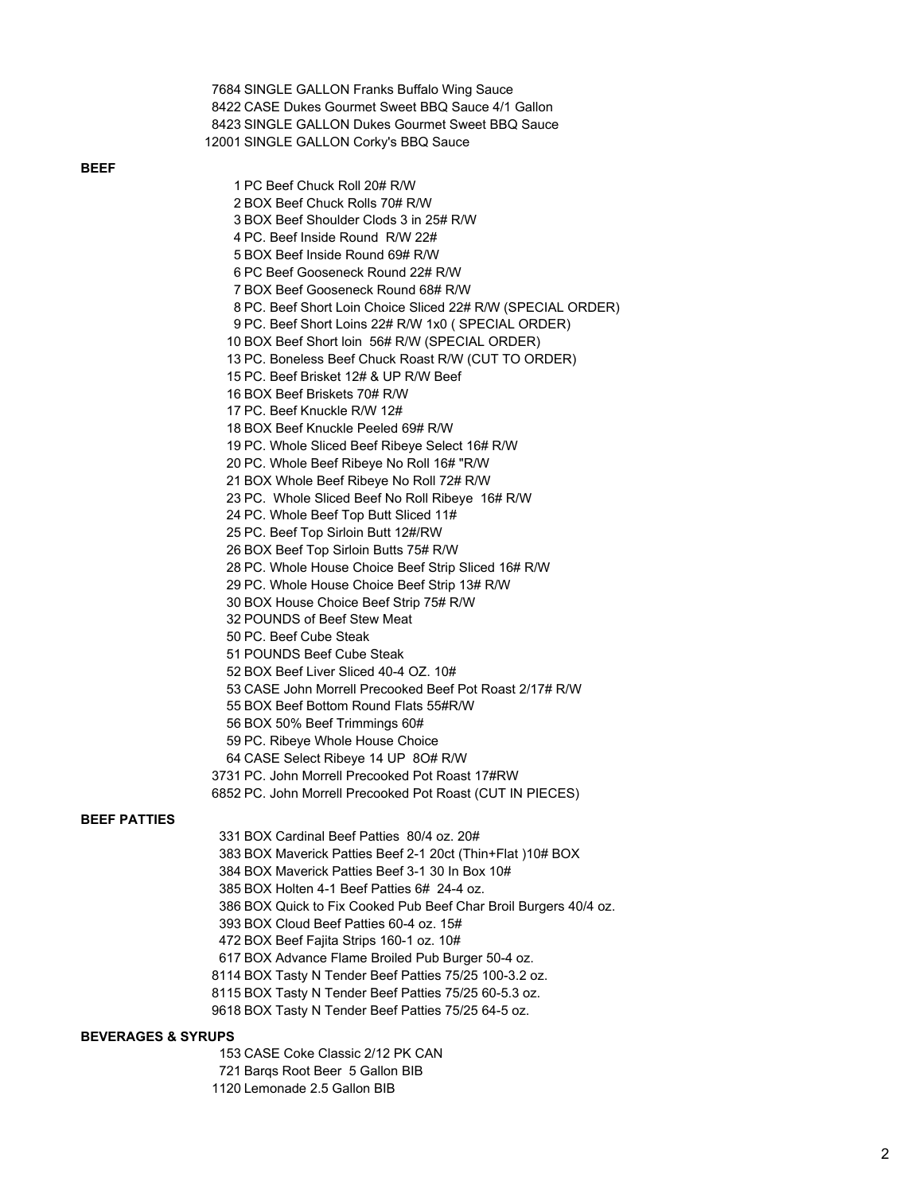7684 SINGLE GALLON Franks Buffalo Wing Sauce
8422 CASE Dukes Gourmet Sweet BBQ Sauce 4/1 Gallon
8423 SINGLE GALLON Dukes Gourmet Sweet BBQ Sauce
12001 SINGLE GALLON Corky's BBQ Sauce

**BEEF**

1 PC Beef Chuck Roll 20# R/W
2 BOX Beef Chuck Rolls 70# R/W
3 BOX Beef Shoulder Clods 3 in 25# R/W
4 PC. Beef Inside Round R/W 22#
5 BOX Beef Inside Round 69# R/W
6 PC Beef Gooseneck Round 22# R/W
7 BOX Beef Gooseneck Round 68# R/W
8 PC. Beef Short Loin Choice Sliced 22# R/W (SPECIAL ORDER)
9 PC. Beef Short Loins 22# R/W 1x0 ( SPECIAL ORDER)
10 BOX Beef Short loin 56# R/W (SPECIAL ORDER)
13 PC. Boneless Beef Chuck Roast R/W (CUT TO ORDER)
15 PC. Beef Brisket 12# & UP R/W Beef
16 BOX Beef Briskets 70# R/W
17 PC. Beef Knuckle R/W 12#
18 BOX Beef Knuckle Peeled 69# R/W
19 PC. Whole Sliced Beef Ribeye Select 16# R/W
20 PC. Whole Beef Ribeye No Roll 16# "R/W
21 BOX Whole Beef Ribeye No Roll 72# R/W
23 PC. Whole Sliced Beef No Roll Ribeye 16# R/W
24 PC. Whole Beef Top Butt Sliced 11#
25 PC. Beef Top Sirloin Butt 12#/RW
26 BOX Beef Top Sirloin Butts 75# R/W
28 PC. Whole House Choice Beef Strip Sliced 16# R/W
29 PC. Whole House Choice Beef Strip 13# R/W
30 BOX House Choice Beef Strip 75# R/W
32 POUNDS of Beef Stew Meat
50 PC. Beef Cube Steak
51 POUNDS Beef Cube Steak
52 BOX Beef Liver Sliced 40-4 OZ. 10#
53 CASE John Morrell Precooked Beef Pot Roast 2/17# R/W
55 BOX Beef Bottom Round Flats 55#R/W
56 BOX 50% Beef Trimmings 60#
59 PC. Ribeye Whole House Choice
64 CASE Select Ribeye 14 UP 8O# R/W
3731 PC. John Morrell Precooked Pot Roast 17#RW
6852 PC. John Morrell Precooked Pot Roast (CUT IN PIECES)

**BEEF PATTIES**

331 BOX Cardinal Beef Patties 80/4 oz. 20#
383 BOX Maverick Patties Beef 2-1 20ct (Thin+Flat )10# BOX
384 BOX Maverick Patties Beef 3-1 30 In Box 10#
385 BOX Holten 4-1 Beef Patties 6# 24-4 oz.
386 BOX Quick to Fix Cooked Pub Beef Char Broil Burgers 40/4 oz.
393 BOX Cloud Beef Patties 60-4 oz. 15#
472 BOX Beef Fajita Strips 160-1 oz. 10#
617 BOX Advance Flame Broiled Pub Burger 50-4 oz.
8114 BOX Tasty N Tender Beef Patties 75/25 100-3.2 oz.
8115 BOX Tasty N Tender Beef Patties 75/25 60-5.3 oz.
9618 BOX Tasty N Tender Beef Patties 75/25 64-5 oz.

**BEVERAGES & SYRUPS**

153 CASE Coke Classic 2/12 PK CAN
721 Barqs Root Beer 5 Gallon BIB
1120 Lemonade 2.5 Gallon BIB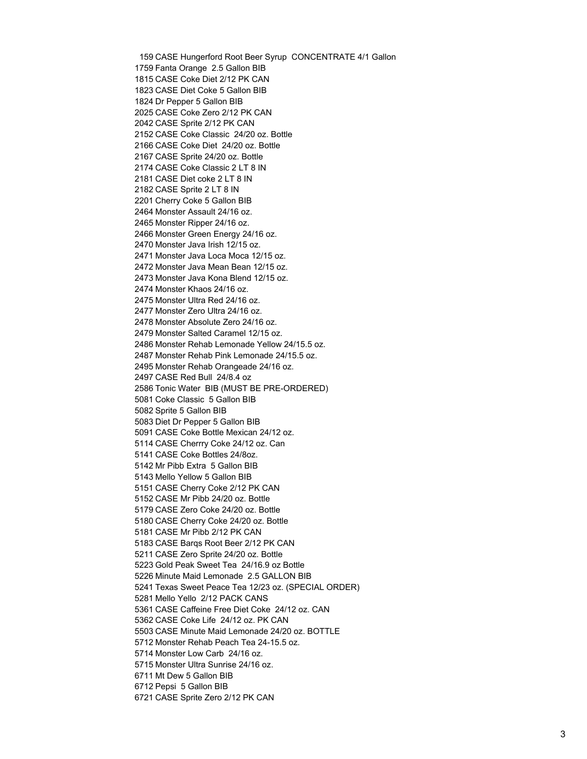159 CASE Hungerford Root Beer Syrup CONCENTRATE 4/1 Gallon
1759 Fanta Orange 2.5 Gallon BIB
1815 CASE Coke Diet 2/12 PK CAN
1823 CASE Diet Coke 5 Gallon BIB
1824 Dr Pepper 5 Gallon BIB
2025 CASE Coke Zero 2/12 PK CAN
2042 CASE Sprite 2/12 PK CAN
2152 CASE Coke Classic 24/20 oz. Bottle
2166 CASE Coke Diet 24/20 oz. Bottle
2167 CASE Sprite 24/20 oz. Bottle
2174 CASE Coke Classic 2 LT 8 IN
2181 CASE Diet coke 2 LT 8 IN
2182 CASE Sprite 2 LT 8 IN
2201 Cherry Coke 5 Gallon BIB
2464 Monster Assault 24/16 oz.
2465 Monster Ripper 24/16 oz.
2466 Monster Green Energy 24/16 oz.
2470 Monster Java Irish 12/15 oz.
2471 Monster Java Loca Moca 12/15 oz.
2472 Monster Java Mean Bean 12/15 oz.
2473 Monster Java Kona Blend 12/15 oz.
2474 Monster Khaos 24/16 oz.
2475 Monster Ultra Red 24/16 oz.
2477 Monster Zero Ultra 24/16 oz.
2478 Monster Absolute Zero 24/16 oz.
2479 Monster Salted Caramel 12/15 oz.
2486 Monster Rehab Lemonade Yellow 24/15.5 oz.
2487 Monster Rehab Pink Lemonade 24/15.5 oz.
2495 Monster Rehab Orangeade 24/16 oz.
2497 CASE Red Bull 24/8.4 oz
2586 Tonic Water BIB (MUST BE PRE-ORDERED)
5081 Coke Classic 5 Gallon BIB
5082 Sprite 5 Gallon BIB
5083 Diet Dr Pepper 5 Gallon BIB
5091 CASE Coke Bottle Mexican 24/12 oz.
5114 CASE Cherrry Coke 24/12 oz. Can
5141 CASE Coke Bottles 24/8oz.
5142 Mr Pibb Extra 5 Gallon BIB
5143 Mello Yellow 5 Gallon BIB
5151 CASE Cherry Coke 2/12 PK CAN
5152 CASE Mr Pibb 24/20 oz. Bottle
5179 CASE Zero Coke 24/20 oz. Bottle
5180 CASE Cherry Coke 24/20 oz. Bottle
5181 CASE Mr Pibb 2/12 PK CAN
5183 CASE Barqs Root Beer 2/12 PK CAN
5211 CASE Zero Sprite 24/20 oz. Bottle
5223 Gold Peak Sweet Tea 24/16.9 oz Bottle
5226 Minute Maid Lemonade 2.5 GALLON BIB
5241 Texas Sweet Peace Tea 12/23 oz. (SPECIAL ORDER)
5281 Mello Yello 2/12 PACK CANS
5361 CASE Caffeine Free Diet Coke 24/12 oz. CAN
5362 CASE Coke Life 24/12 oz. PK CAN
5503 CASE Minute Maid Lemonade 24/20 oz. BOTTLE
5712 Monster Rehab Peach Tea 24-15.5 oz.
5714 Monster Low Carb 24/16 oz.
5715 Monster Ultra Sunrise 24/16 oz.
6711 Mt Dew 5 Gallon BIB
6712 Pepsi 5 Gallon BIB
6721 CASE Sprite Zero 2/12 PK CAN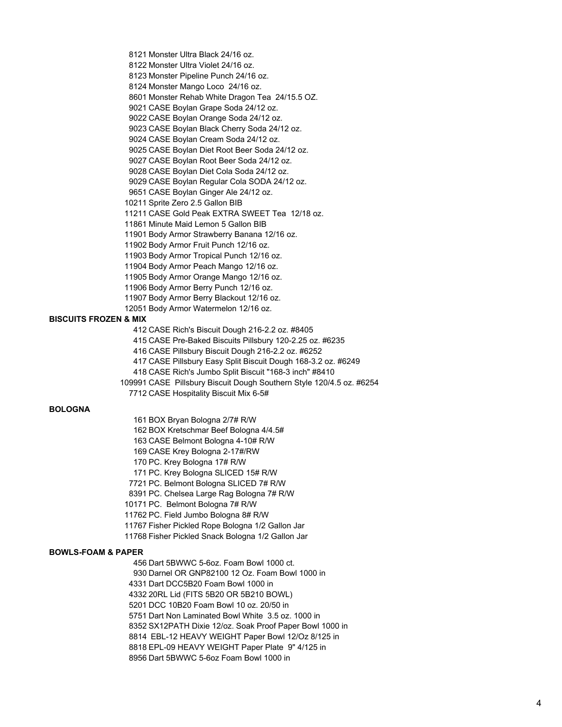8121 Monster Ultra Black 24/16 oz.
8122 Monster Ultra Violet 24/16 oz.
8123 Monster Pipeline Punch 24/16 oz.
8124 Monster Mango Loco 24/16 oz.
8601 Monster Rehab White Dragon Tea 24/15.5 OZ.
9021 CASE Boylan Grape Soda 24/12 oz.
9022 CASE Boylan Orange Soda 24/12 oz.
9023 CASE Boylan Black Cherry Soda 24/12 oz.
9024 CASE Boylan Cream Soda 24/12 oz.
9025 CASE Boylan Diet Root Beer Soda 24/12 oz.
9027 CASE Boylan Root Beer Soda 24/12 oz.
9028 CASE Boylan Diet Cola Soda 24/12 oz.
9029 CASE Boylan Regular Cola SODA 24/12 oz.
9651 CASE Boylan Ginger Ale 24/12 oz.
10211 Sprite Zero 2.5 Gallon BIB
11211 CASE Gold Peak EXTRA SWEET Tea 12/18 oz.
11861 Minute Maid Lemon 5 Gallon BIB
11901 Body Armor Strawberry Banana 12/16 oz.
11902 Body Armor Fruit Punch 12/16 oz.
11903 Body Armor Tropical Punch 12/16 oz.
11904 Body Armor Peach Mango 12/16 oz.
11905 Body Armor Orange Mango 12/16 oz.
11906 Body Armor Berry Punch 12/16 oz.
11907 Body Armor Berry Blackout 12/16 oz.
12051 Body Armor Watermelon 12/16 oz.

**BISCUITS FROZEN & MIX**

412 CASE Rich's Biscuit Dough 216-2.2 oz. #8405
415 CASE Pre-Baked Biscuits Pillsbury 120-2.25 oz. #6235
416 CASE Pillsbury Biscuit Dough 216-2.2 oz. #6252
417 CASE Pillsbury Easy Split Biscuit Dough 168-3.2 oz. #6249
418 CASE Rich's Jumbo Split Biscuit "168-3 inch" #8410
109991 CASE Pillsbury Biscuit Dough Southern Style 120/4.5 oz. #6254
7712 CASE Hospitality Biscuit Mix 6-5#

**BOLOGNA**

161 BOX Bryan Bologna 2/7# R/W
162 BOX Kretschmar Beef Bologna 4/4.5#
163 CASE Belmont Bologna 4-10# R/W
169 CASE Krey Bologna 2-17#/RW
170 PC. Krey Bologna 17# R/W
171 PC. Krey Bologna SLICED 15# R/W
7721 PC. Belmont Bologna SLICED 7# R/W
8391 PC. Chelsea Large Rag Bologna 7# R/W
10171 PC. Belmont Bologna 7# R/W
11762 PC. Field Jumbo Bologna 8# R/W
11767 Fisher Pickled Rope Bologna 1/2 Gallon Jar
11768 Fisher Pickled Snack Bologna 1/2 Gallon Jar

**BOWLS-FOAM & PAPER**

456 Dart 5BWWC 5-6oz. Foam Bowl 1000 ct.
930 Darnel OR GNP82100 12 Oz. Foam Bowl 1000 in
4331 Dart DCC5B20 Foam Bowl 1000 in
4332 20RL Lid (FITS 5B20 OR 5B210 BOWL)
5201 DCC 10B20 Foam Bowl 10 oz. 20/50 in
5751 Dart Non Laminated Bowl White 3.5 oz. 1000 in
8352 SX12PATH Dixie 12/oz. Soak Proof Paper Bowl 1000 in
8814 EBL-12 HEAVY WEIGHT Paper Bowl 12/Oz 8/125 in
8818 EPL-09 HEAVY WEIGHT Paper Plate 9" 4/125 in
8956 Dart 5BWWC 5-6oz Foam Bowl 1000 in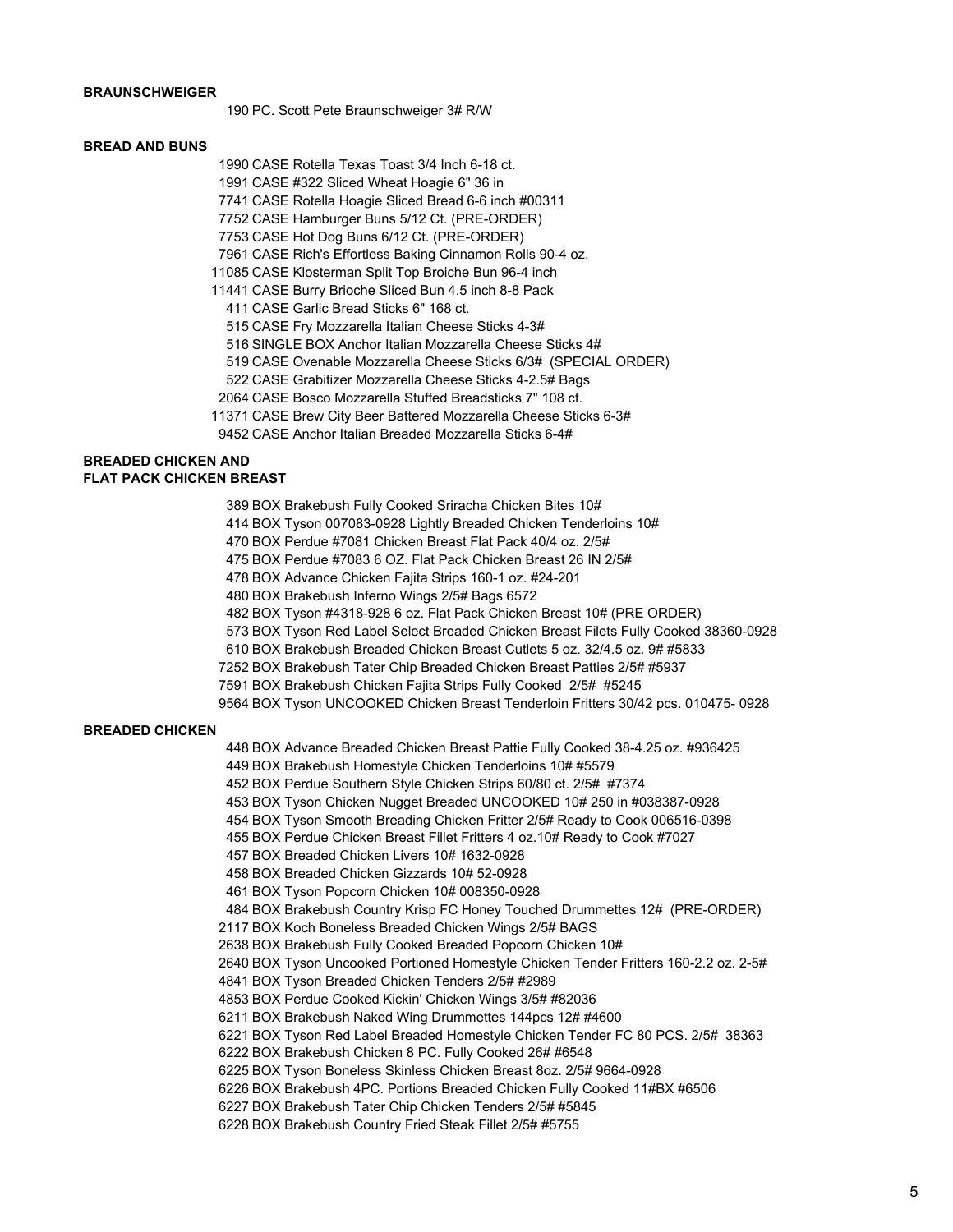**BRAUNSCHWEIGER**

190 PC. Scott Pete Braunschweiger 3# R/W

**BREAD AND BUNS**

1990 CASE Rotella Texas Toast 3/4 Inch 6-18 ct.
1991 CASE #322 Sliced Wheat Hoagie 6" 36 in
7741 CASE Rotella Hoagie Sliced Bread 6-6 inch #00311
7752 CASE Hamburger Buns 5/12 Ct. (PRE-ORDER)
7753 CASE Hot Dog Buns 6/12 Ct. (PRE-ORDER)
7961 CASE Rich's Effortless Baking Cinnamon Rolls 90-4 oz.
11085 CASE Klosterman Split Top Broiche Bun 96-4 inch
11441 CASE Burry Brioche Sliced Bun 4.5 inch 8-8 Pack
411 CASE Garlic Bread Sticks 6" 168 ct.
515 CASE Fry Mozzarella Italian Cheese Sticks 4-3#
516 SINGLE BOX Anchor Italian Mozzarella Cheese Sticks 4#
519 CASE Ovenable Mozzarella Cheese Sticks 6/3# (SPECIAL ORDER)
522 CASE Grabitizer Mozzarella Cheese Sticks 4-2.5# Bags
2064 CASE Bosco Mozzarella Stuffed Breadsticks 7" 108 ct.
11371 CASE Brew City Beer Battered Mozzarella Cheese Sticks 6-3#
9452 CASE Anchor Italian Breaded Mozzarella Sticks 6-4#

**BREADED CHICKEN AND FLAT PACK CHICKEN BREAST**

389 BOX Brakebush Fully Cooked Sriracha Chicken Bites 10#
414 BOX Tyson 007083-0928 Lightly Breaded Chicken Tenderloins 10#
470 BOX Perdue #7081 Chicken Breast Flat Pack 40/4 oz. 2/5#
475 BOX Perdue #7083 6 OZ. Flat Pack Chicken Breast 26 IN 2/5#
478 BOX Advance Chicken Fajita Strips 160-1 oz. #24-201
480 BOX Brakebush Inferno Wings 2/5# Bags 6572
482 BOX Tyson #4318-928 6 oz. Flat Pack Chicken Breast 10# (PRE ORDER)
573 BOX Tyson Red Label Select Breaded Chicken Breast Filets Fully Cooked 38360-0928
610 BOX Brakebush Breaded Chicken Breast Cutlets 5 oz. 32/4.5 oz. 9# #5833
7252 BOX Brakebush Tater Chip Breaded Chicken Breast Patties 2/5# #5937
7591 BOX Brakebush Chicken Fajita Strips Fully Cooked 2/5# #5245
9564 BOX Tyson UNCOOKED Chicken Breast Tenderloin Fritters 30/42 pcs. 010475- 0928

**BREADED CHICKEN**

448 BOX Advance Breaded Chicken Breast Pattie Fully Cooked 38-4.25 oz. #936425
449 BOX Brakebush Homestyle Chicken Tenderloins 10# #5579
452 BOX Perdue Southern Style Chicken Strips 60/80 ct. 2/5# #7374
453 BOX Tyson Chicken Nugget Breaded UNCOOKED 10# 250 in #038387-0928
454 BOX Tyson Smooth Breading Chicken Fritter 2/5# Ready to Cook 006516-0398
455 BOX Perdue Chicken Breast Fillet Fritters 4 oz.10# Ready to Cook #7027
457 BOX Breaded Chicken Livers 10# 1632-0928
458 BOX Breaded Chicken Gizzards 10# 52-0928
461 BOX Tyson Popcorn Chicken 10# 008350-0928
484 BOX Brakebush Country Krisp FC Honey Touched Drummettes 12# (PRE-ORDER)
2117 BOX Koch Boneless Breaded Chicken Wings 2/5# BAGS
2638 BOX Brakebush Fully Cooked Breaded Popcorn Chicken 10#
2640 BOX Tyson Uncooked Portioned Homestyle Chicken Tender Fritters 160-2.2 oz. 2-5#
4841 BOX Tyson Breaded Chicken Tenders 2/5# #2989
4853 BOX Perdue Cooked Kickin' Chicken Wings 3/5# #82036
6211 BOX Brakebush Naked Wing Drummettes 144pcs 12# #4600
6221 BOX Tyson Red Label Breaded Homestyle Chicken Tender FC 80 PCS. 2/5# 38363
6222 BOX Brakebush Chicken 8 PC. Fully Cooked 26# #6548
6225 BOX Tyson Boneless Skinless Chicken Breast 8oz. 2/5# 9664-0928
6226 BOX Brakebush 4PC. Portions Breaded Chicken Fully Cooked 11#BX #6506
6227 BOX Brakebush Tater Chip Chicken Tenders 2/5# #5845
6228 BOX Brakebush Country Fried Steak Fillet 2/5# #5755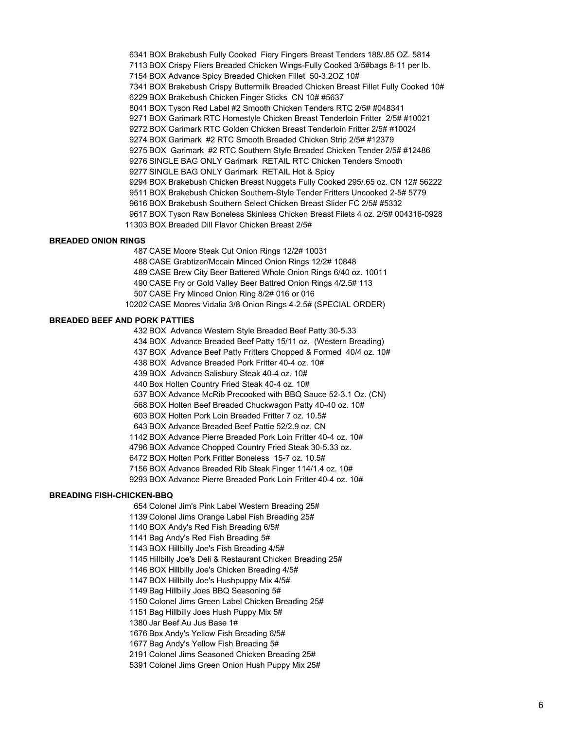6341 BOX Brakebush Fully Cooked Fiery Fingers Breast Tenders 188/.85 OZ. 5814
7113 BOX Crispy Fliers Breaded Chicken Wings-Fully Cooked 3/5#bags 8-11 per lb.
7154 BOX Advance Spicy Breaded Chicken Fillet 50-3.2OZ 10#
7341 BOX Brakebush Crispy Buttermilk Breaded Chicken Breast Fillet Fully Cooked 10#
6229 BOX Brakebush Chicken Finger Sticks CN 10# #5637
8041 BOX Tyson Red Label #2 Smooth Chicken Tenders RTC 2/5# #048341
9271 BOX Garimark RTC Homestyle Chicken Breast Tenderloin Fritter 2/5# #10021
9272 BOX Garimark RTC Golden Chicken Breast Tenderloin Fritter 2/5# #10024
9274 BOX Garimark #2 RTC Smooth Breaded Chicken Strip 2/5# #12379
9275 BOX Garimark #2 RTC Southern Style Breaded Chicken Tender 2/5# #12486
9276 SINGLE BAG ONLY Garimark RETAIL RTC Chicken Tenders Smooth
9277 SINGLE BAG ONLY Garimark RETAIL Hot & Spicy
9294 BOX Brakebush Chicken Breast Nuggets Fully Cooked 295/.65 oz. CN 12# 56222
9511 BOX Brakebush Chicken Southern-Style Tender Fritters Uncooked 2-5# 5779
9616 BOX Brakebush Southern Select Chicken Breast Slider FC 2/5# #5332
9617 BOX Tyson Raw Boneless Skinless Chicken Breast Filets 4 oz. 2/5# 004316-0928
11303 BOX Breaded Dill Flavor Chicken Breast 2/5#

**BREADED ONION RINGS**

487 CASE Moore Steak Cut Onion Rings 12/2# 10031
488 CASE Grabtizer/Mccain Minced Onion Rings 12/2# 10848
489 CASE Brew City Beer Battered Whole Onion Rings 6/40 oz. 10011
490 CASE Fry or Gold Valley Beer Battred Onion Rings 4/2.5# 113
507 CASE Fry Minced Onion Ring 8/2# 016 or 016
10202 CASE Moores Vidalia 3/8 Onion Rings 4-2.5# (SPECIAL ORDER)

**BREADED BEEF AND PORK PATTIES**

432 BOX Advance Western Style Breaded Beef Patty 30-5.33
434 BOX Advance Breaded Beef Patty 15/11 oz. (Western Breading)
437 BOX Advance Beef Patty Fritters Chopped & Formed 40/4 oz. 10#
438 BOX Advance Breaded Pork Fritter 40-4 oz. 10#
439 BOX Advance Salisbury Steak 40-4 oz. 10#
440 Box Holten Country Fried Steak 40-4 oz. 10#
537 BOX Advance McRib Precooked with BBQ Sauce 52-3.1 Oz. (CN)
568 BOX Holten Beef Breaded Chuckwagon Patty 40-40 oz. 10#
603 BOX Holten Pork Loin Breaded Fritter 7 oz. 10.5#
643 BOX Advance Breaded Beef Pattie 52/2.9 oz. CN
1142 BOX Advance Pierre Breaded Pork Loin Fritter 40-4 oz. 10#
4796 BOX Advance Chopped Country Fried Steak 30-5.33 oz.
6472 BOX Holten Pork Fritter Boneless 15-7 oz. 10.5#
7156 BOX Advance Breaded Rib Steak Finger 114/1.4 oz. 10#
9293 BOX Advance Pierre Breaded Pork Loin Fritter 40-4 oz. 10#

**BREADING FISH-CHICKEN-BBQ**

654 Colonel Jim's Pink Label Western Breading 25#
1139 Colonel Jims Orange Label Fish Breading 25#
1140 BOX Andy's Red Fish Breading 6/5#
1141 Bag Andy's Red Fish Breading 5#
1143 BOX Hillbilly Joe's Fish Breading 4/5#
1145 Hillbilly Joe's Deli & Restaurant Chicken Breading 25#
1146 BOX Hillbilly Joe's Chicken Breading 4/5#
1147 BOX Hillbilly Joe's Hushpuppy Mix 4/5#
1149 Bag Hillbilly Joes BBQ Seasoning 5#
1150 Colonel Jims Green Label Chicken Breading 25#
1151 Bag Hillbilly Joes Hush Puppy Mix 5#
1380 Jar Beef Au Jus Base 1#
1676 Box Andy's Yellow Fish Breading 6/5#
1677 Bag Andy's Yellow Fish Breading 5#
2191 Colonel Jims Seasoned Chicken Breading 25#
5391 Colonel Jims Green Onion Hush Puppy Mix 25#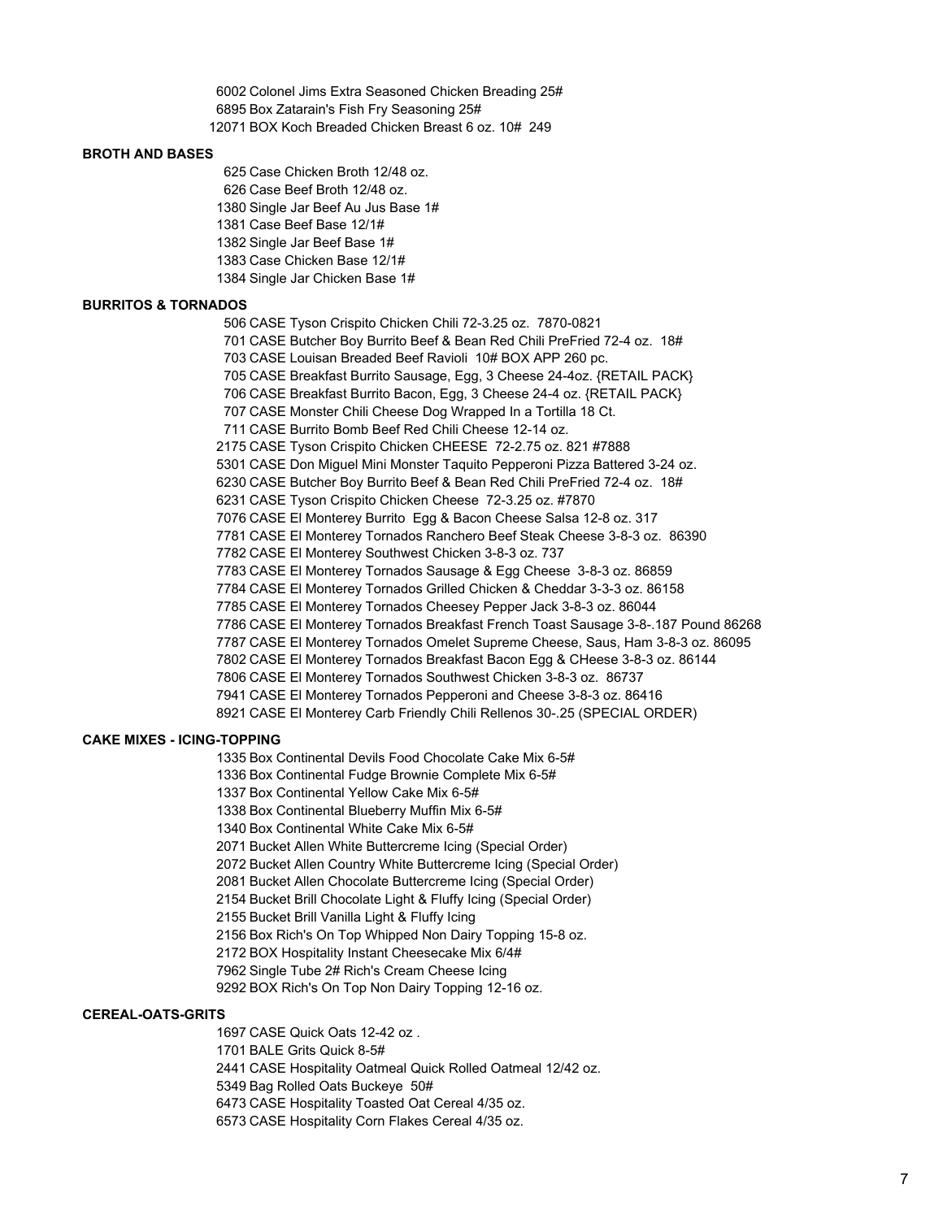6002 Colonel Jims Extra Seasoned Chicken Breading 25#
6895 Box Zatarain's Fish Fry Seasoning 25#
12071 BOX Koch Breaded Chicken Breast 6 oz. 10# 249

**BROTH AND BASES**

625 Case Chicken Broth 12/48 oz.
626 Case Beef Broth 12/48 oz.
1380 Single Jar Beef Au Jus Base 1#
1381 Case Beef Base 12/1#
1382 Single Jar Beef Base 1#
1383 Case Chicken Base 12/1#
1384 Single Jar Chicken Base 1#

**BURRITOS & TORNADOS**

506 CASE Tyson Crispito Chicken Chili 72-3.25 oz. 7870-0821
701 CASE Butcher Boy Burrito Beef & Bean Red Chili PreFried 72-4 oz. 18#
703 CASE Louisan Breaded Beef Ravioli 10# BOX APP 260 pc.
705 CASE Breakfast Burrito Sausage, Egg, 3 Cheese 24-4oz. {RETAIL PACK}
706 CASE Breakfast Burrito Bacon, Egg, 3 Cheese 24-4 oz. {RETAIL PACK}
707 CASE Monster Chili Cheese Dog Wrapped In a Tortilla 18 Ct.
711 CASE Burrito Bomb Beef Red Chili Cheese 12-14 oz.
2175 CASE Tyson Crispito Chicken CHEESE 72-2.75 oz. 821 #7888
5301 CASE Don Miguel Mini Monster Taquito Pepperoni Pizza Battered 3-24 oz.
6230 CASE Butcher Boy Burrito Beef & Bean Red Chili PreFried 72-4 oz. 18#
6231 CASE Tyson Crispito Chicken Cheese 72-3.25 oz. #7870
7076 CASE El Monterey Burrito Egg & Bacon Cheese Salsa 12-8 oz. 317
7781 CASE El Monterey Tornados Ranchero Beef Steak Cheese 3-8-3 oz. 86390
7782 CASE El Monterey Southwest Chicken 3-8-3 oz. 737
7783 CASE El Monterey Tornados Sausage & Egg Cheese 3-8-3 oz. 86859
7784 CASE El Monterey Tornados Grilled Chicken & Cheddar 3-3-3 oz. 86158
7785 CASE El Monterey Tornados Cheesey Pepper Jack 3-8-3 oz. 86044
7786 CASE El Monterey Tornados Breakfast French Toast Sausage 3-8-.187 Pound 86268
7787 CASE El Monterey Tornados Omelet Supreme Cheese, Saus, Ham 3-8-3 oz. 86095
7802 CASE El Monterey Tornados Breakfast Bacon Egg & CHeese 3-8-3 oz. 86144
7806 CASE El Monterey Tornados Southwest Chicken 3-8-3 oz. 86737
7941 CASE El Monterey Tornados Pepperoni and Cheese 3-8-3 oz. 86416
8921 CASE El Monterey Carb Friendly Chili Rellenos 30-.25 (SPECIAL ORDER)

**CAKE MIXES - ICING-TOPPING**

1335 Box Continental Devils Food Chocolate Cake Mix 6-5#
1336 Box Continental Fudge Brownie Complete Mix 6-5#
1337 Box Continental Yellow Cake Mix 6-5#
1338 Box Continental Blueberry Muffin Mix 6-5#
1340 Box Continental White Cake Mix 6-5#
2071 Bucket Allen White Buttercreme Icing (Special Order)
2072 Bucket Allen Country White Buttercreme Icing (Special Order)
2081 Bucket Allen Chocolate Buttercreme Icing (Special Order)
2154 Bucket Brill Chocolate Light & Fluffy Icing (Special Order)
2155 Bucket Brill Vanilla Light & Fluffy Icing
2156 Box Rich's On Top Whipped Non Dairy Topping 15-8 oz.
2172 BOX Hospitality Instant Cheesecake Mix 6/4#
7962 Single Tube 2# Rich's Cream Cheese Icing
9292 BOX Rich's On Top Non Dairy Topping 12-16 oz.

**CEREAL-OATS-GRITS**

1697 CASE Quick Oats 12-42 oz .
1701 BALE Grits Quick 8-5#
2441 CASE Hospitality Oatmeal Quick Rolled Oatmeal 12/42 oz.
5349 Bag Rolled Oats Buckeye 50#
6473 CASE Hospitality Toasted Oat Cereal 4/35 oz.
6573 CASE Hospitality Corn Flakes Cereal 4/35 oz.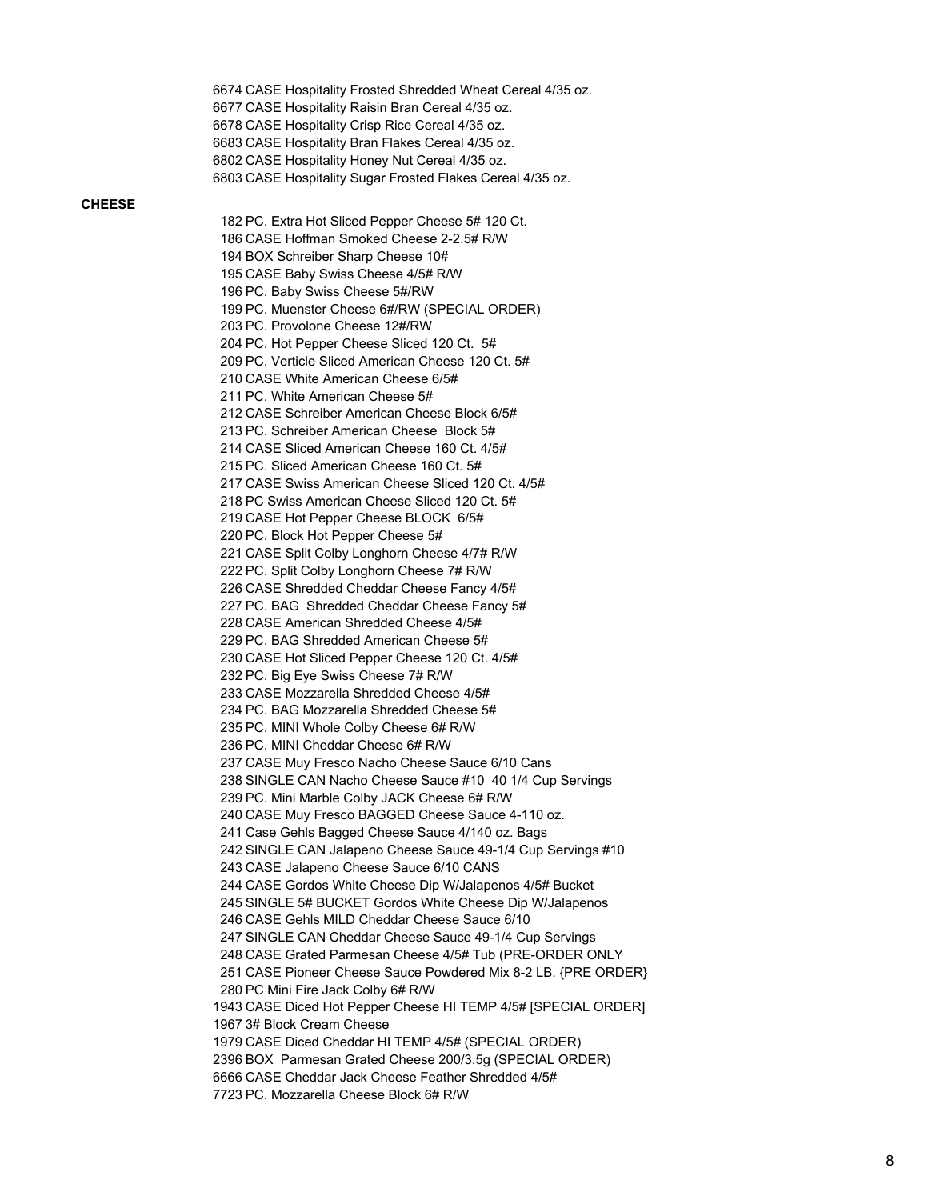6674 CASE Hospitality Frosted Shredded Wheat Cereal 4/35 oz.
6677 CASE Hospitality Raisin Bran Cereal 4/35 oz.
6678 CASE Hospitality Crisp Rice Cereal 4/35 oz.
6683 CASE Hospitality Bran Flakes Cereal 4/35 oz.
6802 CASE Hospitality Honey Nut Cereal 4/35 oz.
6803 CASE Hospitality Sugar Frosted Flakes Cereal 4/35 oz.

**CHEESE**

182 PC. Extra Hot Sliced Pepper Cheese 5# 120 Ct.
186 CASE Hoffman Smoked Cheese 2-2.5# R/W
194 BOX Schreiber Sharp Cheese 10#
195 CASE Baby Swiss Cheese 4/5# R/W
196 PC. Baby Swiss Cheese 5#/RW
199 PC. Muenster Cheese 6#/RW (SPECIAL ORDER)
203 PC. Provolone Cheese 12#/RW
204 PC. Hot Pepper Cheese Sliced 120 Ct. 5#
209 PC. Verticle Sliced American Cheese 120 Ct. 5#
210 CASE White American Cheese 6/5#
211 PC. White American Cheese 5#
212 CASE Schreiber American Cheese Block 6/5#
213 PC. Schreiber American Cheese Block 5#
214 CASE Sliced American Cheese 160 Ct. 4/5#
215 PC. Sliced American Cheese 160 Ct. 5#
217 CASE Swiss American Cheese Sliced 120 Ct. 4/5#
218 PC Swiss American Cheese Sliced 120 Ct. 5#
219 CASE Hot Pepper Cheese BLOCK 6/5#
220 PC. Block Hot Pepper Cheese 5#
221 CASE Split Colby Longhorn Cheese 4/7# R/W
222 PC. Split Colby Longhorn Cheese 7# R/W
226 CASE Shredded Cheddar Cheese Fancy 4/5#
227 PC. BAG Shredded Cheddar Cheese Fancy 5#
228 CASE American Shredded Cheese 4/5#
229 PC. BAG Shredded American Cheese 5#
230 CASE Hot Sliced Pepper Cheese 120 Ct. 4/5#
232 PC. Big Eye Swiss Cheese 7# R/W
233 CASE Mozzarella Shredded Cheese 4/5#
234 PC. BAG Mozzarella Shredded Cheese 5#
235 PC. MINI Whole Colby Cheese 6# R/W
236 PC. MINI Cheddar Cheese 6# R/W
237 CASE Muy Fresco Nacho Cheese Sauce 6/10 Cans
238 SINGLE CAN Nacho Cheese Sauce #10 40 1/4 Cup Servings
239 PC. Mini Marble Colby JACK Cheese 6# R/W
240 CASE Muy Fresco BAGGED Cheese Sauce 4-110 oz.
241 Case Gehls Bagged Cheese Sauce 4/140 oz. Bags
242 SINGLE CAN Jalapeno Cheese Sauce 49-1/4 Cup Servings #10
243 CASE Jalapeno Cheese Sauce 6/10 CANS
244 CASE Gordos White Cheese Dip W/Jalapenos 4/5# Bucket
245 SINGLE 5# BUCKET Gordos White Cheese Dip W/Jalapenos
246 CASE Gehls MILD Cheddar Cheese Sauce 6/10
247 SINGLE CAN Cheddar Cheese Sauce 49-1/4 Cup Servings
248 CASE Grated Parmesan Cheese 4/5# Tub (PRE-ORDER ONLY
251 CASE Pioneer Cheese Sauce Powdered Mix 8-2 LB. {PRE ORDER}
280 PC Mini Fire Jack Colby 6# R/W
1943 CASE Diced Hot Pepper Cheese HI TEMP 4/5# [SPECIAL ORDER]
1967 3# Block Cream Cheese
1979 CASE Diced Cheddar HI TEMP 4/5# (SPECIAL ORDER)
2396 BOX Parmesan Grated Cheese 200/3.5g (SPECIAL ORDER)
6666 CASE Cheddar Jack Cheese Feather Shredded 4/5#
7723 PC. Mozzarella Cheese Block 6# R/W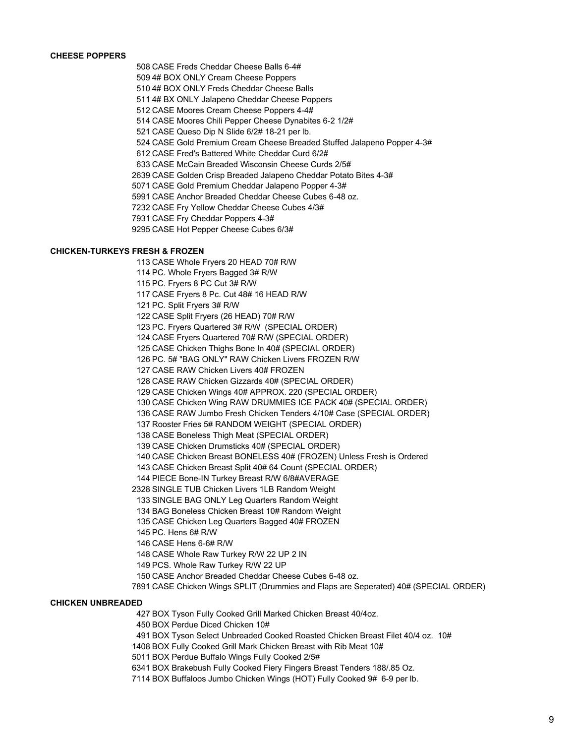**CHEESE POPPERS**

508 CASE Freds Cheddar Cheese Balls 6-4#
509 4# BOX ONLY Cream Cheese Poppers
510 4# BOX ONLY Freds Cheddar Cheese Balls
511 4# BX ONLY Jalapeno Cheddar Cheese Poppers
512 CASE Moores Cream Cheese Poppers 4-4#
514 CASE Moores Chili Pepper Cheese Dynabites 6-2 1/2#
521 CASE Queso Dip N Slide 6/2# 18-21 per lb.
524 CASE Gold Premium Cream Cheese Breaded Stuffed Jalapeno Popper 4-3#
612 CASE Fred's Battered White Cheddar Curd 6/2#
633 CASE McCain Breaded Wisconsin Cheese Curds 2/5#
2639 CASE Golden Crisp Breaded Jalapeno Cheddar Potato Bites 4-3#
5071 CASE Gold Premium Cheddar Jalapeno Popper 4-3#
5991 CASE Anchor Breaded Cheddar Cheese Cubes 6-48 oz.
7232 CASE Fry Yellow Cheddar Cheese Cubes 4/3#
7931 CASE Fry Cheddar Poppers 4-3#
9295 CASE Hot Pepper Cheese Cubes 6/3#

**CHICKEN-TURKEYS FRESH & FROZEN**

113 CASE Whole Fryers 20 HEAD 70# R/W
114 PC. Whole Fryers Bagged 3# R/W
115 PC. Fryers 8 PC Cut 3# R/W
117 CASE Fryers 8 Pc. Cut 48# 16 HEAD R/W
121 PC. Split Fryers 3# R/W
122 CASE Split Fryers (26 HEAD) 70# R/W
123 PC. Fryers Quartered 3# R/W (SPECIAL ORDER)
124 CASE Fryers Quartered 70# R/W (SPECIAL ORDER)
125 CASE Chicken Thighs Bone In 40# (SPECIAL ORDER)
126 PC. 5# "BAG ONLY" RAW Chicken Livers FROZEN R/W
127 CASE RAW Chicken Livers 40# FROZEN
128 CASE RAW Chicken Gizzards 40# (SPECIAL ORDER)
129 CASE Chicken Wings 40# APPROX. 220 (SPECIAL ORDER)
130 CASE Chicken Wing RAW DRUMMIES ICE PACK 40# (SPECIAL ORDER)
136 CASE RAW Jumbo Fresh Chicken Tenders 4/10# Case (SPECIAL ORDER)
137 Rooster Fries 5# RANDOM WEIGHT (SPECIAL ORDER)
138 CASE Boneless Thigh Meat (SPECIAL ORDER)
139 CASE Chicken Drumsticks 40# (SPECIAL ORDER)
140 CASE Chicken Breast BONELESS 40# (FROZEN) Unless Fresh is Ordered
143 CASE Chicken Breast Split 40# 64 Count (SPECIAL ORDER)
144 PIECE Bone-IN Turkey Breast R/W 6/8#AVERAGE
2328 SINGLE TUB Chicken Livers 1LB Random Weight
133 SINGLE BAG ONLY Leg Quarters Random Weight
134 BAG Boneless Chicken Breast 10# Random Weight
135 CASE Chicken Leg Quarters Bagged 40# FROZEN
145 PC. Hens 6# R/W
146 CASE Hens 6-6# R/W
148 CASE Whole Raw Turkey R/W 22 UP 2 IN
149 PCS. Whole Raw Turkey R/W 22 UP
150 CASE Anchor Breaded Cheddar Cheese Cubes 6-48 oz.
7891 CASE Chicken Wings SPLIT (Drummies and Flaps are Seperated) 40# (SPECIAL ORDER)

**CHICKEN UNBREADED**

427 BOX Tyson Fully Cooked Grill Marked Chicken Breast 40/4oz.
450 BOX Perdue Diced Chicken 10#
491 BOX Tyson Select Unbreaded Cooked Roasted Chicken Breast Filet 40/4 oz. 10#
1408 BOX Fully Cooked Grill Mark Chicken Breast with Rib Meat 10#
5011 BOX Perdue Buffalo Wings Fully Cooked 2/5#
6341 BOX Brakebush Fully Cooked Fiery Fingers Breast Tenders 188/.85 Oz.
7114 BOX Buffaloos Jumbo Chicken Wings (HOT) Fully Cooked 9# 6-9 per lb.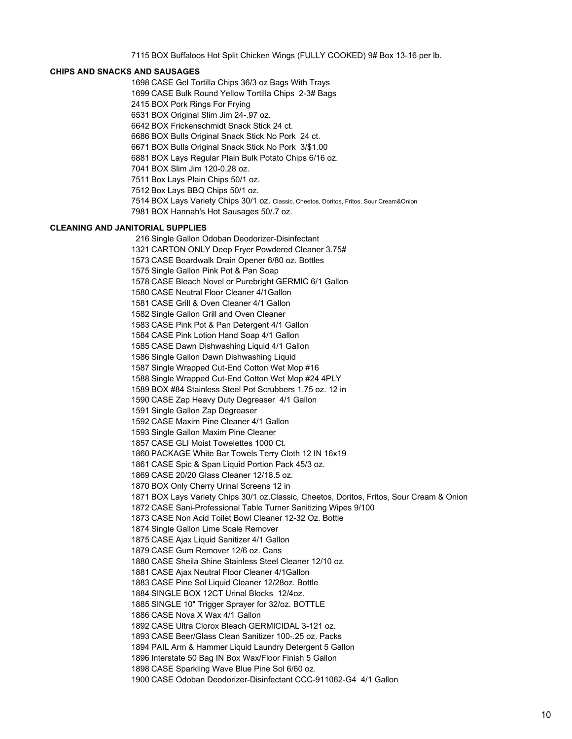7115 BOX Buffaloos Hot Split Chicken Wings (FULLY COOKED) 9# Box 13-16 per lb.

**CHIPS AND SNACKS AND SAUSAGES**

1698 CASE Gel Tortilla Chips 36/3 oz Bags With Trays
1699 CASE Bulk Round Yellow Tortilla Chips 2-3# Bags
2415 BOX Pork Rings For Frying
6531 BOX Original Slim Jim 24-.97 oz.
6642 BOX Frickenschmidt Snack Stick 24 ct.
6686 BOX Bulls Original Snack Stick No Pork 24 ct.
6671 BOX Bulls Original Snack Stick No Pork 3/$1.00
6881 BOX Lays Regular Plain Bulk Potato Chips 6/16 oz.
7041 BOX Slim Jim 120-0.28 oz.
7511 Box Lays Plain Chips 50/1 oz.
7512 Box Lays BBQ Chips 50/1 oz.
7514 BOX Lays Variety Chips 30/1 oz. Classic, Cheetos, Doritos, Fritos, Sour Cream&Onion
7981 BOX Hannah's Hot Sausages 50/.7 oz.

**CLEANING AND JANITORIAL SUPPLIES**

216 Single Gallon Odoban Deodorizer-Disinfectant
1321 CARTON ONLY Deep Fryer Powdered Cleaner 3.75#
1573 CASE Boardwalk Drain Opener 6/80 oz. Bottles
1575 Single Gallon Pink Pot & Pan Soap
1578 CASE Bleach Novel or Purebright GERMIC 6/1 Gallon
1580 CASE Neutral Floor Cleaner 4/1Gallon
1581 CASE Grill & Oven Cleaner 4/1 Gallon
1582 Single Gallon Grill and Oven Cleaner
1583 CASE Pink Pot & Pan Detergent 4/1 Gallon
1584 CASE Pink Lotion Hand Soap 4/1 Gallon
1585 CASE Dawn Dishwashing Liquid 4/1 Gallon
1586 Single Gallon Dawn Dishwashing Liquid
1587 Single Wrapped Cut-End Cotton Wet Mop #16
1588 Single Wrapped Cut-End Cotton Wet Mop #24 4PLY
1589 BOX #84 Stainless Steel Pot Scrubbers 1.75 oz. 12 in
1590 CASE Zap Heavy Duty Degreaser 4/1 Gallon
1591 Single Gallon Zap Degreaser
1592 CASE Maxim Pine Cleaner 4/1 Gallon
1593 Single Gallon Maxim Pine Cleaner
1857 CASE GLI Moist Towelettes 1000 Ct.
1860 PACKAGE White Bar Towels Terry Cloth 12 IN 16x19
1861 CASE Spic & Span Liquid Portion Pack 45/3 oz.
1869 CASE 20/20 Glass Cleaner 12/18.5 oz.
1870 BOX Only Cherry Urinal Screens 12 in
1871 BOX Lays Variety Chips 30/1 oz.Classic, Cheetos, Doritos, Fritos, Sour Cream & Onion
1872 CASE Sani-Professional Table Turner Sanitizing Wipes 9/100
1873 CASE Non Acid Toilet Bowl Cleaner 12-32 Oz. Bottle
1874 Single Gallon Lime Scale Remover
1875 CASE Ajax Liquid Sanitizer 4/1 Gallon
1879 CASE Gum Remover 12/6 oz. Cans
1880 CASE Sheila Shine Stainless Steel Cleaner 12/10 oz.
1881 CASE Ajax Neutral Floor Cleaner 4/1Gallon
1883 CASE Pine Sol Liquid Cleaner 12/28oz. Bottle
1884 SINGLE BOX 12CT Urinal Blocks 12/4oz.
1885 SINGLE 10" Trigger Sprayer for 32/oz. BOTTLE
1886 CASE Nova X Wax 4/1 Gallon
1892 CASE Ultra Clorox Bleach GERMICIDAL 3-121 oz.
1893 CASE Beer/Glass Clean Sanitizer 100-.25 oz. Packs
1894 PAIL Arm & Hammer Liquid Laundry Detergent 5 Gallon
1896 Interstate 50 Bag IN Box Wax/Floor Finish 5 Gallon
1898 CASE Sparkling Wave Blue Pine Sol 6/60 oz.
1900 CASE Odoban Deodorizer-Disinfectant CCC-911062-G4 4/1 Gallon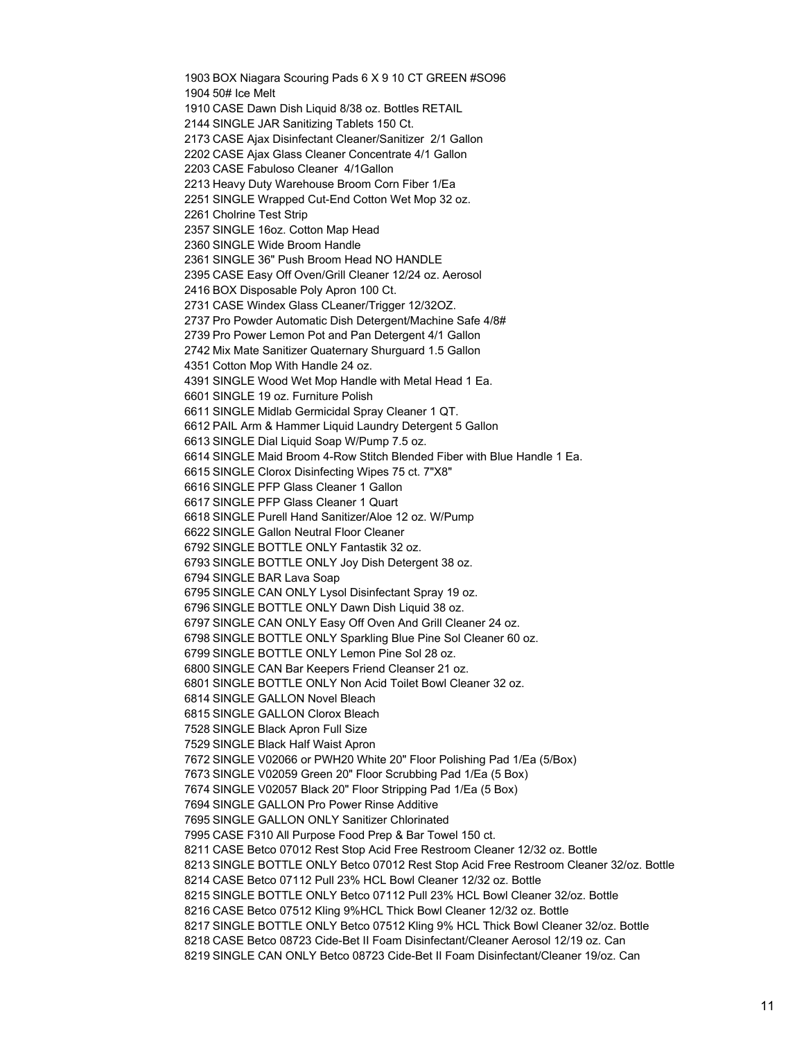1903 BOX Niagara Scouring Pads 6 X 9 10 CT GREEN #SO96
1904 50# Ice Melt
1910 CASE Dawn Dish Liquid 8/38 oz. Bottles RETAIL
2144 SINGLE JAR Sanitizing Tablets 150 Ct.
2173 CASE Ajax Disinfectant Cleaner/Sanitizer 2/1 Gallon
2202 CASE Ajax Glass Cleaner Concentrate 4/1 Gallon
2203 CASE Fabuloso Cleaner 4/1Gallon
2213 Heavy Duty Warehouse Broom Corn Fiber 1/Ea
2251 SINGLE Wrapped Cut-End Cotton Wet Mop 32 oz.
2261 Cholrine Test Strip
2357 SINGLE 16oz. Cotton Map Head
2360 SINGLE Wide Broom Handle
2361 SINGLE 36" Push Broom Head NO HANDLE
2395 CASE Easy Off Oven/Grill Cleaner 12/24 oz. Aerosol
2416 BOX Disposable Poly Apron 100 Ct.
2731 CASE Windex Glass CLeaner/Trigger 12/32OZ.
2737 Pro Powder Automatic Dish Detergent/Machine Safe 4/8#
2739 Pro Power Lemon Pot and Pan Detergent 4/1 Gallon
2742 Mix Mate Sanitizer Quaternary Shurguard 1.5 Gallon
4351 Cotton Mop With Handle 24 oz.
4391 SINGLE Wood Wet Mop Handle with Metal Head 1 Ea.
6601 SINGLE 19 oz. Furniture Polish
6611 SINGLE Midlab Germicidal Spray Cleaner 1 QT.
6612 PAIL Arm & Hammer Liquid Laundry Detergent 5 Gallon
6613 SINGLE Dial Liquid Soap W/Pump 7.5 oz.
6614 SINGLE Maid Broom 4-Row Stitch Blended Fiber with Blue Handle 1 Ea.
6615 SINGLE Clorox Disinfecting Wipes 75 ct. 7"X8"
6616 SINGLE PFP Glass Cleaner 1 Gallon
6617 SINGLE PFP Glass Cleaner 1 Quart
6618 SINGLE Purell Hand Sanitizer/Aloe 12 oz. W/Pump
6622 SINGLE Gallon Neutral Floor Cleaner
6792 SINGLE BOTTLE ONLY Fantastik 32 oz.
6793 SINGLE BOTTLE ONLY Joy Dish Detergent 38 oz.
6794 SINGLE BAR Lava Soap
6795 SINGLE CAN ONLY Lysol Disinfectant Spray 19 oz.
6796 SINGLE BOTTLE ONLY Dawn Dish Liquid 38 oz.
6797 SINGLE CAN ONLY Easy Off Oven And Grill Cleaner 24 oz.
6798 SINGLE BOTTLE ONLY Sparkling Blue Pine Sol Cleaner 60 oz.
6799 SINGLE BOTTLE ONLY Lemon Pine Sol 28 oz.
6800 SINGLE CAN Bar Keepers Friend Cleanser 21 oz.
6801 SINGLE BOTTLE ONLY Non Acid Toilet Bowl Cleaner 32 oz.
6814 SINGLE GALLON Novel Bleach
6815 SINGLE GALLON Clorox Bleach
7528 SINGLE Black Apron Full Size
7529 SINGLE Black Half Waist Apron
7672 SINGLE V02066 or PWH20 White 20" Floor Polishing Pad 1/Ea (5/Box)
7673 SINGLE V02059 Green 20" Floor Scrubbing Pad 1/Ea (5 Box)
7674 SINGLE V02057 Black 20" Floor Stripping Pad 1/Ea (5 Box)
7694 SINGLE GALLON Pro Power Rinse Additive
7695 SINGLE GALLON ONLY Sanitizer Chlorinated
7995 CASE F310 All Purpose Food Prep & Bar Towel 150 ct.
8211 CASE Betco 07012 Rest Stop Acid Free Restroom Cleaner 12/32 oz. Bottle
8213 SINGLE BOTTLE ONLY Betco 07012 Rest Stop Acid Free Restroom Cleaner 32/oz. Bottle
8214 CASE Betco 07112 Pull 23% HCL Bowl Cleaner 12/32 oz. Bottle
8215 SINGLE BOTTLE ONLY Betco 07112 Pull 23% HCL Bowl Cleaner 32/oz. Bottle
8216 CASE Betco 07512 Kling 9%HCL Thick Bowl Cleaner 12/32 oz. Bottle
8217 SINGLE BOTTLE ONLY Betco 07512 Kling 9% HCL Thick Bowl Cleaner 32/oz. Bottle
8218 CASE Betco 08723 Cide-Bet II Foam Disinfectant/Cleaner Aerosol 12/19 oz. Can
8219 SINGLE CAN ONLY Betco 08723 Cide-Bet II Foam Disinfectant/Cleaner 19/oz. Can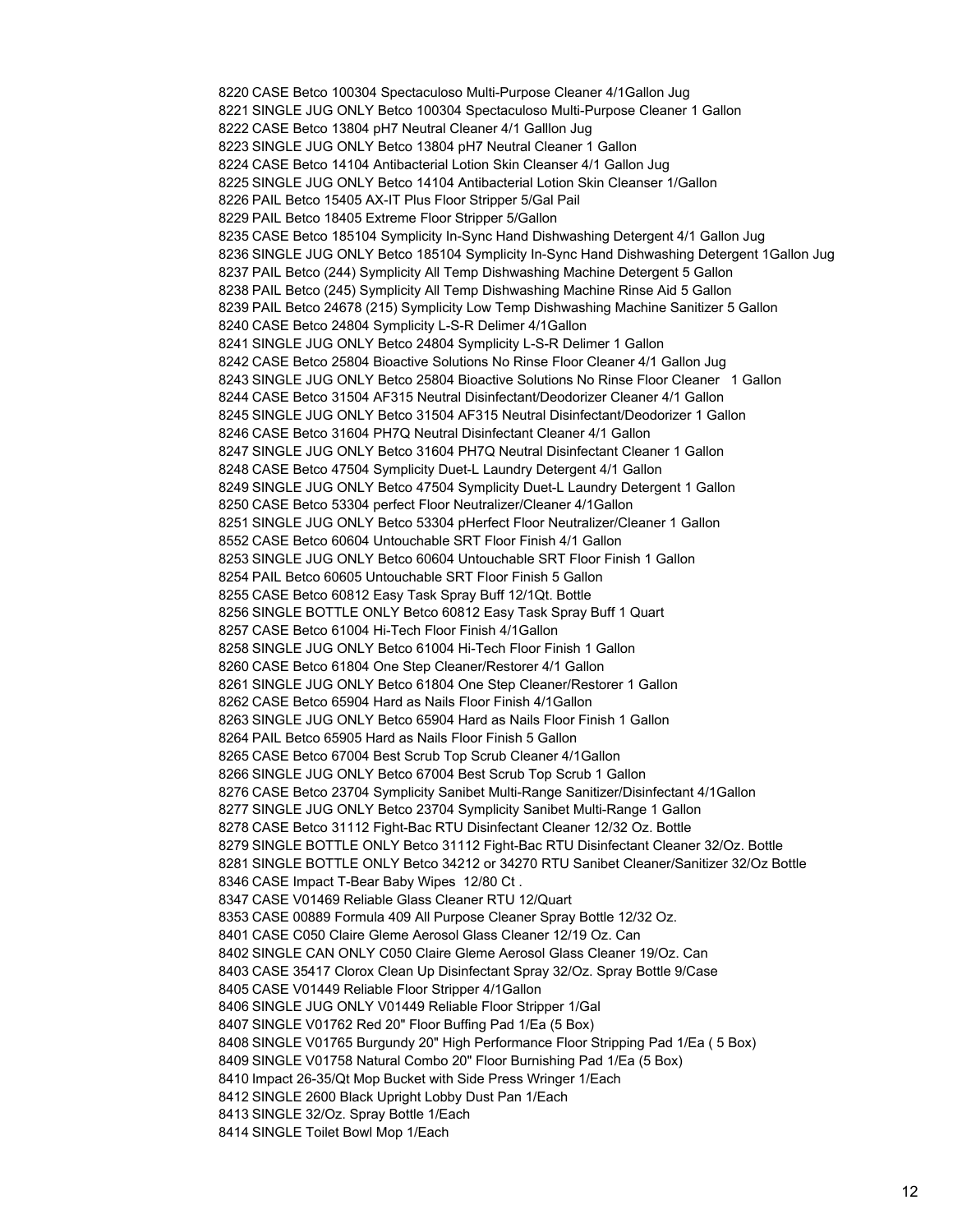8220 CASE Betco 100304 Spectaculoso Multi-Purpose Cleaner 4/1Gallon Jug
8221 SINGLE JUG ONLY Betco 100304 Spectaculoso Multi-Purpose Cleaner 1 Gallon
8222 CASE Betco 13804 pH7 Neutral Cleaner 4/1 Galllon Jug
8223 SINGLE JUG ONLY Betco 13804 pH7 Neutral Cleaner 1 Gallon
8224 CASE Betco 14104 Antibacterial Lotion Skin Cleanser 4/1 Gallon Jug
8225 SINGLE JUG ONLY Betco 14104 Antibacterial Lotion Skin Cleanser 1/Gallon
8226 PAIL Betco 15405 AX-IT Plus Floor Stripper 5/Gal Pail
8229 PAIL Betco 18405 Extreme Floor Stripper 5/Gallon
8235 CASE Betco 185104 Symplicity In-Sync Hand Dishwashing Detergent 4/1 Gallon Jug
8236 SINGLE JUG ONLY Betco 185104 Symplicity In-Sync Hand Dishwashing Detergent 1Gallon Jug
8237 PAIL Betco (244) Symplicity All Temp Dishwashing Machine Detergent 5 Gallon
8238 PAIL Betco (245) Symplicity All Temp Dishwashing Machine Rinse Aid 5 Gallon
8239 PAIL Betco 24678 (215) Symplicity Low Temp Dishwashing Machine Sanitizer 5 Gallon
8240 CASE Betco 24804 Symplicity L-S-R Delimer 4/1Gallon
8241 SINGLE JUG ONLY Betco 24804 Symplicity L-S-R Delimer 1 Gallon
8242 CASE Betco 25804 Bioactive Solutions No Rinse Floor Cleaner 4/1 Gallon Jug
8243 SINGLE JUG ONLY Betco 25804 Bioactive Solutions No Rinse Floor Cleaner 1 Gallon
8244 CASE Betco 31504 AF315 Neutral Disinfectant/Deodorizer Cleaner 4/1 Gallon
8245 SINGLE JUG ONLY Betco 31504 AF315 Neutral Disinfectant/Deodorizer 1 Gallon
8246 CASE Betco 31604 PH7Q Neutral Disinfectant Cleaner 4/1 Gallon
8247 SINGLE JUG ONLY Betco 31604 PH7Q Neutral Disinfectant Cleaner 1 Gallon
8248 CASE Betco 47504 Symplicity Duet-L Laundry Detergent 4/1 Gallon
8249 SINGLE JUG ONLY Betco 47504 Symplicity Duet-L Laundry Detergent 1 Gallon
8250 CASE Betco 53304 perfect Floor Neutralizer/Cleaner 4/1Gallon
8251 SINGLE JUG ONLY Betco 53304 pHerfect Floor Neutralizer/Cleaner 1 Gallon
8552 CASE Betco 60604 Untouchable SRT Floor Finish 4/1 Gallon
8253 SINGLE JUG ONLY Betco 60604 Untouchable SRT Floor Finish 1 Gallon
8254 PAIL Betco 60605 Untouchable SRT Floor Finish 5 Gallon
8255 CASE Betco 60812 Easy Task Spray Buff 12/1Qt. Bottle
8256 SINGLE BOTTLE ONLY Betco 60812 Easy Task Spray Buff 1 Quart
8257 CASE Betco 61004 Hi-Tech Floor Finish 4/1Gallon
8258 SINGLE JUG ONLY Betco 61004 Hi-Tech Floor Finish 1 Gallon
8260 CASE Betco 61804 One Step Cleaner/Restorer 4/1 Gallon
8261 SINGLE JUG ONLY Betco 61804 One Step Cleaner/Restorer 1 Gallon
8262 CASE Betco 65904 Hard as Nails Floor Finish 4/1Gallon
8263 SINGLE JUG ONLY Betco 65904 Hard as Nails Floor Finish 1 Gallon
8264 PAIL Betco 65905 Hard as Nails Floor Finish 5 Gallon
8265 CASE Betco 67004 Best Scrub Top Scrub Cleaner 4/1Gallon
8266 SINGLE JUG ONLY Betco 67004 Best Scrub Top Scrub 1 Gallon
8276 CASE Betco 23704 Symplicity Sanibet Multi-Range Sanitizer/Disinfectant 4/1Gallon
8277 SINGLE JUG ONLY Betco 23704 Symplicity Sanibet Multi-Range 1 Gallon
8278 CASE Betco 31112 Fight-Bac RTU Disinfectant Cleaner 12/32 Oz. Bottle
8279 SINGLE BOTTLE ONLY Betco 31112 Fight-Bac RTU Disinfectant Cleaner 32/Oz. Bottle
8281 SINGLE BOTTLE ONLY Betco 34212 or 34270 RTU Sanibet Cleaner/Sanitizer 32/Oz Bottle
8346 CASE Impact T-Bear Baby Wipes 12/80 Ct .
8347 CASE V01469 Reliable Glass Cleaner RTU 12/Quart
8353 CASE 00889 Formula 409 All Purpose Cleaner Spray Bottle 12/32 Oz.
8401 CASE C050 Claire Gleme Aerosol Glass Cleaner 12/19 Oz. Can
8402 SINGLE CAN ONLY C050 Claire Gleme Aerosol Glass Cleaner 19/Oz. Can
8403 CASE 35417 Clorox Clean Up Disinfectant Spray 32/Oz. Spray Bottle 9/Case
8405 CASE V01449 Reliable Floor Stripper 4/1Gallon
8406 SINGLE JUG ONLY V01449 Reliable Floor Stripper 1/Gal
8407 SINGLE V01762 Red 20" Floor Buffing Pad 1/Ea (5 Box)
8408 SINGLE V01765 Burgundy 20" High Performance Floor Stripping Pad 1/Ea ( 5 Box)
8409 SINGLE V01758 Natural Combo 20" Floor Burnishing Pad 1/Ea (5 Box)
8410 Impact 26-35/Qt Mop Bucket with Side Press Wringer 1/Each
8412 SINGLE 2600 Black Upright Lobby Dust Pan 1/Each
8413 SINGLE 32/Oz. Spray Bottle 1/Each
8414 SINGLE Toilet Bowl Mop 1/Each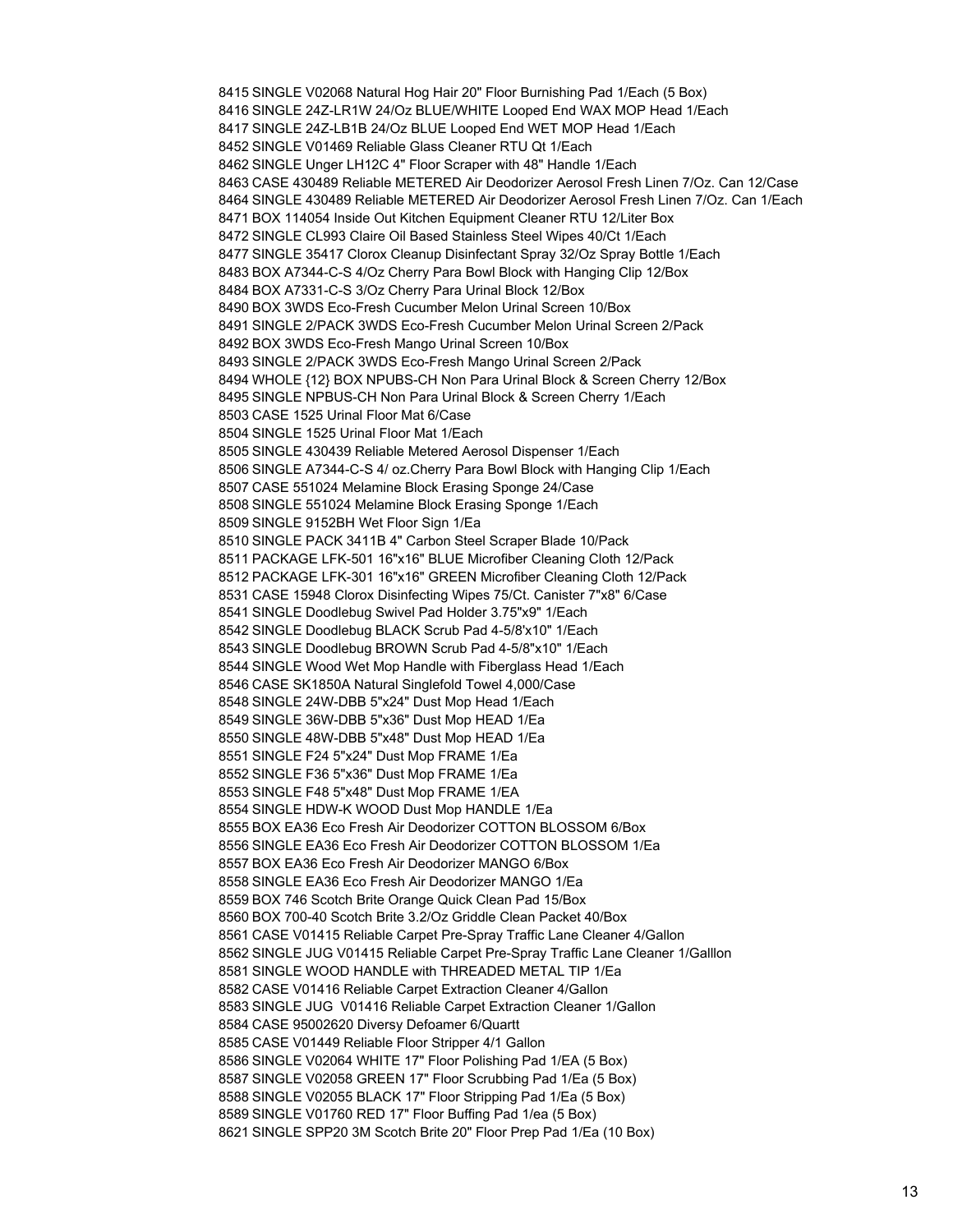8415 SINGLE V02068 Natural Hog Hair 20" Floor Burnishing Pad 1/Each (5 Box)
8416 SINGLE 24Z-LR1W 24/Oz BLUE/WHITE Looped End WAX MOP Head 1/Each
8417 SINGLE 24Z-LB1B 24/Oz BLUE Looped End WET MOP Head 1/Each
8452 SINGLE V01469 Reliable Glass Cleaner RTU Qt 1/Each
8462 SINGLE Unger LH12C 4" Floor Scraper with 48" Handle 1/Each
8463 CASE 430489 Reliable METERED Air Deodorizer Aerosol Fresh Linen 7/Oz. Can 12/Case
8464 SINGLE 430489 Reliable METERED Air Deodorizer Aerosol Fresh Linen 7/Oz. Can 1/Each
8471 BOX 114054 Inside Out Kitchen Equipment Cleaner RTU 12/Liter Box
8472 SINGLE CL993 Claire Oil Based Stainless Steel Wipes 40/Ct 1/Each
8477 SINGLE 35417 Clorox Cleanup Disinfectant Spray 32/Oz Spray Bottle 1/Each
8483 BOX A7344-C-S 4/Oz Cherry Para Bowl Block with Hanging Clip 12/Box
8484 BOX A7331-C-S 3/Oz Cherry Para Urinal Block 12/Box
8490 BOX 3WDS Eco-Fresh Cucumber Melon Urinal Screen 10/Box
8491 SINGLE 2/PACK 3WDS Eco-Fresh Cucumber Melon Urinal Screen 2/Pack
8492 BOX 3WDS Eco-Fresh Mango Urinal Screen 10/Box
8493 SINGLE 2/PACK 3WDS Eco-Fresh Mango Urinal Screen 2/Pack
8494 WHOLE {12} BOX NPUBS-CH Non Para Urinal Block & Screen Cherry 12/Box
8495 SINGLE NPBUS-CH Non Para Urinal Block & Screen Cherry 1/Each
8503 CASE 1525 Urinal Floor Mat 6/Case
8504 SINGLE 1525 Urinal Floor Mat 1/Each
8505 SINGLE 430439 Reliable Metered Aerosol Dispenser 1/Each
8506 SINGLE A7344-C-S 4/ oz.Cherry Para Bowl Block with Hanging Clip 1/Each
8507 CASE 551024 Melamine Block Erasing Sponge 24/Case
8508 SINGLE 551024 Melamine Block Erasing Sponge 1/Each
8509 SINGLE 9152BH Wet Floor Sign 1/Ea
8510 SINGLE PACK 3411B 4" Carbon Steel Scraper Blade 10/Pack
8511 PACKAGE LFK-501 16"x16" BLUE Microfiber Cleaning Cloth 12/Pack
8512 PACKAGE LFK-301 16"x16" GREEN Microfiber Cleaning Cloth 12/Pack
8531 CASE 15948 Clorox Disinfecting Wipes 75/Ct. Canister 7"x8" 6/Case
8541 SINGLE Doodlebug Swivel Pad Holder 3.75"x9" 1/Each
8542 SINGLE Doodlebug BLACK Scrub Pad 4-5/8'x10" 1/Each
8543 SINGLE Doodlebug BROWN Scrub Pad 4-5/8"x10" 1/Each
8544 SINGLE Wood Wet Mop Handle with Fiberglass Head 1/Each
8546 CASE SK1850A Natural Singlefold Towel 4,000/Case
8548 SINGLE 24W-DBB 5"x24" Dust Mop Head 1/Each
8549 SINGLE 36W-DBB 5"x36" Dust Mop HEAD 1/Ea
8550 SINGLE 48W-DBB 5"x48" Dust Mop HEAD 1/Ea
8551 SINGLE F24 5"x24" Dust Mop FRAME 1/Ea
8552 SINGLE F36 5"x36" Dust Mop FRAME 1/Ea
8553 SINGLE F48 5"x48" Dust Mop FRAME 1/EA
8554 SINGLE HDW-K WOOD Dust Mop HANDLE 1/Ea
8555 BOX EA36 Eco Fresh Air Deodorizer COTTON BLOSSOM 6/Box
8556 SINGLE EA36 Eco Fresh Air Deodorizer COTTON BLOSSOM 1/Ea
8557 BOX EA36 Eco Fresh Air Deodorizer MANGO 6/Box
8558 SINGLE EA36 Eco Fresh Air Deodorizer MANGO 1/Ea
8559 BOX 746 Scotch Brite Orange Quick Clean Pad 15/Box
8560 BOX 700-40 Scotch Brite 3.2/Oz Griddle Clean Packet 40/Box
8561 CASE V01415 Reliable Carpet Pre-Spray Traffic Lane Cleaner 4/Gallon
8562 SINGLE JUG V01415 Reliable Carpet Pre-Spray Traffic Lane Cleaner 1/Galllon
8581 SINGLE WOOD HANDLE with THREADED METAL TIP 1/Ea
8582 CASE V01416 Reliable Carpet Extraction Cleaner 4/Gallon
8583 SINGLE JUG V01416 Reliable Carpet Extraction Cleaner 1/Gallon
8584 CASE 95002620 Diversy Defoamer 6/Quartt
8585 CASE V01449 Reliable Floor Stripper 4/1 Gallon
8586 SINGLE V02064 WHITE 17" Floor Polishing Pad 1/EA (5 Box)
8587 SINGLE V02058 GREEN 17" Floor Scrubbing Pad 1/Ea (5 Box)
8588 SINGLE V02055 BLACK 17" Floor Stripping Pad 1/Ea (5 Box)
8589 SINGLE V01760 RED 17" Floor Buffing Pad 1/ea (5 Box)
8621 SINGLE SPP20 3M Scotch Brite 20" Floor Prep Pad 1/Ea (10 Box)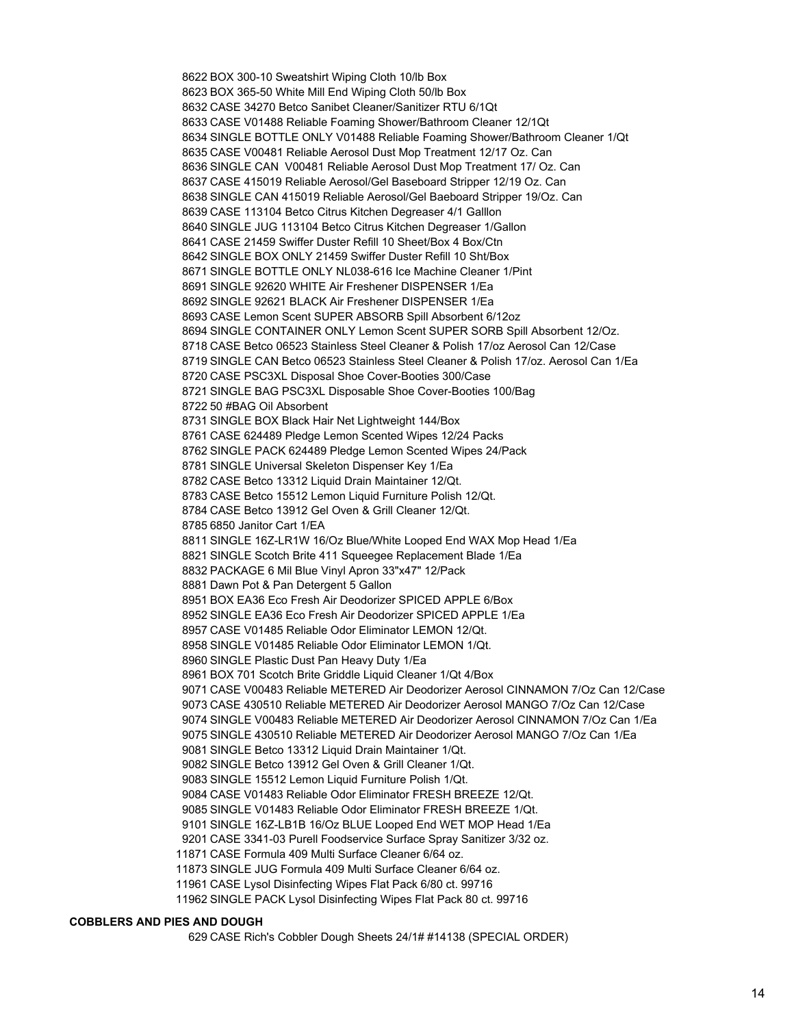8622 BOX 300-10 Sweatshirt Wiping Cloth 10/lb Box
8623 BOX 365-50 White Mill End Wiping Cloth 50/lb Box
8632 CASE 34270 Betco Sanibet Cleaner/Sanitizer RTU 6/1Qt
8633 CASE V01488 Reliable Foaming Shower/Bathroom Cleaner 12/1Qt
8634 SINGLE BOTTLE ONLY V01488 Reliable Foaming Shower/Bathroom Cleaner 1/Qt
8635 CASE V00481 Reliable Aerosol Dust Mop Treatment 12/17 Oz. Can
8636 SINGLE CAN V00481 Reliable Aerosol Dust Mop Treatment 17/ Oz. Can
8637 CASE 415019 Reliable Aerosol/Gel Baseboard Stripper 12/19 Oz. Can
8638 SINGLE CAN 415019 Reliable Aerosol/Gel Baeboard Stripper 19/Oz. Can
8639 CASE 113104 Betco Citrus Kitchen Degreaser 4/1 Galllon
8640 SINGLE JUG 113104 Betco Citrus Kitchen Degreaser 1/Gallon
8641 CASE 21459 Swiffer Duster Refill 10 Sheet/Box 4 Box/Ctn
8642 SINGLE BOX ONLY 21459 Swiffer Duster Refill 10 Sht/Box
8671 SINGLE BOTTLE ONLY NL038-616 Ice Machine Cleaner 1/Pint
8691 SINGLE 92620 WHITE Air Freshener DISPENSER 1/Ea
8692 SINGLE 92621 BLACK Air Freshener DISPENSER 1/Ea
8693 CASE Lemon Scent SUPER ABSORB Spill Absorbent 6/12oz
8694 SINGLE CONTAINER ONLY Lemon Scent SUPER SORB Spill Absorbent 12/Oz.
8718 CASE Betco 06523 Stainless Steel Cleaner & Polish 17/oz Aerosol Can 12/Case
8719 SINGLE CAN Betco 06523 Stainless Steel Cleaner & Polish 17/oz. Aerosol Can 1/Ea
8720 CASE PSC3XL Disposal Shoe Cover-Booties 300/Case
8721 SINGLE BAG PSC3XL Disposable Shoe Cover-Booties 100/Bag
8722 50 #BAG Oil Absorbent
8731 SINGLE BOX Black Hair Net Lightweight 144/Box
8761 CASE 624489 Pledge Lemon Scented Wipes 12/24 Packs
8762 SINGLE PACK 624489 Pledge Lemon Scented Wipes 24/Pack
8781 SINGLE Universal Skeleton Dispenser Key 1/Ea
8782 CASE Betco 13312 Liquid Drain Maintainer 12/Qt.
8783 CASE Betco 15512 Lemon Liquid Furniture Polish 12/Qt.
8784 CASE Betco 13912 Gel Oven & Grill Cleaner 12/Qt.
8785 6850 Janitor Cart 1/EA
8811 SINGLE 16Z-LR1W 16/Oz Blue/White Looped End WAX Mop Head 1/Ea
8821 SINGLE Scotch Brite 411 Squeegee Replacement Blade 1/Ea
8832 PACKAGE 6 Mil Blue Vinyl Apron 33"x47" 12/Pack
8881 Dawn Pot & Pan Detergent 5 Gallon
8951 BOX EA36 Eco Fresh Air Deodorizer SPICED APPLE 6/Box
8952 SINGLE EA36 Eco Fresh Air Deodorizer SPICED APPLE 1/Ea
8957 CASE V01485 Reliable Odor Eliminator LEMON 12/Qt.
8958 SINGLE V01485 Reliable Odor Eliminator LEMON 1/Qt.
8960 SINGLE Plastic Dust Pan Heavy Duty 1/Ea
8961 BOX 701 Scotch Brite Griddle Liquid Cleaner 1/Qt 4/Box
9071 CASE V00483 Reliable METERED Air Deodorizer Aerosol CINNAMON 7/Oz Can 12/Case
9073 CASE 430510 Reliable METERED Air Deodorizer Aerosol MANGO 7/Oz Can 12/Case
9074 SINGLE V00483 Reliable METERED Air Deodorizer Aerosol CINNAMON 7/Oz Can 1/Ea
9075 SINGLE 430510 Reliable METERED Air Deodorizer Aerosol MANGO 7/Oz Can 1/Ea
9081 SINGLE Betco 13312 Liquid Drain Maintainer 1/Qt.
9082 SINGLE Betco 13912 Gel Oven & Grill Cleaner 1/Qt.
9083 SINGLE 15512 Lemon Liquid Furniture Polish 1/Qt.
9084 CASE V01483 Reliable Odor Eliminator FRESH BREEZE 12/Qt.
9085 SINGLE V01483 Reliable Odor Eliminator FRESH BREEZE 1/Qt.
9101 SINGLE 16Z-LB1B 16/Oz BLUE Looped End WET MOP Head 1/Ea
9201 CASE 3341-03 Purell Foodservice Surface Spray Sanitizer 3/32 oz.
11871 CASE Formula 409 Multi Surface Cleaner 6/64 oz.
11873 SINGLE JUG Formula 409 Multi Surface Cleaner 6/64 oz.
11961 CASE Lysol Disinfecting Wipes Flat Pack 6/80 ct. 99716
11962 SINGLE PACK Lysol Disinfecting Wipes Flat Pack 80 ct. 99716

**COBBLERS AND PIES AND DOUGH**

629 CASE Rich's Cobbler Dough Sheets 24/1# #14138 (SPECIAL ORDER)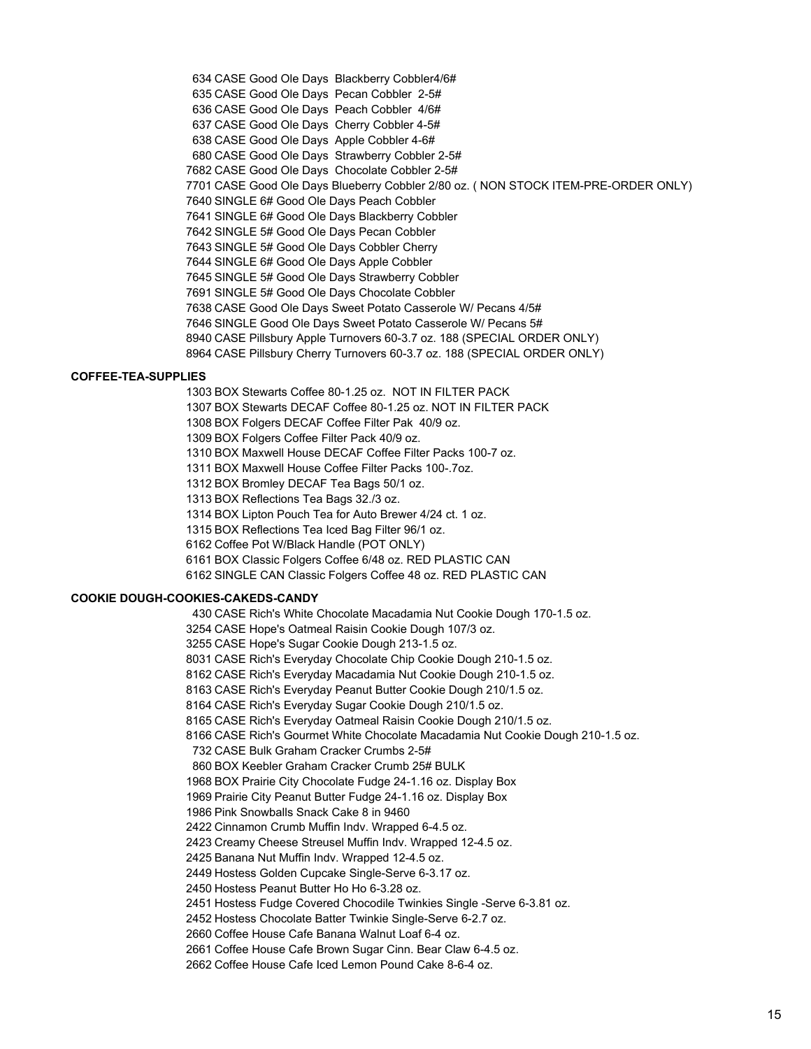634 CASE Good Ole Days Blackberry Cobbler4/6#
635 CASE Good Ole Days Pecan Cobbler 2-5#
636 CASE Good Ole Days Peach Cobbler 4/6#
637 CASE Good Ole Days Cherry Cobbler 4-5#
638 CASE Good Ole Days Apple Cobbler 4-6#
680 CASE Good Ole Days Strawberry Cobbler 2-5#
7682 CASE Good Ole Days Chocolate Cobbler 2-5#
7701 CASE Good Ole Days Blueberry Cobbler 2/80 oz. ( NON STOCK ITEM-PRE-ORDER ONLY)
7640 SINGLE 6# Good Ole Days Peach Cobbler
7641 SINGLE 6# Good Ole Days Blackberry Cobbler
7642 SINGLE 5# Good Ole Days Pecan Cobbler
7643 SINGLE 5# Good Ole Days Cobbler Cherry
7644 SINGLE 6# Good Ole Days Apple Cobbler
7645 SINGLE 5# Good Ole Days Strawberry Cobbler
7691 SINGLE 5# Good Ole Days Chocolate Cobbler
7638 CASE Good Ole Days Sweet Potato Casserole W/ Pecans 4/5#
7646 SINGLE Good Ole Days Sweet Potato Casserole W/ Pecans 5#
8940 CASE Pillsbury Apple Turnovers 60-3.7 oz. 188 (SPECIAL ORDER ONLY)
8964 CASE Pillsbury Cherry Turnovers 60-3.7 oz. 188 (SPECIAL ORDER ONLY)

**COFFEE-TEA-SUPPLIES**

1303 BOX Stewarts Coffee 80-1.25 oz. NOT IN FILTER PACK
1307 BOX Stewarts DECAF Coffee 80-1.25 oz. NOT IN FILTER PACK
1308 BOX Folgers DECAF Coffee Filter Pak 40/9 oz.
1309 BOX Folgers Coffee Filter Pack 40/9 oz.
1310 BOX Maxwell House DECAF Coffee Filter Packs 100-7 oz.
1311 BOX Maxwell House Coffee Filter Packs 100-.7oz.
1312 BOX Bromley DECAF Tea Bags 50/1 oz.
1313 BOX Reflections Tea Bags 32./3 oz.
1314 BOX Lipton Pouch Tea for Auto Brewer 4/24 ct. 1 oz.
1315 BOX Reflections Tea Iced Bag Filter 96/1 oz.
6162 Coffee Pot W/Black Handle (POT ONLY)
6161 BOX Classic Folgers Coffee 6/48 oz. RED PLASTIC CAN
6162 SINGLE CAN Classic Folgers Coffee 48 oz. RED PLASTIC CAN

**COOKIE DOUGH-COOKIES-CAKEDS-CANDY**

430 CASE Rich's White Chocolate Macadamia Nut Cookie Dough 170-1.5 oz.
3254 CASE Hope's Oatmeal Raisin Cookie Dough 107/3 oz.
3255 CASE Hope's Sugar Cookie Dough 213-1.5 oz.
8031 CASE Rich's Everyday Chocolate Chip Cookie Dough 210-1.5 oz.
8162 CASE Rich's Everyday Macadamia Nut Cookie Dough 210-1.5 oz.
8163 CASE Rich's Everyday Peanut Butter Cookie Dough 210/1.5 oz.
8164 CASE Rich's Everyday Sugar Cookie Dough 210/1.5 oz.
8165 CASE Rich's Everyday Oatmeal Raisin Cookie Dough 210/1.5 oz.
8166 CASE Rich's Gourmet White Chocolate Macadamia Nut Cookie Dough 210-1.5 oz.
732 CASE Bulk Graham Cracker Crumbs 2-5#
860 BOX Keebler Graham Cracker Crumb 25# BULK
1968 BOX Prairie City Chocolate Fudge 24-1.16 oz. Display Box
1969 Prairie City Peanut Butter Fudge 24-1.16 oz. Display Box
1986 Pink Snowballs Snack Cake 8 in 9460
2422 Cinnamon Crumb Muffin Indv. Wrapped 6-4.5 oz.
2423 Creamy Cheese Streusel Muffin Indv. Wrapped 12-4.5 oz.
2425 Banana Nut Muffin Indv. Wrapped 12-4.5 oz.
2449 Hostess Golden Cupcake Single-Serve 6-3.17 oz.
2450 Hostess Peanut Butter Ho Ho 6-3.28 oz.
2451 Hostess Fudge Covered Chocodile Twinkies Single -Serve 6-3.81 oz.
2452 Hostess Chocolate Batter Twinkie Single-Serve 6-2.7 oz.
2660 Coffee House Cafe Banana Walnut Loaf 6-4 oz.
2661 Coffee House Cafe Brown Sugar Cinn. Bear Claw 6-4.5 oz.
2662 Coffee House Cafe Iced Lemon Pound Cake 8-6-4 oz.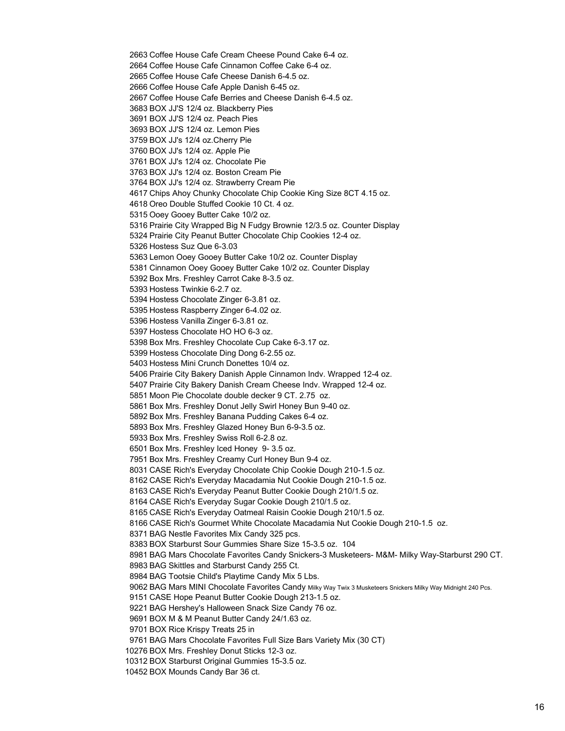2663 Coffee House Cafe Cream Cheese Pound Cake 6-4 oz.
2664 Coffee House Cafe Cinnamon Coffee Cake 6-4 oz.
2665 Coffee House Cafe Cheese Danish 6-4.5 oz.
2666 Coffee House Cafe Apple Danish 6-45 oz.
2667 Coffee House Cafe Berries and Cheese Danish 6-4.5 oz.
3683 BOX JJ'S 12/4 oz. Blackberry Pies
3691 BOX JJ'S 12/4 oz. Peach Pies
3693 BOX JJ'S 12/4 oz. Lemon Pies
3759 BOX JJ's 12/4 oz.Cherry Pie
3760 BOX JJ's 12/4 oz. Apple Pie
3761 BOX JJ's 12/4 oz. Chocolate Pie
3763 BOX JJ's 12/4 oz. Boston Cream Pie
3764 BOX JJ's 12/4 oz. Strawberry Cream Pie
4617 Chips Ahoy Chunky Chocolate Chip Cookie King Size 8CT 4.15 oz.
4618 Oreo Double Stuffed Cookie 10 Ct. 4 oz.
5315 Ooey Gooey Butter Cake 10/2 oz.
5316 Prairie City Wrapped Big N Fudgy Brownie 12/3.5 oz. Counter Display
5324 Prairie City Peanut Butter Chocolate Chip Cookies 12-4 oz.
5326 Hostess Suz Que 6-3.03
5363 Lemon Ooey Gooey Butter Cake 10/2 oz. Counter Display
5381 Cinnamon Ooey Gooey Butter Cake 10/2 oz. Counter Display
5392 Box Mrs. Freshley Carrot Cake 8-3.5 oz.
5393 Hostess Twinkie 6-2.7 oz.
5394 Hostess Chocolate Zinger 6-3.81 oz.
5395 Hostess Raspberry Zinger 6-4.02 oz.
5396 Hostess Vanilla Zinger 6-3.81 oz.
5397 Hostess Chocolate HO HO 6-3 oz.
5398 Box Mrs. Freshley Chocolate Cup Cake 6-3.17 oz.
5399 Hostess Chocolate Ding Dong 6-2.55 oz.
5403 Hostess Mini Crunch Donettes 10/4 oz.
5406 Prairie City Bakery Danish Apple Cinnamon Indv. Wrapped 12-4 oz.
5407 Prairie City Bakery Danish Cream Cheese Indv. Wrapped 12-4 oz.
5851 Moon Pie Chocolate double decker 9 CT. 2.75 oz.
5861 Box Mrs. Freshley Donut Jelly Swirl Honey Bun 9-40 oz.
5892 Box Mrs. Freshley Banana Pudding Cakes 6-4 oz.
5893 Box Mrs. Freshley Glazed Honey Bun 6-9-3.5 oz.
5933 Box Mrs. Freshley Swiss Roll 6-2.8 oz.
6501 Box Mrs. Freshley Iced Honey 9- 3.5 oz.
7951 Box Mrs. Freshley Creamy Curl Honey Bun 9-4 oz.
8031 CASE Rich's Everyday Chocolate Chip Cookie Dough 210-1.5 oz.
8162 CASE Rich's Everyday Macadamia Nut Cookie Dough 210-1.5 oz.
8163 CASE Rich's Everyday Peanut Butter Cookie Dough 210/1.5 oz.
8164 CASE Rich's Everyday Sugar Cookie Dough 210/1.5 oz.
8165 CASE Rich's Everyday Oatmeal Raisin Cookie Dough 210/1.5 oz.
8166 CASE Rich's Gourmet White Chocolate Macadamia Nut Cookie Dough 210-1.5 oz.
8371 BAG Nestle Favorites Mix Candy 325 pcs.
8383 BOX Starburst Sour Gummies Share Size 15-3.5 oz. 104
8981 BAG Mars Chocolate Favorites Candy Snickers-3 Musketeers- M&M- Milky Way-Starburst 290 CT.
8983 BAG Skittles and Starburst Candy 255 Ct.
8984 BAG Tootsie Child's Playtime Candy Mix 5 Lbs.
9062 BAG Mars MINI Chocolate Favorites Candy Milky Way Twix 3 Musketeers Snickers Milky Way Midnight 240 Pcs.
9151 CASE Hope Peanut Butter Cookie Dough 213-1.5 oz.
9221 BAG Hershey's Halloween Snack Size Candy 76 oz.
9691 BOX M & M Peanut Butter Candy 24/1.63 oz.
9701 BOX Rice Krispy Treats 25 in
9761 BAG Mars Chocolate Favorites Full Size Bars Variety Mix (30 CT)
10276 BOX Mrs. Freshley Donut Sticks 12-3 oz.
10312 BOX Starburst Original Gummies 15-3.5 oz.
10452 BOX Mounds Candy Bar 36 ct.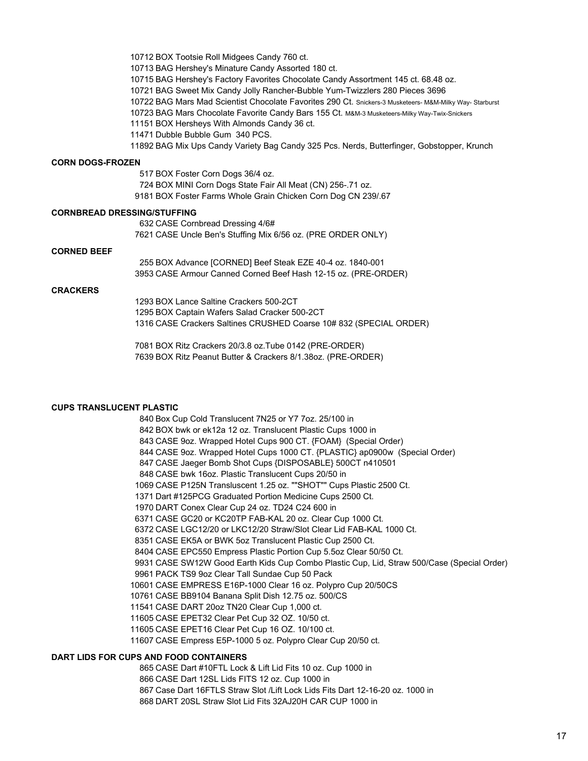10712 BOX Tootsie Roll Midgees Candy 760 ct.
10713 BAG Hershey's Minature Candy Assorted 180 ct.
10715 BAG Hershey's Factory Favorites Chocolate Candy Assortment 145 ct. 68.48 oz.
10721 BAG Sweet Mix Candy Jolly Rancher-Bubble Yum-Twizzlers 280 Pieces 3696
10722 BAG Mars Mad Scientist Chocolate Favorites 290 Ct. Snickers-3 Musketeers- M&M-Milky Way- Starburst
10723 BAG Mars Chocolate Favorite Candy Bars 155 Ct. M&M-3 Musketeers-Milky Way-Twix-Snickers
11151 BOX Hersheys With Almonds Candy 36 ct.
11471 Dubble Bubble Gum 340 PCS.
11892 BAG Mix Ups Candy Variety Bag Candy 325 Pcs. Nerds, Butterfinger, Gobstopper, Krunch

**CORN DOGS-FROZEN**

517 BOX Foster Corn Dogs 36/4 oz.
724 BOX MINI Corn Dogs State Fair All Meat (CN) 256-.71 oz.
9181 BOX Foster Farms Whole Grain Chicken Corn Dog CN 239/.67

**CORNBREAD DRESSING/STUFFING**

632 CASE Cornbread Dressing 4/6#
7621 CASE Uncle Ben's Stuffing Mix 6/56 oz. (PRE ORDER ONLY)

**CORNED BEEF**

255 BOX Advance [CORNED] Beef Steak EZE 40-4 oz. 1840-001
3953 CASE Armour Canned Corned Beef Hash 12-15 oz. (PRE-ORDER)

**CRACKERS**

1293 BOX Lance Saltine Crackers 500-2CT
1295 BOX Captain Wafers Salad Cracker 500-2CT
1316 CASE Crackers Saltines CRUSHED Coarse 10# 832 (SPECIAL ORDER)

7081 BOX Ritz Crackers 20/3.8 oz.Tube 0142 (PRE-ORDER)
7639 BOX Ritz Peanut Butter & Crackers 8/1.38oz. (PRE-ORDER)

**CUPS TRANSLUCENT PLASTIC**

840 Box Cup Cold Translucent 7N25 or Y7 7oz. 25/100 in
842 BOX bwk or ek12a 12 oz. Translucent Plastic Cups 1000 in
843 CASE 9oz. Wrapped Hotel Cups 900 CT. {FOAM} (Special Order)
844 CASE 9oz. Wrapped Hotel Cups 1000 CT. {PLASTIC} ap0900w (Special Order)
847 CASE Jaeger Bomb Shot Cups {DISPOSABLE} 500CT n410501
848 CASE bwk 16oz. Plastic Translucent Cups 20/50 in
1069 CASE P125N Transluscent 1.25 oz. ""SHOT"" Cups Plastic 2500 Ct.
1371 Dart #125PCG Graduated Portion Medicine Cups 2500 Ct.
1970 DART Conex Clear Cup 24 oz. TD24 C24 600 in
6371 CASE GC20 or KC20TP FAB-KAL 20 oz. Clear Cup 1000 Ct.
6372 CASE LGC12/20 or LKC12/20 Straw/Slot Clear Lid FAB-KAL 1000 Ct.
8351 CASE EK5A or BWK 5oz Translucent Plastic Cup 2500 Ct.
8404 CASE EPC550 Empress Plastic Portion Cup 5.5oz Clear 50/50 Ct.
9931 CASE SW12W Good Earth Kids Cup Combo Plastic Cup, Lid, Straw 500/Case (Special Order)
9961 PACK TS9 9oz Clear Tall Sundae Cup 50 Pack
10601 CASE EMPRESS E16P-1000 Clear 16 oz. Polypro Cup 20/50CS
10761 CASE BB9104 Banana Split Dish 12.75 oz. 500/CS
11541 CASE DART 20oz TN20 Clear Cup 1,000 ct.
11605 CASE EPET32 Clear Pet Cup 32 OZ. 10/50 ct.
11605 CASE EPET16 Clear Pet Cup 16 OZ. 10/100 ct.
11607 CASE Empress E5P-1000 5 oz. Polypro Clear Cup 20/50 ct.

**DART LIDS FOR CUPS AND FOOD CONTAINERS**

865 CASE Dart #10FTL Lock & Lift Lid Fits 10 oz. Cup 1000 in
866 CASE Dart 12SL Lids FITS 12 oz. Cup 1000 in
867 Case Dart 16FTLS Straw Slot /Lift Lock Lids Fits Dart 12-16-20 oz. 1000 in
868 DART 20SL Straw Slot Lid Fits 32AJ20H CAR CUP 1000 in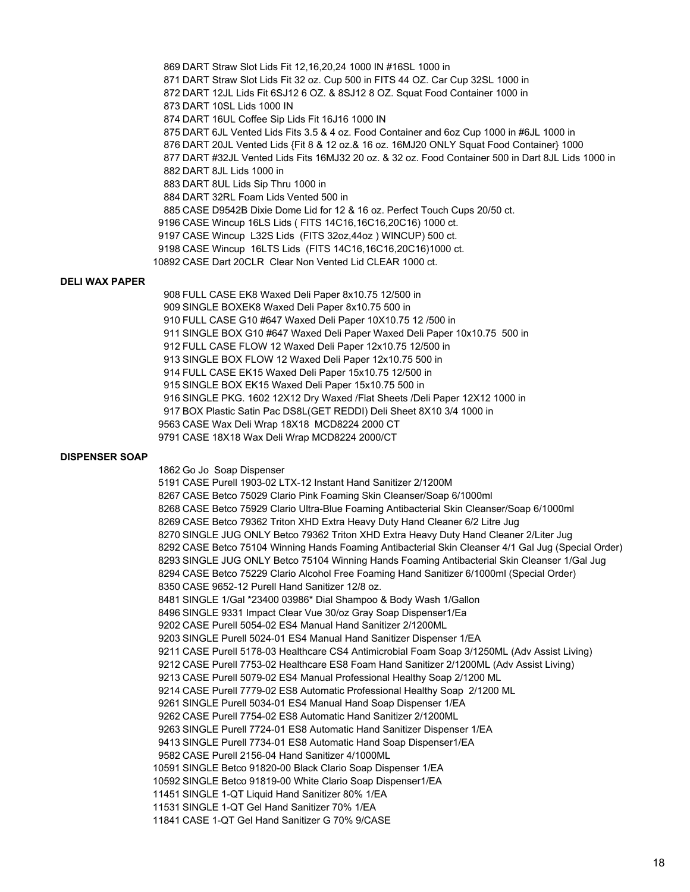869 DART Straw Slot Lids Fit 12,16,20,24 1000 IN #16SL 1000 in
871 DART Straw Slot Lids Fit 32 oz. Cup 500 in FITS 44 OZ. Car Cup 32SL 1000 in
872 DART 12JL Lids Fit 6SJ12 6 OZ. & 8SJ12 8 OZ. Squat Food Container 1000 in
873 DART 10SL Lids 1000 IN
874 DART 16UL Coffee Sip Lids Fit 16J16 1000 IN
875 DART 6JL Vented Lids Fits 3.5 & 4 oz. Food Container and 6oz Cup 1000 in #6JL 1000 in
876 DART 20JL Vented Lids {Fit 8 & 12 oz.& 16 oz. 16MJ20 ONLY Squat Food Container} 1000
877 DART #32JL Vented Lids Fits 16MJ32 20 oz. & 32 oz. Food Container 500 in Dart 8JL Lids 1000 in
882 DART 8JL Lids 1000 in
883 DART 8UL Lids Sip Thru 1000 in
884 DART 32RL Foam Lids Vented 500 in
885 CASE D9542B Dixie Dome Lid for 12 & 16 oz. Perfect Touch Cups 20/50 ct.
9196 CASE Wincup 16LS Lids ( FITS 14C16,16C16,20C16) 1000 ct.
9197 CASE Wincup L32S Lids (FITS 32oz,44oz ) WINCUP) 500 ct.
9198 CASE Wincup 16LTS Lids (FITS 14C16,16C16,20C16)1000 ct.
10892 CASE Dart 20CLR Clear Non Vented Lid CLEAR 1000 ct.

**DELI WAX PAPER**

908 FULL CASE EK8 Waxed Deli Paper 8x10.75 12/500 in
909 SINGLE BOXEK8 Waxed Deli Paper 8x10.75 500 in
910 FULL CASE G10 #647 Waxed Deli Paper 10X10.75 12 /500 in
911 SINGLE BOX G10 #647 Waxed Deli Paper Waxed Deli Paper 10x10.75 500 in
912 FULL CASE FLOW 12 Waxed Deli Paper 12x10.75 12/500 in
913 SINGLE BOX FLOW 12 Waxed Deli Paper 12x10.75 500 in
914 FULL CASE EK15 Waxed Deli Paper 15x10.75 12/500 in
915 SINGLE BOX EK15 Waxed Deli Paper 15x10.75 500 in
916 SINGLE PKG. 1602 12X12 Dry Waxed /Flat Sheets /Deli Paper 12X12 1000 in
917 BOX Plastic Satin Pac DS8L(GET REDDI) Deli Sheet 8X10 3/4 1000 in
9563 CASE Wax Deli Wrap 18X18 MCD8224 2000 CT
9791 CASE 18X18 Wax Deli Wrap MCD8224 2000/CT

**DISPENSER SOAP**

1862 Go Jo Soap Dispenser
5191 CASE Purell 1903-02 LTX-12 Instant Hand Sanitizer 2/1200M
8267 CASE Betco 75029 Clario Pink Foaming Skin Cleanser/Soap 6/1000ml
8268 CASE Betco 75929 Clario Ultra-Blue Foaming Antibacterial Skin Cleanser/Soap 6/1000ml
8269 CASE Betco 79362 Triton XHD Extra Heavy Duty Hand Cleaner 6/2 Litre Jug
8270 SINGLE JUG ONLY Betco 79362 Triton XHD Extra Heavy Duty Hand Cleaner 2/Liter Jug
8292 CASE Betco 75104 Winning Hands Foaming Antibacterial Skin Cleanser 4/1 Gal Jug (Special Order)
8293 SINGLE JUG ONLY Betco 75104 Winning Hands Foaming Antibacterial Skin Cleanser 1/Gal Jug
8294 CASE Betco 75229 Clario Alcohol Free Foaming Hand Sanitizer 6/1000ml (Special Order)
8350 CASE 9652-12 Purell Hand Sanitizer 12/8 oz.
8481 SINGLE 1/Gal *23400 03986* Dial Shampoo & Body Wash 1/Gallon
8496 SINGLE 9331 Impact Clear Vue 30/oz Gray Soap Dispenser1/Ea
9202 CASE Purell 5054-02 ES4 Manual Hand Sanitizer 2/1200ML
9203 SINGLE Purell 5024-01 ES4 Manual Hand Sanitizer Dispenser 1/EA
9211 CASE Purell 5178-03 Healthcare CS4 Antimicrobial Foam Soap 3/1250ML (Adv Assist Living)
9212 CASE Purell 7753-02 Healthcare ES8 Foam Hand Sanitizer 2/1200ML (Adv Assist Living)
9213 CASE Purell 5079-02 ES4 Manual Professional Healthy Soap 2/1200 ML
9214 CASE Purell 7779-02 ES8 Automatic Professional Healthy Soap 2/1200 ML
9261 SINGLE Purell 5034-01 ES4 Manual Hand Soap Dispenser 1/EA
9262 CASE Purell 7754-02 ES8 Automatic Hand Sanitizer 2/1200ML
9263 SINGLE Purell 7724-01 ES8 Automatic Hand Sanitizer Dispenser 1/EA
9413 SINGLE Purell 7734-01 ES8 Automatic Hand Soap Dispenser1/EA
9582 CASE Purell 2156-04 Hand Sanitizer 4/1000ML
10591 SINGLE Betco 91820-00 Black Clario Soap Dispenser 1/EA
10592 SINGLE Betco 91819-00 White Clario Soap Dispenser1/EA
11451 SINGLE 1-QT Liquid Hand Sanitizer 80% 1/EA
11531 SINGLE 1-QT Gel Hand Sanitizer 70% 1/EA
11841 CASE 1-QT Gel Hand Sanitizer G 70% 9/CASE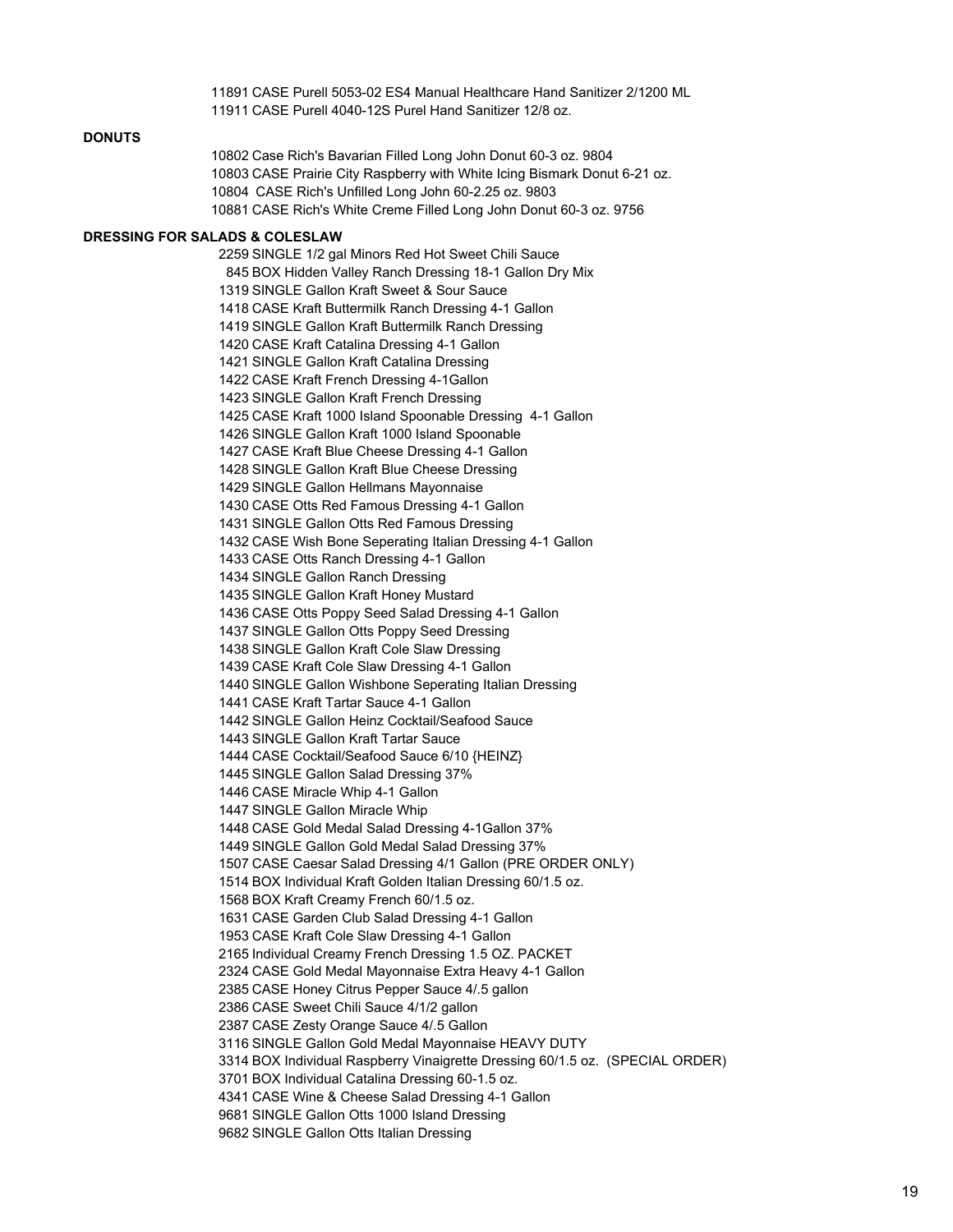11891 CASE Purell 5053-02 ES4 Manual Healthcare Hand Sanitizer 2/1200 ML
11911 CASE Purell 4040-12S Purel Hand Sanitizer 12/8 oz.

**DONUTS**

10802 Case Rich's Bavarian Filled Long John Donut 60-3 oz. 9804
10803 CASE Prairie City Raspberry with White Icing Bismark Donut 6-21 oz.
10804 CASE Rich's Unfilled Long John 60-2.25 oz. 9803
10881 CASE Rich's White Creme Filled Long John Donut 60-3 oz. 9756

**DRESSING FOR SALADS & COLESLAW**

2259 SINGLE 1/2 gal Minors Red Hot Sweet Chili Sauce
845 BOX Hidden Valley Ranch Dressing 18-1 Gallon Dry Mix
1319 SINGLE Gallon Kraft Sweet & Sour Sauce
1418 CASE Kraft Buttermilk Ranch Dressing 4-1 Gallon
1419 SINGLE Gallon Kraft Buttermilk Ranch Dressing
1420 CASE Kraft Catalina Dressing 4-1 Gallon
1421 SINGLE Gallon Kraft Catalina Dressing
1422 CASE Kraft French Dressing 4-1Gallon
1423 SINGLE Gallon Kraft French Dressing
1425 CASE Kraft 1000 Island Spoonable Dressing 4-1 Gallon
1426 SINGLE Gallon Kraft 1000 Island Spoonable
1427 CASE Kraft Blue Cheese Dressing 4-1 Gallon
1428 SINGLE Gallon Kraft Blue Cheese Dressing
1429 SINGLE Gallon Hellmans Mayonnaise
1430 CASE Otts Red Famous Dressing 4-1 Gallon
1431 SINGLE Gallon Otts Red Famous Dressing
1432 CASE Wish Bone Seperating Italian Dressing 4-1 Gallon
1433 CASE Otts Ranch Dressing 4-1 Gallon
1434 SINGLE Gallon Ranch Dressing
1435 SINGLE Gallon Kraft Honey Mustard
1436 CASE Otts Poppy Seed Salad Dressing 4-1 Gallon
1437 SINGLE Gallon Otts Poppy Seed Dressing
1438 SINGLE Gallon Kraft Cole Slaw Dressing
1439 CASE Kraft Cole Slaw Dressing 4-1 Gallon
1440 SINGLE Gallon Wishbone Seperating Italian Dressing
1441 CASE Kraft Tartar Sauce 4-1 Gallon
1442 SINGLE Gallon Heinz Cocktail/Seafood Sauce
1443 SINGLE Gallon Kraft Tartar Sauce
1444 CASE Cocktail/Seafood Sauce 6/10 {HEINZ}
1445 SINGLE Gallon Salad Dressing 37%
1446 CASE Miracle Whip 4-1 Gallon
1447 SINGLE Gallon Miracle Whip
1448 CASE Gold Medal Salad Dressing 4-1Gallon 37%
1449 SINGLE Gallon Gold Medal Salad Dressing 37%
1507 CASE Caesar Salad Dressing 4/1 Gallon (PRE ORDER ONLY)
1514 BOX Individual Kraft Golden Italian Dressing 60/1.5 oz.
1568 BOX Kraft Creamy French 60/1.5 oz.
1631 CASE Garden Club Salad Dressing 4-1 Gallon
1953 CASE Kraft Cole Slaw Dressing 4-1 Gallon
2165 Individual Creamy French Dressing 1.5 OZ. PACKET
2324 CASE Gold Medal Mayonnaise Extra Heavy 4-1 Gallon
2385 CASE Honey Citrus Pepper Sauce 4/.5 gallon
2386 CASE Sweet Chili Sauce 4/1/2 gallon
2387 CASE Zesty Orange Sauce 4/.5 Gallon
3116 SINGLE Gallon Gold Medal Mayonnaise HEAVY DUTY
3314 BOX Individual Raspberry Vinaigrette Dressing 60/1.5 oz. (SPECIAL ORDER)
3701 BOX Individual Catalina Dressing 60-1.5 oz.
4341 CASE Wine & Cheese Salad Dressing 4-1 Gallon
9681 SINGLE Gallon Otts 1000 Island Dressing
9682 SINGLE Gallon Otts Italian Dressing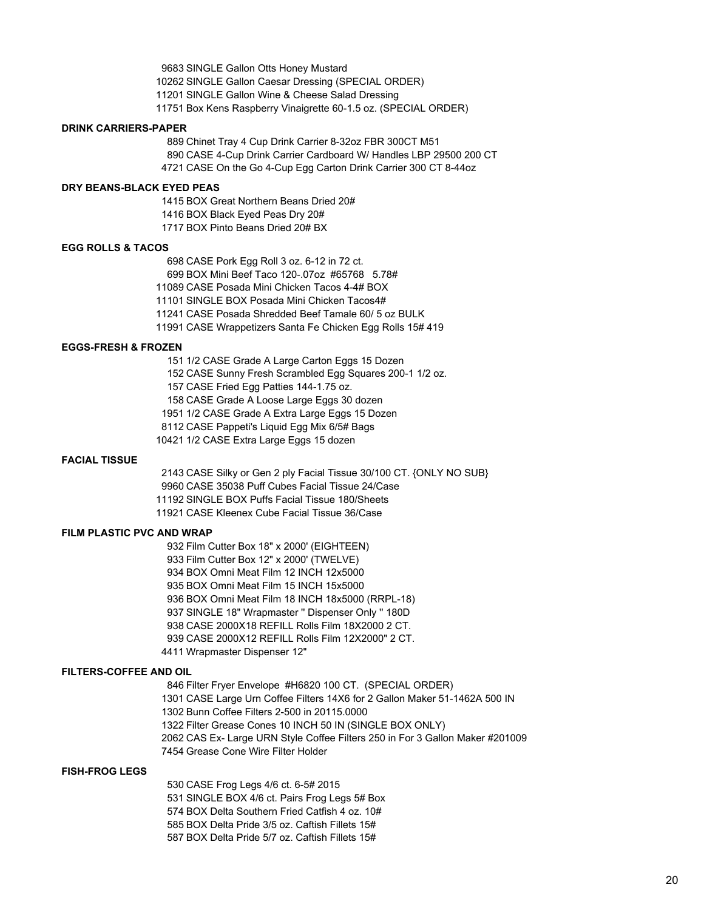9683 SINGLE Gallon Otts Honey Mustard
10262 SINGLE Gallon Caesar Dressing (SPECIAL ORDER)
11201 SINGLE Gallon Wine & Cheese Salad Dressing
11751 Box Kens Raspberry Vinaigrette 60-1.5 oz. (SPECIAL ORDER)

**DRINK CARRIERS-PAPER**

889 Chinet Tray 4 Cup Drink Carrier 8-32oz FBR 300CT M51
890 CASE 4-Cup Drink Carrier Cardboard W/ Handles LBP 29500 200 CT
4721 CASE On the Go 4-Cup Egg Carton Drink Carrier 300 CT 8-44oz

**DRY BEANS-BLACK EYED PEAS**

1415 BOX Great Northern Beans Dried 20#
1416 BOX Black Eyed Peas Dry 20#
1717 BOX Pinto Beans Dried 20# BX

**EGG ROLLS & TACOS**

698 CASE Pork Egg Roll 3 oz. 6-12 in 72 ct.
699 BOX Mini Beef Taco 120-.07oz #65768 5.78#
11089 CASE Posada Mini Chicken Tacos 4-4# BOX
11101 SINGLE BOX Posada Mini Chicken Tacos4#
11241 CASE Posada Shredded Beef Tamale 60/ 5 oz BULK
11991 CASE Wrappetizers Santa Fe Chicken Egg Rolls 15# 419

**EGGS-FRESH & FROZEN**

151 1/2 CASE Grade A Large Carton Eggs 15 Dozen
152 CASE Sunny Fresh Scrambled Egg Squares 200-1 1/2 oz.
157 CASE Fried Egg Patties 144-1.75 oz.
158 CASE Grade A Loose Large Eggs 30 dozen
1951 1/2 CASE Grade A Extra Large Eggs 15 Dozen
8112 CASE Pappeti's Liquid Egg Mix 6/5# Bags
10421 1/2 CASE Extra Large Eggs 15 dozen

**FACIAL TISSUE**

2143 CASE Silky or Gen 2 ply Facial Tissue 30/100 CT. {ONLY NO SUB}
9960 CASE 35038 Puff Cubes Facial Tissue 24/Case
11192 SINGLE BOX Puffs Facial Tissue 180/Sheets
11921 CASE Kleenex Cube Facial Tissue 36/Case

**FILM PLASTIC PVC AND WRAP**

932 Film Cutter Box 18" x 2000' (EIGHTEEN)
933 Film Cutter Box 12" x 2000' (TWELVE)
934 BOX Omni Meat Film 12 INCH 12x5000
935 BOX Omni Meat Film 15 INCH 15x5000
936 BOX Omni Meat Film 18 INCH 18x5000 (RRPL-18)
937 SINGLE 18" Wrapmaster " Dispenser Only " 180D
938 CASE 2000X18 REFILL Rolls Film 18X2000 2 CT.
939 CASE 2000X12 REFILL Rolls Film 12X2000" 2 CT.
4411 Wrapmaster Dispenser 12"

**FILTERS-COFFEE AND OIL**

846 Filter Fryer Envelope #H6820 100 CT. (SPECIAL ORDER)
1301 CASE Large Urn Coffee Filters 14X6 for 2 Gallon Maker 51-1462A 500 IN
1302 Bunn Coffee Filters 2-500 in 20115.0000
1322 Filter Grease Cones 10 INCH 50 IN (SINGLE BOX ONLY)
2062 CAS Ex- Large URN Style Coffee Filters 250 in For 3 Gallon Maker #201009
7454 Grease Cone Wire Filter Holder

**FISH-FROG LEGS**

530 CASE Frog Legs 4/6 ct. 6-5# 2015
531 SINGLE BOX 4/6 ct. Pairs Frog Legs 5# Box
574 BOX Delta Southern Fried Catfish 4 oz. 10#
585 BOX Delta Pride 3/5 oz. Caftish Fillets 15#
587 BOX Delta Pride 5/7 oz. Caftish Fillets 15#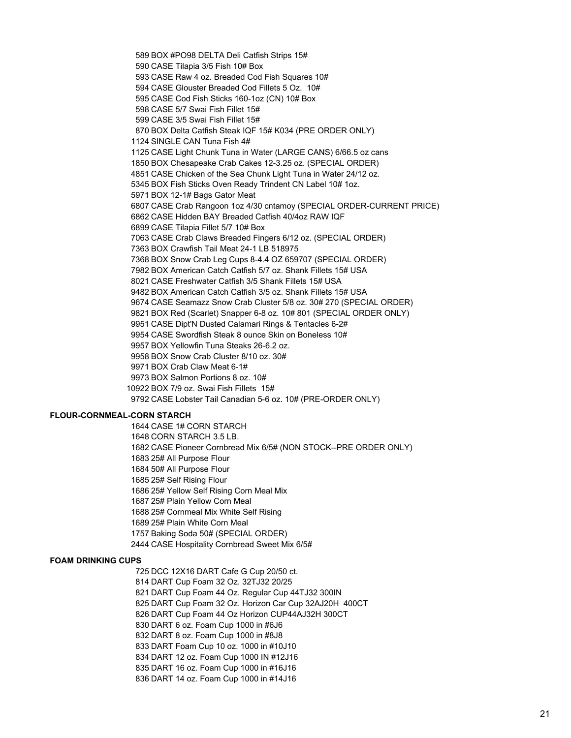589 BOX #PO98 DELTA Deli Catfish Strips 15#
590 CASE Tilapia 3/5 Fish 10# Box
593 CASE Raw 4 oz. Breaded Cod Fish Squares 10#
594 CASE Glouster Breaded Cod Fillets 5 Oz. 10#
595 CASE Cod Fish Sticks 160-1oz (CN) 10# Box
598 CASE 5/7 Swai Fish Fillet 15#
599 CASE 3/5 Swai Fish Fillet 15#
870 BOX Delta Catfish Steak IQF 15# K034 (PRE ORDER ONLY)
1124 SINGLE CAN Tuna Fish 4#
1125 CASE Light Chunk Tuna in Water (LARGE CANS) 6/66.5 oz cans
1850 BOX Chesapeake Crab Cakes 12-3.25 oz. (SPECIAL ORDER)
4851 CASE Chicken of the Sea Chunk Light Tuna in Water 24/12 oz.
5345 BOX Fish Sticks Oven Ready Trindent CN Label 10# 1oz.
5971 BOX 12-1# Bags Gator Meat
6807 CASE Crab Rangoon 1oz 4/30 cntamoy (SPECIAL ORDER-CURRENT PRICE)
6862 CASE Hidden BAY Breaded Catfish 40/4oz RAW IQF
6899 CASE Tilapia Fillet 5/7 10# Box
7063 CASE Crab Claws Breaded Fingers 6/12 oz. (SPECIAL ORDER)
7363 BOX Crawfish Tail Meat 24-1 LB 518975
7368 BOX Snow Crab Leg Cups 8-4.4 OZ 659707 (SPECIAL ORDER)
7982 BOX American Catch Catfish 5/7 oz. Shank Fillets 15# USA
8021 CASE Freshwater Catfish 3/5 Shank Fillets 15# USA
9482 BOX American Catch Catfish 3/5 oz. Shank Fillets 15# USA
9674 CASE Seamazz Snow Crab Cluster 5/8 oz. 30# 270 (SPECIAL ORDER)
9821 BOX Red (Scarlet) Snapper 6-8 oz. 10# 801 (SPECIAL ORDER ONLY)
9951 CASE Dipt'N Dusted Calamari Rings & Tentacles 6-2#
9954 CASE Swordfish Steak 8 ounce Skin on Boneless 10#
9957 BOX Yellowfin Tuna Steaks 26-6.2 oz.
9958 BOX Snow Crab Cluster 8/10 oz. 30#
9971 BOX Crab Claw Meat 6-1#
9973 BOX Salmon Portions 8 oz. 10#
10922 BOX 7/9 oz. Swai Fish Fillets 15#
9792 CASE Lobster Tail Canadian 5-6 oz. 10# (PRE-ORDER ONLY)

**FLOUR-CORNMEAL-CORN STARCH**

1644 CASE 1# CORN STARCH
1648 CORN STARCH 3.5 LB.
1682 CASE Pioneer Cornbread Mix 6/5# (NON STOCK--PRE ORDER ONLY)
1683 25# All Purpose Flour
1684 50# All Purpose Flour
1685 25# Self Rising Flour
1686 25# Yellow Self Rising Corn Meal Mix
1687 25# Plain Yellow Corn Meal
1688 25# Cornmeal Mix White Self Rising
1689 25# Plain White Corn Meal
1757 Baking Soda 50# (SPECIAL ORDER)
2444 CASE Hospitality Cornbread Sweet Mix 6/5#

**FOAM DRINKING CUPS**

725 DCC 12X16 DART Cafe G Cup 20/50 ct.
814 DART Cup Foam 32 Oz. 32TJ32 20/25
821 DART Cup Foam 44 Oz. Regular Cup 44TJ32 300IN
825 DART Cup Foam 32 Oz. Horizon Car Cup 32AJ20H 400CT
826 DART Cup Foam 44 Oz Horizon CUP44AJ32H 300CT
830 DART 6 oz. Foam Cup 1000 in #6J6
832 DART 8 oz. Foam Cup 1000 in #8J8
833 DART Foam Cup 10 oz. 1000 in #10J10
834 DART 12 oz. Foam Cup 1000 IN #12J16
835 DART 16 oz. Foam Cup 1000 in #16J16
836 DART 14 oz. Foam Cup 1000 in #14J16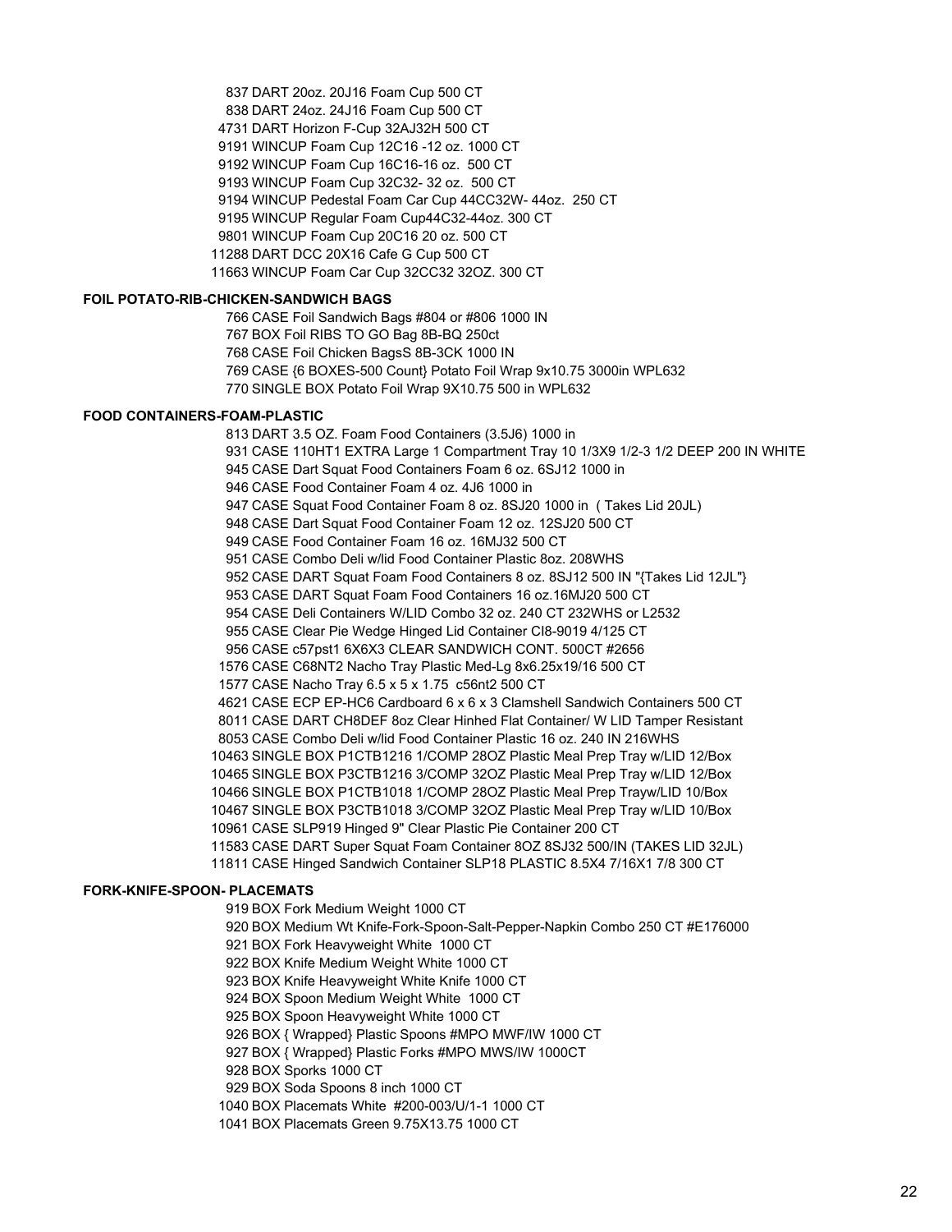837 DART 20oz. 20J16 Foam Cup 500 CT
838 DART 24oz. 24J16 Foam Cup 500 CT
4731 DART Horizon F-Cup 32AJ32H 500 CT
9191 WINCUP Foam Cup 12C16 -12 oz. 1000 CT
9192 WINCUP Foam Cup 16C16-16 oz. 500 CT
9193 WINCUP Foam Cup 32C32- 32 oz. 500 CT
9194 WINCUP Pedestal Foam Car Cup 44CC32W- 44oz. 250 CT
9195 WINCUP Regular Foam Cup44C32-44oz. 300 CT
9801 WINCUP Foam Cup 20C16 20 oz. 500 CT
11288 DART DCC 20X16 Cafe G Cup 500 CT
11663 WINCUP Foam Car Cup 32CC32 32OZ. 300 CT

**FOIL POTATO-RIB-CHICKEN-SANDWICH BAGS**

766 CASE Foil Sandwich Bags #804 or #806 1000 IN
767 BOX Foil RIBS TO GO Bag 8B-BQ 250ct
768 CASE Foil Chicken BagsS 8B-3CK 1000 IN
769 CASE {6 BOXES-500 Count} Potato Foil Wrap 9x10.75 3000in WPL632
770 SINGLE BOX Potato Foil Wrap 9X10.75 500 in WPL632

**FOOD CONTAINERS-FOAM-PLASTIC**

813 DART 3.5 OZ. Foam Food Containers (3.5J6) 1000 in
931 CASE 110HT1 EXTRA Large 1 Compartment Tray 10 1/3X9 1/2-3 1/2 DEEP 200 IN WHITE
945 CASE Dart Squat Food Containers Foam 6 oz. 6SJ12 1000 in
946 CASE Food Container Foam 4 oz. 4J6 1000 in
947 CASE Squat Food Container Foam 8 oz. 8SJ20 1000 in ( Takes Lid 20JL)
948 CASE Dart Squat Food Container Foam 12 oz. 12SJ20 500 CT
949 CASE Food Container Foam 16 oz. 16MJ32 500 CT
951 CASE Combo Deli w/lid Food Container Plastic 8oz. 208WHS
952 CASE DART Squat Foam Food Containers 8 oz. 8SJ12 500 IN "{Takes Lid 12JL"}
953 CASE DART Squat Foam Food Containers 16 oz.16MJ20 500 CT
954 CASE Deli Containers W/LID Combo 32 oz. 240 CT 232WHS or L2532
955 CASE Clear Pie Wedge Hinged Lid Container CI8-9019 4/125 CT
956 CASE c57pst1 6X6X3 CLEAR SANDWICH CONT. 500CT #2656
1576 CASE C68NT2 Nacho Tray Plastic Med-Lg 8x6.25x19/16 500 CT
1577 CASE Nacho Tray 6.5 x 5 x 1.75 c56nt2 500 CT
4621 CASE ECP EP-HC6 Cardboard 6 x 6 x 3 Clamshell Sandwich Containers 500 CT
8011 CASE DART CH8DEF 8oz Clear Hinhed Flat Container/ W LID Tamper Resistant
8053 CASE Combo Deli w/lid Food Container Plastic 16 oz. 240 IN 216WHS
10463 SINGLE BOX P1CTB1216 1/COMP 28OZ Plastic Meal Prep Tray w/LID 12/Box
10465 SINGLE BOX P3CTB1216 3/COMP 32OZ Plastic Meal Prep Tray w/LID 12/Box
10466 SINGLE BOX P1CTB1018 1/COMP 28OZ Plastic Meal Prep Trayw/LID 10/Box
10467 SINGLE BOX P3CTB1018 3/COMP 32OZ Plastic Meal Prep Tray w/LID 10/Box
10961 CASE SLP919 Hinged 9" Clear Plastic Pie Container 200 CT
11583 CASE DART Super Squat Foam Container 8OZ 8SJ32 500/IN (TAKES LID 32JL)
11811 CASE Hinged Sandwich Container SLP18 PLASTIC 8.5X4 7/16X1 7/8 300 CT

**FORK-KNIFE-SPOON- PLACEMATS**

919 BOX Fork Medium Weight 1000 CT
920 BOX Medium Wt Knife-Fork-Spoon-Salt-Pepper-Napkin Combo 250 CT #E176000
921 BOX Fork Heavyweight White 1000 CT
922 BOX Knife Medium Weight White 1000 CT
923 BOX Knife Heavyweight White Knife 1000 CT
924 BOX Spoon Medium Weight White 1000 CT
925 BOX Spoon Heavyweight White 1000 CT
926 BOX { Wrapped} Plastic Spoons #MPO MWF/IW 1000 CT
927 BOX { Wrapped} Plastic Forks #MPO MWS/IW 1000CT
928 BOX Sporks 1000 CT
929 BOX Soda Spoons 8 inch 1000 CT
1040 BOX Placemats White #200-003/U/1-1 1000 CT
1041 BOX Placemats Green 9.75X13.75 1000 CT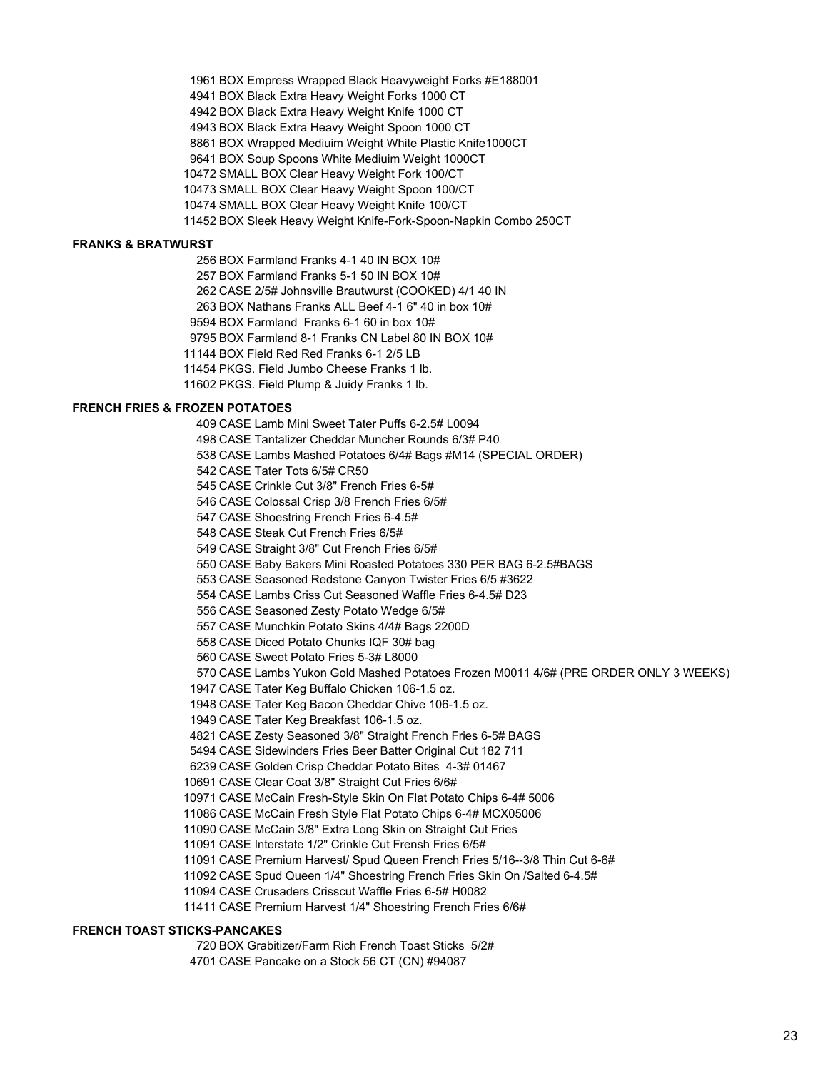1961 BOX Empress Wrapped Black Heavyweight Forks #E188001
4941 BOX Black Extra Heavy Weight Forks 1000 CT
4942 BOX Black Extra Heavy Weight Knife 1000 CT
4943 BOX Black Extra Heavy Weight Spoon 1000 CT
8861 BOX Wrapped Mediuim Weight White Plastic Knife1000CT
9641 BOX Soup Spoons White Mediuim Weight 1000CT
10472 SMALL BOX Clear Heavy Weight Fork 100/CT
10473 SMALL BOX Clear Heavy Weight Spoon 100/CT
10474 SMALL BOX Clear Heavy Weight Knife 100/CT
11452 BOX Sleek Heavy Weight Knife-Fork-Spoon-Napkin Combo 250CT

**FRANKS & BRATWURST**

256 BOX Farmland Franks 4-1 40 IN BOX 10#
257 BOX Farmland Franks 5-1 50 IN BOX 10#
262 CASE 2/5# Johnsville Brautwurst (COOKED) 4/1 40 IN
263 BOX Nathans Franks ALL Beef 4-1 6" 40 in box 10#
9594 BOX Farmland Franks 6-1 60 in box 10#
9795 BOX Farmland 8-1 Franks CN Label 80 IN BOX 10#
11144 BOX Field Red Red Franks 6-1 2/5 LB
11454 PKGS. Field Jumbo Cheese Franks 1 lb.
11602 PKGS. Field Plump & Juidy Franks 1 lb.

**FRENCH FRIES & FROZEN POTATOES**

409 CASE Lamb Mini Sweet Tater Puffs 6-2.5# L0094
498 CASE Tantalizer Cheddar Muncher Rounds 6/3# P40
538 CASE Lambs Mashed Potatoes 6/4# Bags #M14 (SPECIAL ORDER)
542 CASE Tater Tots 6/5# CR50
545 CASE Crinkle Cut 3/8" French Fries 6-5#
546 CASE Colossal Crisp 3/8 French Fries 6/5#
547 CASE Shoestring French Fries 6-4.5#
548 CASE Steak Cut French Fries 6/5#
549 CASE Straight 3/8" Cut French Fries 6/5#
550 CASE Baby Bakers Mini Roasted Potatoes 330 PER BAG 6-2.5#BAGS
553 CASE Seasoned Redstone Canyon Twister Fries 6/5 #3622
554 CASE Lambs Criss Cut Seasoned Waffle Fries 6-4.5# D23
556 CASE Seasoned Zesty Potato Wedge 6/5#
557 CASE Munchkin Potato Skins 4/4# Bags 2200D
558 CASE Diced Potato Chunks IQF 30# bag
560 CASE Sweet Potato Fries 5-3# L8000
570 CASE Lambs Yukon Gold Mashed Potatoes Frozen M0011 4/6# (PRE ORDER ONLY 3 WEEKS)
1947 CASE Tater Keg Buffalo Chicken 106-1.5 oz.
1948 CASE Tater Keg Bacon Cheddar Chive 106-1.5 oz.
1949 CASE Tater Keg Breakfast 106-1.5 oz.
4821 CASE Zesty Seasoned 3/8" Straight French Fries 6-5# BAGS
5494 CASE Sidewinders Fries Beer Batter Original Cut 182 711
6239 CASE Golden Crisp Cheddar Potato Bites 4-3# 01467
10691 CASE Clear Coat 3/8" Straight Cut Fries 6/6#
10971 CASE McCain Fresh-Style Skin On Flat Potato Chips 6-4# 5006
11086 CASE McCain Fresh Style Flat Potato Chips 6-4# MCX05006
11090 CASE McCain 3/8" Extra Long Skin on Straight Cut Fries
11091 CASE Interstate 1/2" Crinkle Cut Frensh Fries 6/5#
11091 CASE Premium Harvest/ Spud Queen French Fries 5/16--3/8 Thin Cut 6-6#
11092 CASE Spud Queen 1/4" Shoestring French Fries Skin On /Salted 6-4.5#
11094 CASE Crusaders Crisscut Waffle Fries 6-5# H0082
11411 CASE Premium Harvest 1/4" Shoestring French Fries 6/6#

**FRENCH TOAST STICKS-PANCAKES**

720 BOX Grabitizer/Farm Rich French Toast Sticks 5/2#
4701 CASE Pancake on a Stock 56 CT (CN) #94087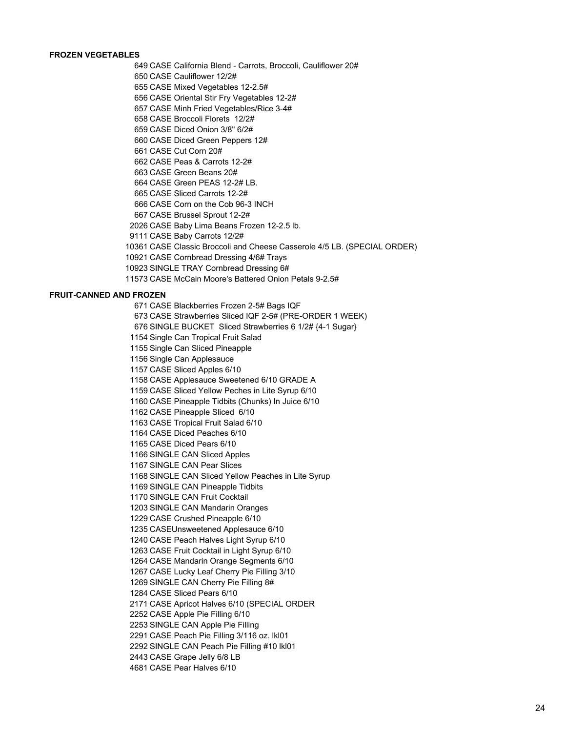**FROZEN VEGETABLES**

649 CASE California Blend - Carrots, Broccoli, Cauliflower 20#
650 CASE Cauliflower 12/2#
655 CASE Mixed Vegetables 12-2.5#
656 CASE Oriental Stir Fry Vegetables 12-2#
657 CASE Minh Fried Vegetables/Rice 3-4#
658 CASE Broccoli Florets 12/2#
659 CASE Diced Onion 3/8" 6/2#
660 CASE Diced Green Peppers 12#
661 CASE Cut Corn 20#
662 CASE Peas & Carrots 12-2#
663 CASE Green Beans 20#
664 CASE Green PEAS 12-2# LB.
665 CASE Sliced Carrots 12-2#
666 CASE Corn on the Cob 96-3 INCH
667 CASE Brussel Sprout 12-2#
2026 CASE Baby Lima Beans Frozen 12-2.5 lb.
9111 CASE Baby Carrots 12/2#
10361 CASE Classic Broccoli and Cheese Casserole 4/5 LB. (SPECIAL ORDER)
10921 CASE Cornbread Dressing 4/6# Trays
10923 SINGLE TRAY Cornbread Dressing 6#
11573 CASE McCain Moore's Battered Onion Petals 9-2.5#

**FRUIT-CANNED AND FROZEN**

671 CASE Blackberries Frozen 2-5# Bags IQF
673 CASE Strawberries Sliced IQF 2-5# (PRE-ORDER 1 WEEK)
676 SINGLE BUCKET Sliced Strawberries 6 1/2# {4-1 Sugar}
1154 Single Can Tropical Fruit Salad
1155 Single Can Sliced Pineapple
1156 Single Can Applesauce
1157 CASE Sliced Apples 6/10
1158 CASE Applesauce Sweetened 6/10 GRADE A
1159 CASE Sliced Yellow Peches in Lite Syrup 6/10
1160 CASE Pineapple Tidbits (Chunks) In Juice 6/10
1162 CASE Pineapple Sliced 6/10
1163 CASE Tropical Fruit Salad 6/10
1164 CASE Diced Peaches 6/10
1165 CASE Diced Pears 6/10
1166 SINGLE CAN Sliced Apples
1167 SINGLE CAN Pear Slices
1168 SINGLE CAN Sliced Yellow Peaches in Lite Syrup
1169 SINGLE CAN Pineapple Tidbits
1170 SINGLE CAN Fruit Cocktail
1203 SINGLE CAN Mandarin Oranges
1229 CASE Crushed Pineapple 6/10
1235 CASEUnsweetened Applesauce 6/10
1240 CASE Peach Halves Light Syrup 6/10
1263 CASE Fruit Cocktail in Light Syrup 6/10
1264 CASE Mandarin Orange Segments 6/10
1267 CASE Lucky Leaf Cherry Pie Filling 3/10
1269 SINGLE CAN Cherry Pie Filling 8#
1284 CASE Sliced Pears 6/10
2171 CASE Apricot Halves 6/10 (SPECIAL ORDER
2252 CASE Apple Pie Filling 6/10
2253 SINGLE CAN Apple Pie Filling
2291 CASE Peach Pie Filling 3/116 oz. lkl01
2292 SINGLE CAN Peach Pie Filling #10 lkl01
2443 CASE Grape Jelly 6/8 LB
4681 CASE Pear Halves 6/10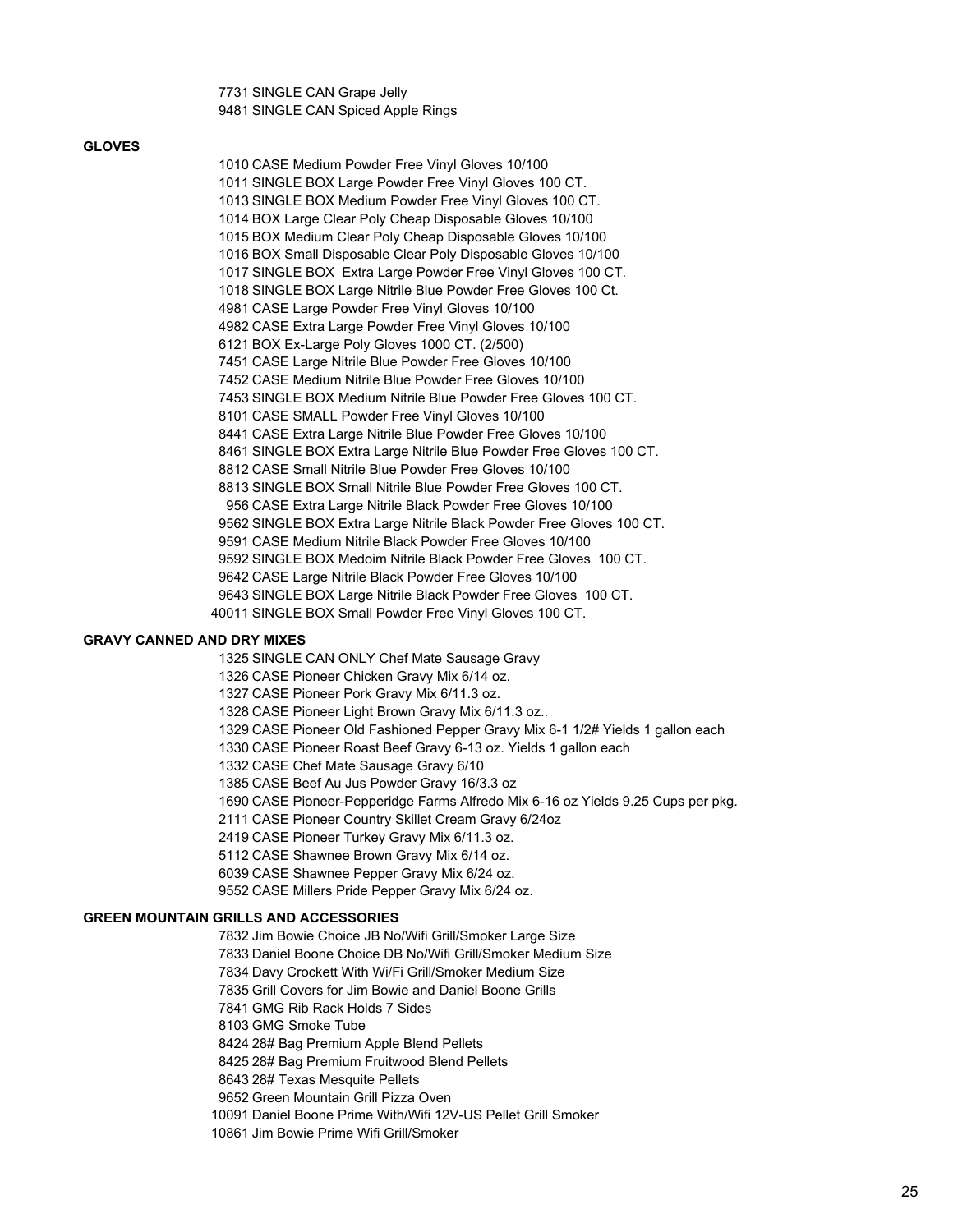7731 SINGLE CAN Grape Jelly
9481 SINGLE CAN Spiced Apple Rings

**GLOVES**

1010 CASE Medium Powder Free Vinyl Gloves 10/100
1011 SINGLE BOX Large Powder Free Vinyl Gloves 100 CT.
1013 SINGLE BOX Medium Powder Free Vinyl Gloves 100 CT.
1014 BOX Large Clear Poly Cheap Disposable Gloves 10/100
1015 BOX Medium Clear Poly Cheap Disposable Gloves 10/100
1016 BOX Small Disposable Clear Poly Disposable Gloves 10/100
1017 SINGLE BOX Extra Large Powder Free Vinyl Gloves 100 CT.
1018 SINGLE BOX Large Nitrile Blue Powder Free Gloves 100 Ct.
4981 CASE Large Powder Free Vinyl Gloves 10/100
4982 CASE Extra Large Powder Free Vinyl Gloves 10/100
6121 BOX Ex-Large Poly Gloves 1000 CT. (2/500)
7451 CASE Large Nitrile Blue Powder Free Gloves 10/100
7452 CASE Medium Nitrile Blue Powder Free Gloves 10/100
7453 SINGLE BOX Medium Nitrile Blue Powder Free Gloves 100 CT.
8101 CASE SMALL Powder Free Vinyl Gloves 10/100
8441 CASE Extra Large Nitrile Blue Powder Free Gloves 10/100
8461 SINGLE BOX Extra Large Nitrile Blue Powder Free Gloves 100 CT.
8812 CASE Small Nitrile Blue Powder Free Gloves 10/100
8813 SINGLE BOX Small Nitrile Blue Powder Free Gloves 100 CT.
956 CASE Extra Large Nitrile Black Powder Free Gloves 10/100
9562 SINGLE BOX Extra Large Nitrile Black Powder Free Gloves 100 CT.
9591 CASE Medium Nitrile Black Powder Free Gloves 10/100
9592 SINGLE BOX Medoim Nitrile Black Powder Free Gloves 100 CT.
9642 CASE Large Nitrile Black Powder Free Gloves 10/100
9643 SINGLE BOX Large Nitrile Black Powder Free Gloves 100 CT.
40011 SINGLE BOX Small Powder Free Vinyl Gloves 100 CT.

**GRAVY CANNED AND DRY MIXES**

1325 SINGLE CAN ONLY Chef Mate Sausage Gravy
1326 CASE Pioneer Chicken Gravy Mix 6/14 oz.
1327 CASE Pioneer Pork Gravy Mix 6/11.3 oz.
1328 CASE Pioneer Light Brown Gravy Mix 6/11.3 oz..
1329 CASE Pioneer Old Fashioned Pepper Gravy Mix 6-1 1/2# Yields 1 gallon each
1330 CASE Pioneer Roast Beef Gravy 6-13 oz. Yields 1 gallon each
1332 CASE Chef Mate Sausage Gravy 6/10
1385 CASE Beef Au Jus Powder Gravy 16/3.3 oz
1690 CASE Pioneer-Pepperidge Farms Alfredo Mix 6-16 oz Yields 9.25 Cups per pkg.
2111 CASE Pioneer Country Skillet Cream Gravy 6/24oz
2419 CASE Pioneer Turkey Gravy Mix 6/11.3 oz.
5112 CASE Shawnee Brown Gravy Mix 6/14 oz.
6039 CASE Shawnee Pepper Gravy Mix 6/24 oz.
9552 CASE Millers Pride Pepper Gravy Mix 6/24 oz.

**GREEN MOUNTAIN GRILLS AND ACCESSORIES**

7832 Jim Bowie Choice JB No/Wifi Grill/Smoker Large Size
7833 Daniel Boone Choice DB No/Wifi Grill/Smoker Medium Size
7834 Davy Crockett With Wi/Fi Grill/Smoker Medium Size
7835 Grill Covers for Jim Bowie and Daniel Boone Grills
7841 GMG Rib Rack Holds 7 Sides
8103 GMG Smoke Tube
8424 28# Bag Premium Apple Blend Pellets
8425 28# Bag Premium Fruitwood Blend Pellets
8643 28# Texas Mesquite Pellets
9652 Green Mountain Grill Pizza Oven
10091 Daniel Boone Prime With/Wifi 12V-US Pellet Grill Smoker
10861 Jim Bowie Prime Wifi Grill/Smoker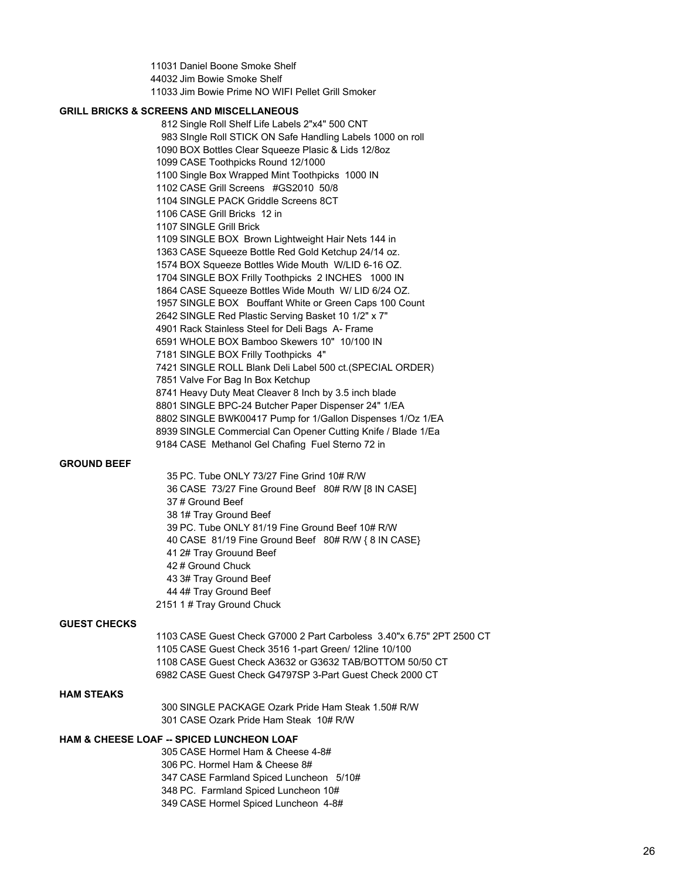11031 Daniel Boone Smoke Shelf
44032 Jim Bowie Smoke Shelf
11033 Jim Bowie Prime NO WIFI Pellet Grill Smoker

**GRILL BRICKS & SCREENS AND MISCELLANEOUS**

812 Single Roll Shelf Life Labels 2"x4" 500 CNT
983 SIngle Roll STICK ON Safe Handling Labels 1000 on roll
1090 BOX Bottles Clear Squeeze Plasic & Lids 12/8oz
1099 CASE Toothpicks Round 12/1000
1100 Single Box Wrapped Mint Toothpicks 1000 IN
1102 CASE Grill Screens #GS2010 50/8
1104 SINGLE PACK Griddle Screens 8CT
1106 CASE Grill Bricks 12 in
1107 SINGLE Grill Brick
1109 SINGLE BOX Brown Lightweight Hair Nets 144 in
1363 CASE Squeeze Bottle Red Gold Ketchup 24/14 oz.
1574 BOX Squeeze Bottles Wide Mouth W/LID 6-16 OZ.
1704 SINGLE BOX Frilly Toothpicks 2 INCHES 1000 IN
1864 CASE Squeeze Bottles Wide Mouth W/ LID 6/24 OZ.
1957 SINGLE BOX Bouffant White or Green Caps 100 Count
2642 SINGLE Red Plastic Serving Basket 10 1/2" x 7"
4901 Rack Stainless Steel for Deli Bags A- Frame
6591 WHOLE BOX Bamboo Skewers 10" 10/100 IN
7181 SINGLE BOX Frilly Toothpicks 4"
7421 SINGLE ROLL Blank Deli Label 500 ct.(SPECIAL ORDER)
7851 Valve For Bag In Box Ketchup
8741 Heavy Duty Meat Cleaver 8 Inch by 3.5 inch blade
8801 SINGLE BPC-24 Butcher Paper Dispenser 24" 1/EA
8802 SINGLE BWK00417 Pump for 1/Gallon Dispenses 1/Oz 1/EA
8939 SINGLE Commercial Can Opener Cutting Knife / Blade 1/Ea
9184 CASE Methanol Gel Chafing Fuel Sterno 72 in

**GROUND BEEF**

35 PC. Tube ONLY 73/27 Fine Grind 10# R/W
36 CASE 73/27 Fine Ground Beef 80# R/W [8 IN CASE]
37 # Ground Beef
38 1# Tray Ground Beef
39 PC. Tube ONLY 81/19 Fine Ground Beef 10# R/W
40 CASE 81/19 Fine Ground Beef 80# R/W { 8 IN CASE}
41 2# Tray Grouund Beef
42 # Ground Chuck
43 3# Tray Ground Beef
44 4# Tray Ground Beef
2151 1 # Tray Ground Chuck

**GUEST CHECKS**

1103 CASE Guest Check G7000 2 Part Carboless 3.40"x 6.75" 2PT 2500 CT
1105 CASE Guest Check 3516 1-part Green/ 12line 10/100
1108 CASE Guest Check A3632 or G3632 TAB/BOTTOM 50/50 CT
6982 CASE Guest Check G4797SP 3-Part Guest Check 2000 CT

**HAM STEAKS**

300 SINGLE PACKAGE Ozark Pride Ham Steak 1.50# R/W
301 CASE Ozark Pride Ham Steak 10# R/W

**HAM & CHEESE LOAF -- SPICED LUNCHEON LOAF**

305 CASE Hormel Ham & Cheese 4-8#
306 PC. Hormel Ham & Cheese 8#
347 CASE Farmland Spiced Luncheon 5/10#
348 PC. Farmland Spiced Luncheon 10#
349 CASE Hormel Spiced Luncheon 4-8#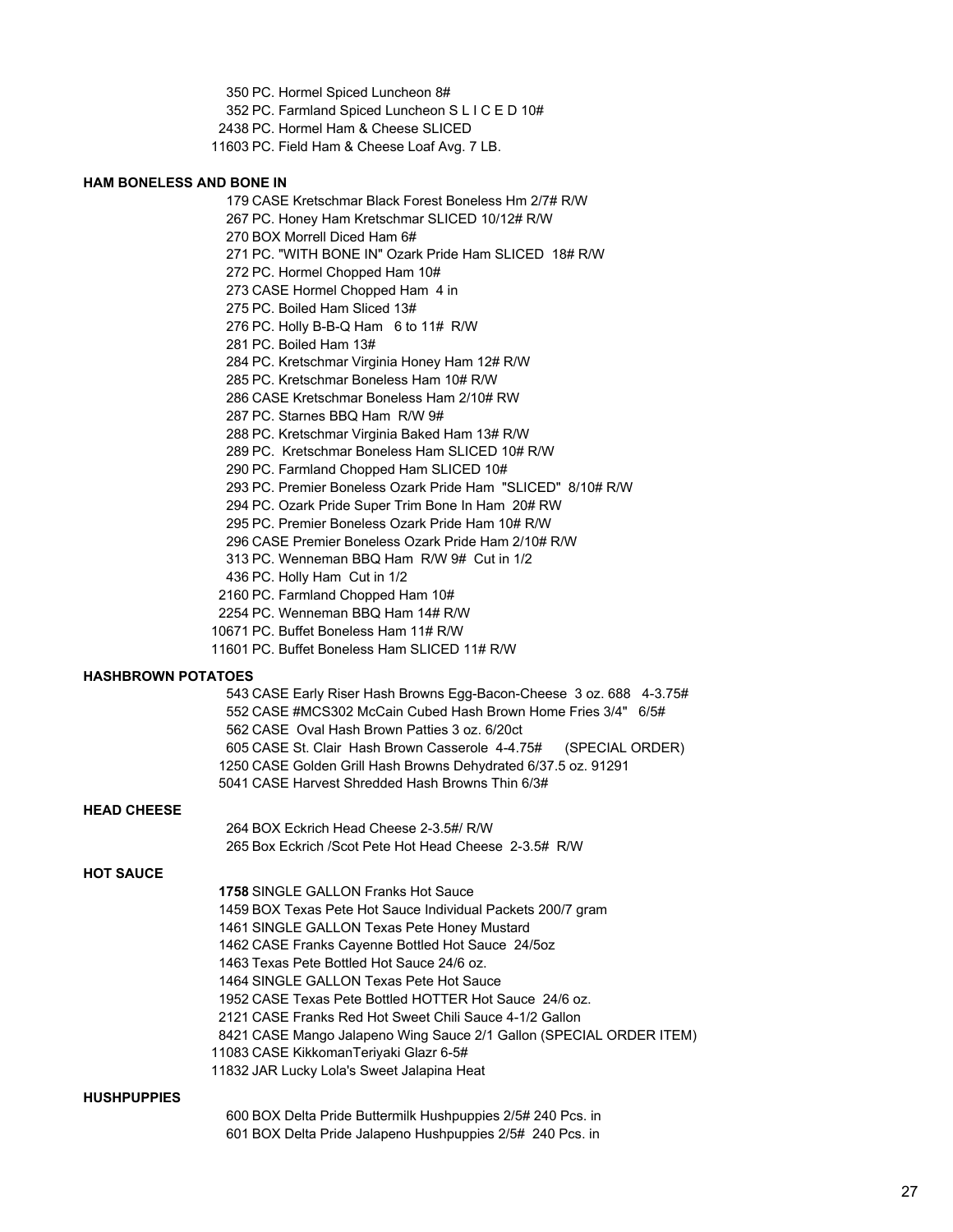350 PC. Hormel Spiced Luncheon 8#
352 PC. Farmland Spiced Luncheon S L I C E D 10#
2438 PC. Hormel Ham & Cheese SLICED
11603 PC. Field Ham & Cheese Loaf Avg. 7 LB.

**HAM BONELESS AND BONE IN**

179 CASE Kretschmar Black Forest Boneless Hm 2/7# R/W
267 PC. Honey Ham Kretschmar SLICED 10/12# R/W
270 BOX Morrell Diced Ham 6#
271 PC. "WITH BONE IN" Ozark Pride Ham SLICED 18# R/W
272 PC. Hormel Chopped Ham 10#
273 CASE Hormel Chopped Ham 4 in
275 PC. Boiled Ham Sliced 13#
276 PC. Holly B-B-Q Ham 6 to 11# R/W
281 PC. Boiled Ham 13#
284 PC. Kretschmar Virginia Honey Ham 12# R/W
285 PC. Kretschmar Boneless Ham 10# R/W
286 CASE Kretschmar Boneless Ham 2/10# RW
287 PC. Starnes BBQ Ham R/W 9#
288 PC. Kretschmar Virginia Baked Ham 13# R/W
289 PC. Kretschmar Boneless Ham SLICED 10# R/W
290 PC. Farmland Chopped Ham SLICED 10#
293 PC. Premier Boneless Ozark Pride Ham "SLICED" 8/10# R/W
294 PC. Ozark Pride Super Trim Bone In Ham 20# RW
295 PC. Premier Boneless Ozark Pride Ham 10# R/W
296 CASE Premier Boneless Ozark Pride Ham 2/10# R/W
313 PC. Wenneman BBQ Ham R/W 9# Cut in 1/2
436 PC. Holly Ham Cut in 1/2
2160 PC. Farmland Chopped Ham 10#
2254 PC. Wenneman BBQ Ham 14# R/W
10671 PC. Buffet Boneless Ham 11# R/W
11601 PC. Buffet Boneless Ham SLICED 11# R/W

**HASHBROWN POTATOES**

543 CASE Early Riser Hash Browns Egg-Bacon-Cheese 3 oz. 688 4-3.75#
552 CASE #MCS302 McCain Cubed Hash Brown Home Fries 3/4" 6/5#
562 CASE Oval Hash Brown Patties 3 oz. 6/20ct
605 CASE St. Clair Hash Brown Casserole 4-4.75# (SPECIAL ORDER)
1250 CASE Golden Grill Hash Browns Dehydrated 6/37.5 oz. 91291
5041 CASE Harvest Shredded Hash Browns Thin 6/3#

**HEAD CHEESE**

264 BOX Eckrich Head Cheese 2-3.5#/ R/W
265 Box Eckrich /Scot Pete Hot Head Cheese 2-3.5# R/W

**HOT SAUCE**

**1758** SINGLE GALLON Franks Hot Sauce
1459 BOX Texas Pete Hot Sauce Individual Packets 200/7 gram
1461 SINGLE GALLON Texas Pete Honey Mustard
1462 CASE Franks Cayenne Bottled Hot Sauce 24/5oz
1463 Texas Pete Bottled Hot Sauce 24/6 oz.
1464 SINGLE GALLON Texas Pete Hot Sauce
1952 CASE Texas Pete Bottled HOTTER Hot Sauce 24/6 oz.
2121 CASE Franks Red Hot Sweet Chili Sauce 4-1/2 Gallon
8421 CASE Mango Jalapeno Wing Sauce 2/1 Gallon (SPECIAL ORDER ITEM)
11083 CASE KikkomanTeriyaki Glazr 6-5#
11832 JAR Lucky Lola's Sweet Jalapina Heat

**HUSHPUPPIES**

600 BOX Delta Pride Buttermilk Hushpuppies 2/5# 240 Pcs. in
601 BOX Delta Pride Jalapeno Hushpuppies 2/5# 240 Pcs. in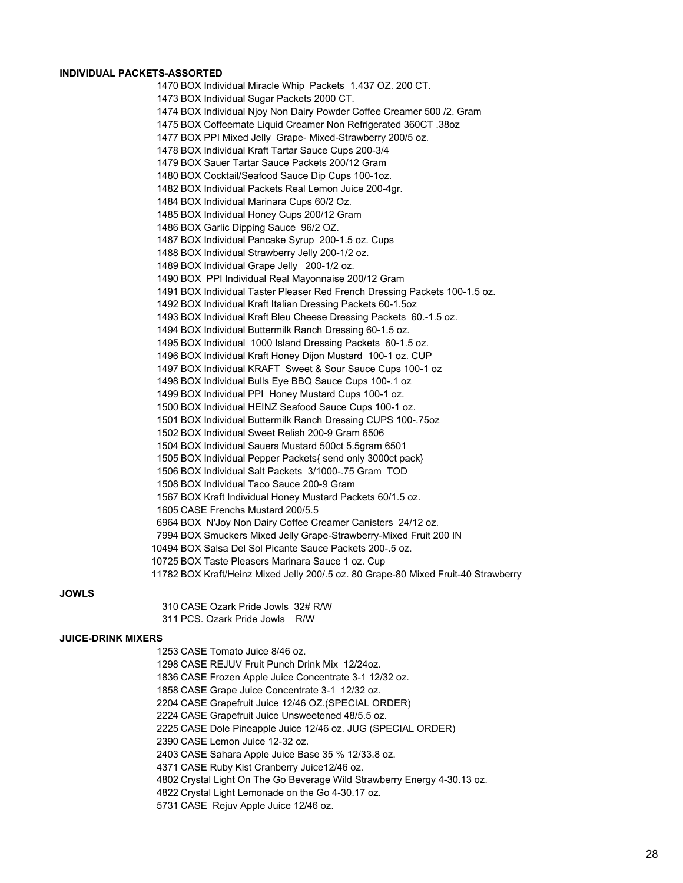**INDIVIDUAL PACKETS-ASSORTED**

1470 BOX Individual Miracle Whip Packets 1.437 OZ. 200 CT.
1473 BOX Individual Sugar Packets 2000 CT.
1474 BOX Individual Njoy Non Dairy Powder Coffee Creamer 500 /2. Gram
1475 BOX Coffeemate Liquid Creamer Non Refrigerated 360CT .38oz
1477 BOX PPI Mixed Jelly Grape- Mixed-Strawberry 200/5 oz.
1478 BOX Individual Kraft Tartar Sauce Cups 200-3/4
1479 BOX Sauer Tartar Sauce Packets 200/12 Gram
1480 BOX Cocktail/Seafood Sauce Dip Cups 100-1oz.
1482 BOX Individual Packets Real Lemon Juice 200-4gr.
1484 BOX Individual Marinara Cups 60/2 Oz.
1485 BOX Individual Honey Cups 200/12 Gram
1486 BOX Garlic Dipping Sauce 96/2 OZ.
1487 BOX Individual Pancake Syrup 200-1.5 oz. Cups
1488 BOX Individual Strawberry Jelly 200-1/2 oz.
1489 BOX Individual Grape Jelly 200-1/2 oz.
1490 BOX PPI Individual Real Mayonnaise 200/12 Gram
1491 BOX Individual Taster Pleaser Red French Dressing Packets 100-1.5 oz.
1492 BOX Individual Kraft Italian Dressing Packets 60-1.5oz
1493 BOX Individual Kraft Bleu Cheese Dressing Packets 60.-1.5 oz.
1494 BOX Individual Buttermilk Ranch Dressing 60-1.5 oz.
1495 BOX Individual 1000 Island Dressing Packets 60-1.5 oz.
1496 BOX Individual Kraft Honey Dijon Mustard 100-1 oz. CUP
1497 BOX Individual KRAFT Sweet & Sour Sauce Cups 100-1 oz
1498 BOX Individual Bulls Eye BBQ Sauce Cups 100-.1 oz
1499 BOX Individual PPI Honey Mustard Cups 100-1 oz.
1500 BOX Individual HEINZ Seafood Sauce Cups 100-1 oz.
1501 BOX Individual Buttermilk Ranch Dressing CUPS 100-.75oz
1502 BOX Individual Sweet Relish 200-9 Gram 6506
1504 BOX Individual Sauers Mustard 500ct 5.5gram 6501
1505 BOX Individual Pepper Packets{ send only 3000ct pack}
1506 BOX Individual Salt Packets 3/1000-.75 Gram TOD
1508 BOX Individual Taco Sauce 200-9 Gram
1567 BOX Kraft Individual Honey Mustard Packets 60/1.5 oz.
1605 CASE Frenchs Mustard 200/5.5
6964 BOX N'Joy Non Dairy Coffee Creamer Canisters 24/12 oz.
7994 BOX Smuckers Mixed Jelly Grape-Strawberry-Mixed Fruit 200 IN
10494 BOX Salsa Del Sol Picante Sauce Packets 200-.5 oz.
10725 BOX Taste Pleasers Marinara Sauce 1 oz. Cup
11782 BOX Kraft/Heinz Mixed Jelly 200/.5 oz. 80 Grape-80 Mixed Fruit-40 Strawberry

**JOWLS**

310 CASE Ozark Pride Jowls 32# R/W
311 PCS. Ozark Pride Jowls R/W

**JUICE-DRINK MIXERS**

1253 CASE Tomato Juice 8/46 oz.
1298 CASE REJUV Fruit Punch Drink Mix 12/24oz.
1836 CASE Frozen Apple Juice Concentrate 3-1 12/32 oz.
1858 CASE Grape Juice Concentrate 3-1 12/32 oz.
2204 CASE Grapefruit Juice 12/46 OZ.(SPECIAL ORDER)
2224 CASE Grapefruit Juice Unsweetened 48/5.5 oz.
2225 CASE Dole Pineapple Juice 12/46 oz. JUG (SPECIAL ORDER)
2390 CASE Lemon Juice 12-32 oz.
2403 CASE Sahara Apple Juice Base 35 % 12/33.8 oz.
4371 CASE Ruby Kist Cranberry Juice12/46 oz.
4802 Crystal Light On The Go Beverage Wild Strawberry Energy 4-30.13 oz.
4822 Crystal Light Lemonade on the Go 4-30.17 oz.
5731 CASE Rejuv Apple Juice 12/46 oz.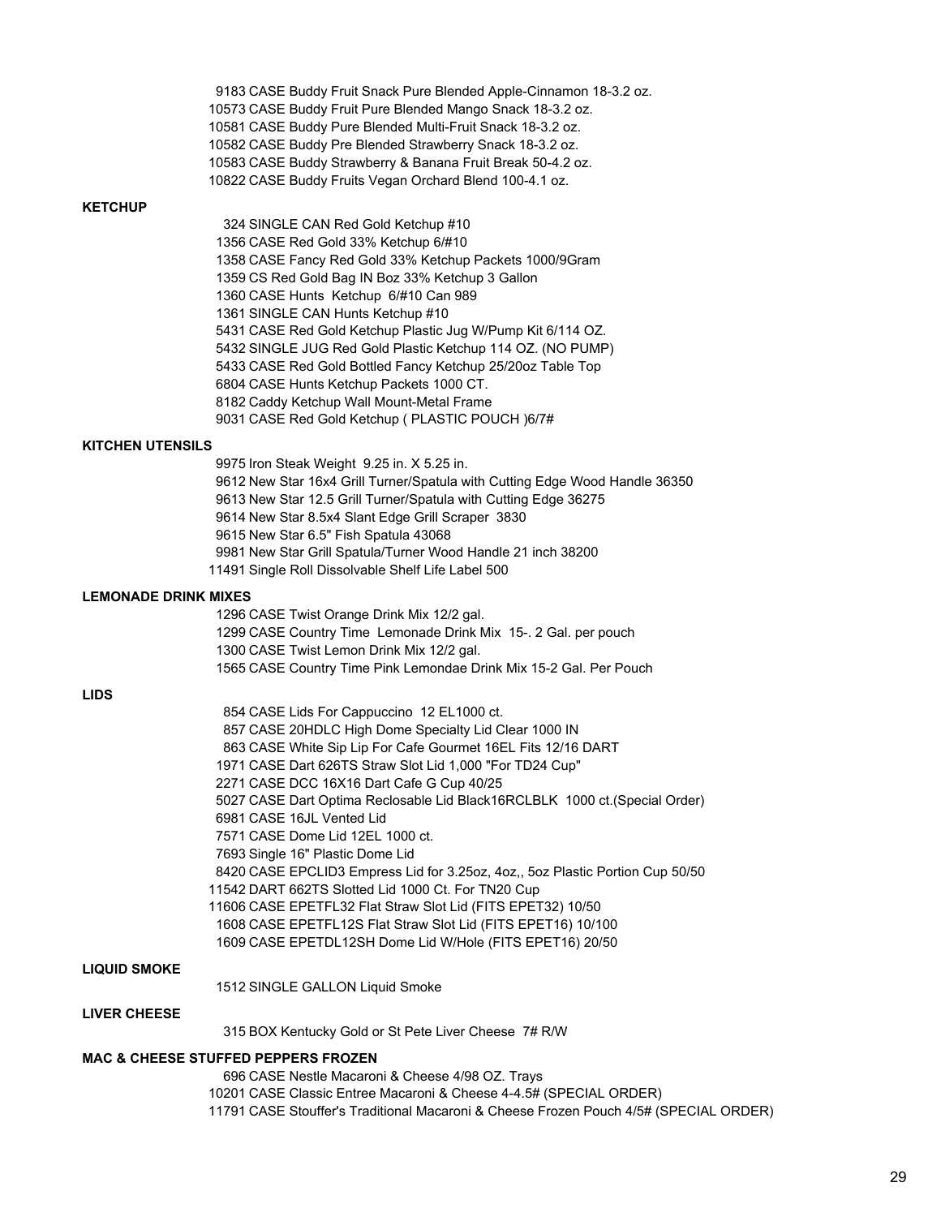9183 CASE Buddy Fruit Snack Pure Blended Apple-Cinnamon 18-3.2 oz.
10573 CASE Buddy Fruit Pure Blended Mango Snack 18-3.2 oz.
10581 CASE Buddy Pure Blended Multi-Fruit Snack 18-3.2 oz.
10582 CASE Buddy Pre Blended Strawberry Snack 18-3.2 oz.
10583 CASE Buddy Strawberry & Banana Fruit Break 50-4.2 oz.
10822 CASE Buddy Fruits Vegan Orchard Blend 100-4.1 oz.

**KETCHUP**

324 SINGLE CAN Red Gold Ketchup #10
1356 CASE Red Gold 33% Ketchup 6/#10
1358 CASE Fancy Red Gold 33% Ketchup Packets 1000/9Gram
1359 CS Red Gold Bag IN Boz 33% Ketchup 3 Gallon
1360 CASE Hunts Ketchup 6/#10 Can 989
1361 SINGLE CAN Hunts Ketchup #10
5431 CASE Red Gold Ketchup Plastic Jug W/Pump Kit 6/114 OZ.
5432 SINGLE JUG Red Gold Plastic Ketchup 114 OZ. (NO PUMP)
5433 CASE Red Gold Bottled Fancy Ketchup 25/20oz Table Top
6804 CASE Hunts Ketchup Packets 1000 CT.
8182 Caddy Ketchup Wall Mount-Metal Frame
9031 CASE Red Gold Ketchup ( PLASTIC POUCH )6/7#

**KITCHEN UTENSILS**

9975 Iron Steak Weight 9.25 in. X 5.25 in.
9612 New Star 16x4 Grill Turner/Spatula with Cutting Edge Wood Handle 36350
9613 New Star 12.5 Grill Turner/Spatula with Cutting Edge 36275
9614 New Star 8.5x4 Slant Edge Grill Scraper 3830
9615 New Star 6.5" Fish Spatula 43068
9981 New Star Grill Spatula/Turner Wood Handle 21 inch 38200
11491 Single Roll Dissolvable Shelf Life Label 500

**LEMONADE DRINK MIXES**

1296 CASE Twist Orange Drink Mix 12/2 gal.
1299 CASE Country Time Lemonade Drink Mix 15-. 2 Gal. per pouch
1300 CASE Twist Lemon Drink Mix 12/2 gal.
1565 CASE Country Time Pink Lemondae Drink Mix 15-2 Gal. Per Pouch

**LIDS**

854 CASE Lids For Cappuccino 12 EL1000 ct.
857 CASE 20HDLC High Dome Specialty Lid Clear 1000 IN
863 CASE White Sip Lip For Cafe Gourmet 16EL Fits 12/16 DART
1971 CASE Dart 626TS Straw Slot Lid 1,000 "For TD24 Cup"
2271 CASE DCC 16X16 Dart Cafe G Cup 40/25
5027 CASE Dart Optima Reclosable Lid Black16RCLBLK 1000 ct.(Special Order)
6981 CASE 16JL Vented Lid
7571 CASE Dome Lid 12EL 1000 ct.
7693 Single 16" Plastic Dome Lid
8420 CASE EPCLID3 Empress Lid for 3.25oz, 4oz,, 5oz Plastic Portion Cup 50/50
11542 DART 662TS Slotted Lid 1000 Ct. For TN20 Cup
11606 CASE EPETFL32 Flat Straw Slot Lid (FITS EPET32) 10/50
1608 CASE EPETFL12S Flat Straw Slot Lid (FITS EPET16) 10/100
1609 CASE EPETDL12SH Dome Lid W/Hole (FITS EPET16) 20/50

**LIQUID SMOKE**

1512 SINGLE GALLON Liquid Smoke

**LIVER CHEESE**

315 BOX Kentucky Gold or St Pete Liver Cheese 7# R/W

**MAC & CHEESE STUFFED PEPPERS FROZEN**

696 CASE Nestle Macaroni & Cheese 4/98 OZ. Trays
10201 CASE Classic Entree Macaroni & Cheese 4-4.5# (SPECIAL ORDER)
11791 CASE Stouffer's Traditional Macaroni & Cheese Frozen Pouch 4/5# (SPECIAL ORDER)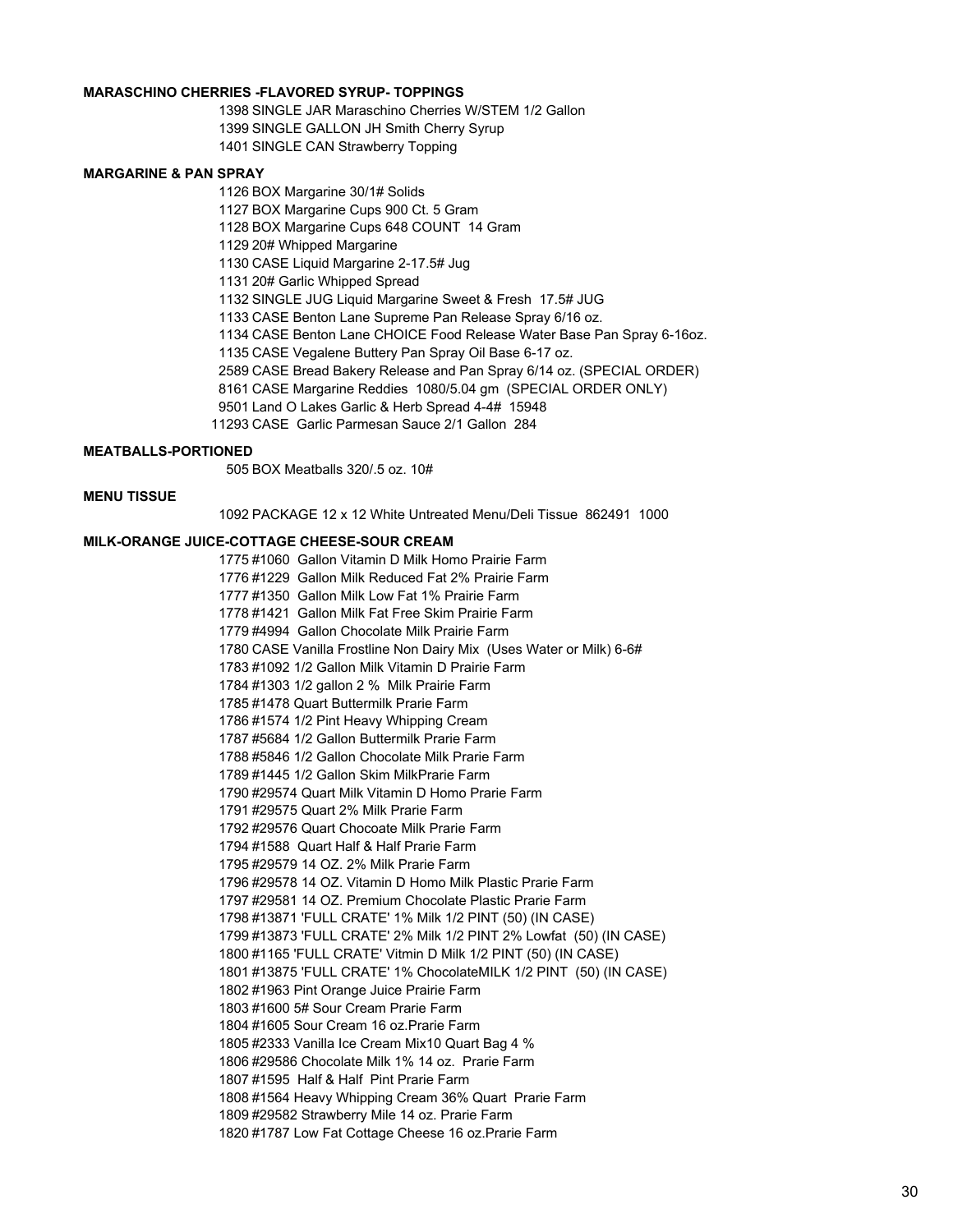**MARASCHINO CHERRIES -FLAVORED SYRUP- TOPPINGS**

1398 SINGLE JAR Maraschino Cherries W/STEM 1/2 Gallon
1399 SINGLE GALLON JH Smith Cherry Syrup
1401 SINGLE CAN Strawberry Topping

**MARGARINE & PAN SPRAY**

1126 BOX Margarine 30/1# Solids
1127 BOX Margarine Cups 900 Ct. 5 Gram
1128 BOX Margarine Cups 648 COUNT 14 Gram
1129 20# Whipped Margarine
1130 CASE Liquid Margarine 2-17.5# Jug
1131 20# Garlic Whipped Spread
1132 SINGLE JUG Liquid Margarine Sweet & Fresh 17.5# JUG
1133 CASE Benton Lane Supreme Pan Release Spray 6/16 oz.
1134 CASE Benton Lane CHOICE Food Release Water Base Pan Spray 6-16oz.
1135 CASE Vegalene Buttery Pan Spray Oil Base 6-17 oz.
2589 CASE Bread Bakery Release and Pan Spray 6/14 oz. (SPECIAL ORDER)
8161 CASE Margarine Reddies 1080/5.04 gm (SPECIAL ORDER ONLY)
9501 Land O Lakes Garlic & Herb Spread 4-4# 15948
11293 CASE Garlic Parmesan Sauce 2/1 Gallon 284

**MEATBALLS-PORTIONED**

505 BOX Meatballs 320/.5 oz. 10#

**MENU TISSUE**

1092 PACKAGE 12 x 12 White Untreated Menu/Deli Tissue 862491 1000

**MILK-ORANGE JUICE-COTTAGE CHEESE-SOUR CREAM**

1775 #1060 Gallon Vitamin D Milk Homo Prairie Farm
1776 #1229 Gallon Milk Reduced Fat 2% Prairie Farm
1777 #1350 Gallon Milk Low Fat 1% Prairie Farm
1778 #1421 Gallon Milk Fat Free Skim Prairie Farm
1779 #4994 Gallon Chocolate Milk Prairie Farm
1780 CASE Vanilla Frostline Non Dairy Mix (Uses Water or Milk) 6-6#
1783 #1092 1/2 Gallon Milk Vitamin D Prairie Farm
1784 #1303 1/2 gallon 2 % Milk Prairie Farm
1785 #1478 Quart Buttermilk Prarie Farm
1786 #1574 1/2 Pint Heavy Whipping Cream
1787 #5684 1/2 Gallon Buttermilk Prarie Farm
1788 #5846 1/2 Gallon Chocolate Milk Prarie Farm
1789 #1445 1/2 Gallon Skim MilkPrarie Farm
1790 #29574 Quart Milk Vitamin D Homo Prarie Farm
1791 #29575 Quart 2% Milk Prarie Farm
1792 #29576 Quart Chocoate Milk Prarie Farm
1794 #1588 Quart Half & Half Prarie Farm
1795 #29579 14 OZ. 2% Milk Prarie Farm
1796 #29578 14 OZ. Vitamin D Homo Milk Plastic Prarie Farm
1797 #29581 14 OZ. Premium Chocolate Plastic Prarie Farm
1798 #13871 'FULL CRATE' 1% Milk 1/2 PINT (50) (IN CASE)
1799 #13873 'FULL CRATE' 2% Milk 1/2 PINT 2% Lowfat (50) (IN CASE)
1800 #1165 'FULL CRATE' Vitmin D Milk 1/2 PINT (50) (IN CASE)
1801 #13875 'FULL CRATE' 1% ChocolateMILK 1/2 PINT (50) (IN CASE)
1802 #1963 Pint Orange Juice Prairie Farm
1803 #1600 5# Sour Cream Prarie Farm
1804 #1605 Sour Cream 16 oz.Prarie Farm
1805 #2333 Vanilla Ice Cream Mix10 Quart Bag 4 %
1806 #29586 Chocolate Milk 1% 14 oz. Prarie Farm
1807 #1595 Half & Half Pint Prarie Farm
1808 #1564 Heavy Whipping Cream 36% Quart Prarie Farm
1809 #29582 Strawberry Mile 14 oz. Prarie Farm
1820 #1787 Low Fat Cottage Cheese 16 oz.Prarie Farm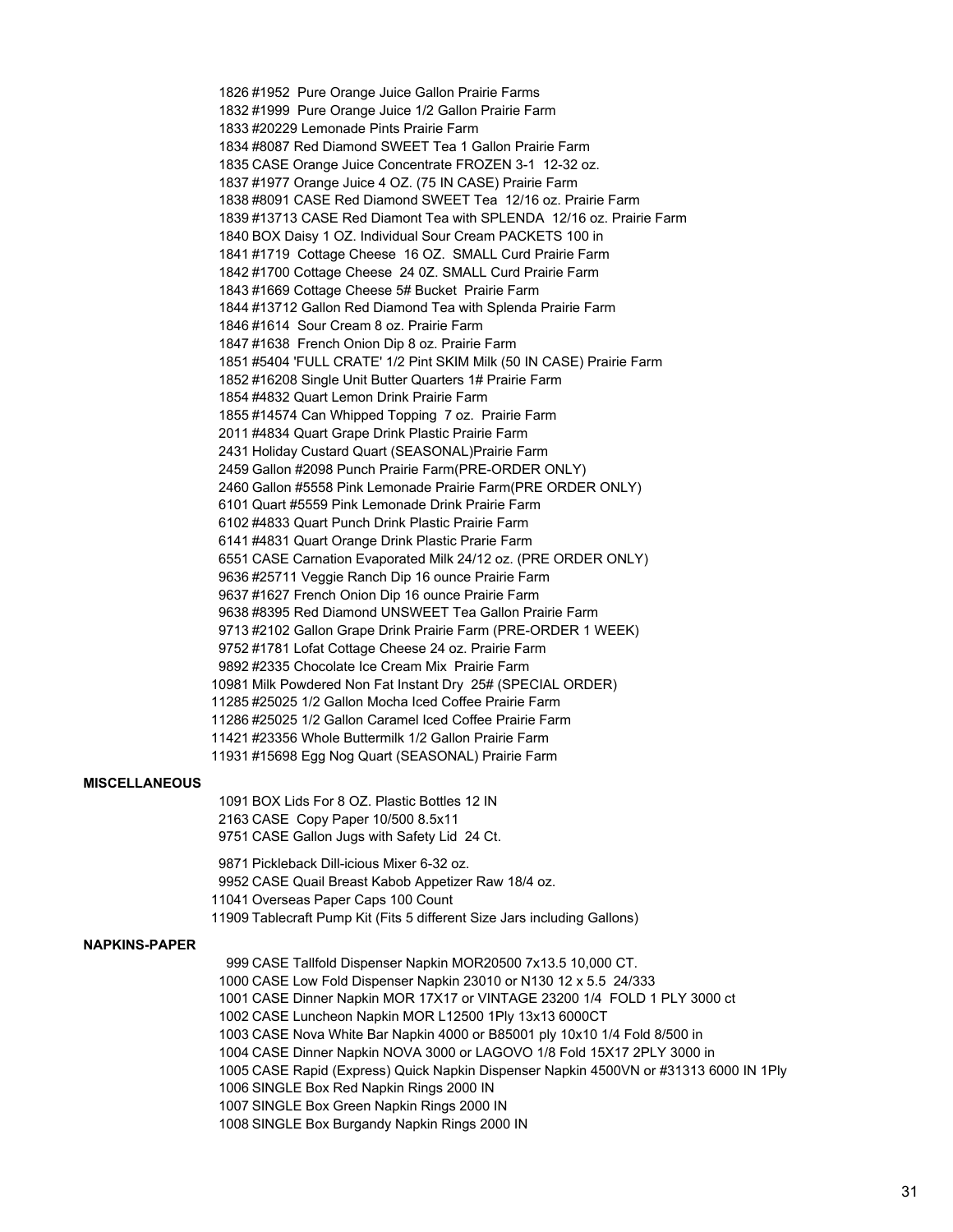1826 #1952 Pure Orange Juice Gallon Prairie Farms
1832 #1999 Pure Orange Juice 1/2 Gallon Prairie Farm
1833 #20229 Lemonade Pints Prairie Farm
1834 #8087 Red Diamond SWEET Tea 1 Gallon Prairie Farm
1835 CASE Orange Juice Concentrate FROZEN 3-1 12-32 oz.
1837 #1977 Orange Juice 4 OZ. (75 IN CASE) Prairie Farm
1838 #8091 CASE Red Diamond SWEET Tea 12/16 oz. Prairie Farm
1839 #13713 CASE Red Diamont Tea with SPLENDA 12/16 oz. Prairie Farm
1840 BOX Daisy 1 OZ. Individual Sour Cream PACKETS 100 in
1841 #1719 Cottage Cheese 16 OZ. SMALL Curd Prairie Farm
1842 #1700 Cottage Cheese 24 0Z. SMALL Curd Prairie Farm
1843 #1669 Cottage Cheese 5# Bucket Prairie Farm
1844 #13712 Gallon Red Diamond Tea with Splenda Prairie Farm
1846 #1614 Sour Cream 8 oz. Prairie Farm
1847 #1638 French Onion Dip 8 oz. Prairie Farm
1851 #5404 'FULL CRATE' 1/2 Pint SKIM Milk (50 IN CASE) Prairie Farm
1852 #16208 Single Unit Butter Quarters 1# Prairie Farm
1854 #4832 Quart Lemon Drink Prairie Farm
1855 #14574 Can Whipped Topping 7 oz. Prairie Farm
2011 #4834 Quart Grape Drink Plastic Prairie Farm
2431 Holiday Custard Quart (SEASONAL)Prairie Farm
2459 Gallon #2098 Punch Prairie Farm(PRE-ORDER ONLY)
2460 Gallon #5558 Pink Lemonade Prairie Farm(PRE ORDER ONLY)
6101 Quart #5559 Pink Lemonade Drink Prairie Farm
6102 #4833 Quart Punch Drink Plastic Prairie Farm
6141 #4831 Quart Orange Drink Plastic Prarie Farm
6551 CASE Carnation Evaporated Milk 24/12 oz. (PRE ORDER ONLY)
9636 #25711 Veggie Ranch Dip 16 ounce Prairie Farm
9637 #1627 French Onion Dip 16 ounce Prairie Farm
9638 #8395 Red Diamond UNSWEET Tea Gallon Prairie Farm
9713 #2102 Gallon Grape Drink Prairie Farm (PRE-ORDER 1 WEEK)
9752 #1781 Lofat Cottage Cheese 24 oz. Prairie Farm
9892 #2335 Chocolate Ice Cream Mix Prairie Farm
10981 Milk Powdered Non Fat Instant Dry 25# (SPECIAL ORDER)
11285 #25025 1/2 Gallon Mocha Iced Coffee Prairie Farm
11286 #25025 1/2 Gallon Caramel Iced Coffee Prairie Farm
11421 #23356 Whole Buttermilk 1/2 Gallon Prairie Farm
11931 #15698 Egg Nog Quart (SEASONAL) Prairie Farm

**MISCELLANEOUS**

1091 BOX Lids For 8 OZ. Plastic Bottles 12 IN
2163 CASE Copy Paper 10/500 8.5x11
9751 CASE Gallon Jugs with Safety Lid 24 Ct.

9871 Pickleback Dill-icious Mixer 6-32 oz.
9952 CASE Quail Breast Kabob Appetizer Raw 18/4 oz.
11041 Overseas Paper Caps 100 Count
11909 Tablecraft Pump Kit (Fits 5 different Size Jars including Gallons)

**NAPKINS-PAPER**

999 CASE Tallfold Dispenser Napkin MOR20500 7x13.5 10,000 CT.
1000 CASE Low Fold Dispenser Napkin 23010 or N130 12 x 5.5 24/333
1001 CASE Dinner Napkin MOR 17X17 or VINTAGE 23200 1/4 FOLD 1 PLY 3000 ct
1002 CASE Luncheon Napkin MOR L12500 1Ply 13x13 6000CT
1003 CASE Nova White Bar Napkin 4000 or B85001 ply 10x10 1/4 Fold 8/500 in
1004 CASE Dinner Napkin NOVA 3000 or LAGOVO 1/8 Fold 15X17 2PLY 3000 in
1005 CASE Rapid (Express) Quick Napkin Dispenser Napkin 4500VN or #31313 6000 IN 1Ply
1006 SINGLE Box Red Napkin Rings 2000 IN
1007 SINGLE Box Green Napkin Rings 2000 IN
1008 SINGLE Box Burgandy Napkin Rings 2000 IN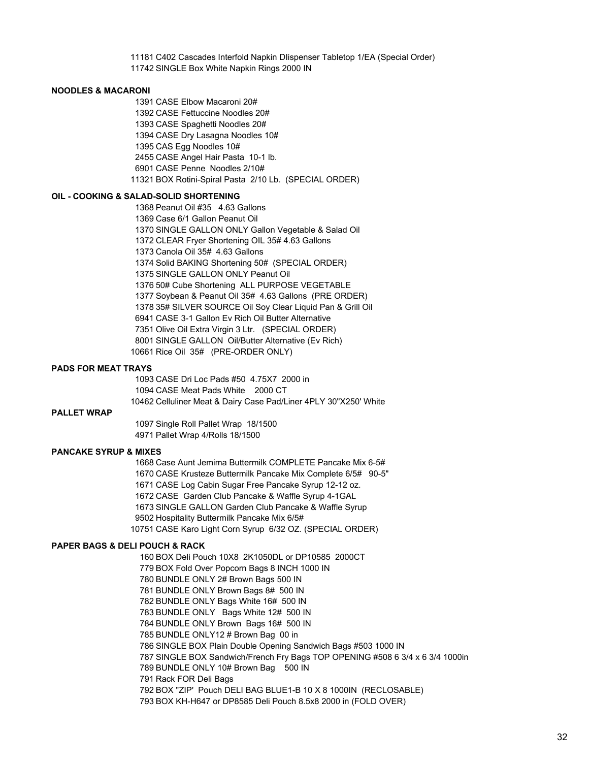11181 C402 Cascades Interfold Napkin DIispenser Tabletop 1/EA (Special Order)
11742 SINGLE Box White Napkin Rings 2000 IN

**NOODLES & MACARONI**

1391 CASE Elbow Macaroni 20#
1392 CASE Fettuccine Noodles 20#
1393 CASE Spaghetti Noodles 20#
1394 CASE Dry Lasagna Noodles 10#
1395 CAS Egg Noodles 10#
2455 CASE Angel Hair Pasta 10-1 lb.
6901 CASE Penne Noodles 2/10#
11321 BOX Rotini-Spiral Pasta 2/10 Lb. (SPECIAL ORDER)

**OIL - COOKING & SALAD-SOLID SHORTENING**

1368 Peanut Oil #35 4.63 Gallons
1369 Case 6/1 Gallon Peanut Oil
1370 SINGLE GALLON ONLY Gallon Vegetable & Salad Oil
1372 CLEAR Fryer Shortening OIL 35# 4.63 Gallons
1373 Canola Oil 35# 4.63 Gallons
1374 Solid BAKING Shortening 50# (SPECIAL ORDER)
1375 SINGLE GALLON ONLY Peanut Oil
1376 50# Cube Shortening ALL PURPOSE VEGETABLE
1377 Soybean & Peanut Oil 35# 4.63 Gallons (PRE ORDER)
1378 35# SILVER SOURCE Oil Soy Clear Liquid Pan & Grill Oil
6941 CASE 3-1 Gallon Ev Rich Oil Butter Alternative
7351 Olive Oil Extra Virgin 3 Ltr. (SPECIAL ORDER)
8001 SINGLE GALLON Oil/Butter Alternative (Ev Rich)
10661 Rice Oil 35# (PRE-ORDER ONLY)

**PADS FOR MEAT TRAYS**

1093 CASE Dri Loc Pads #50 4.75X7 2000 in
1094 CASE Meat Pads White 2000 CT
10462 Celluliner Meat & Dairy Case Pad/Liner 4PLY 30"X250' White

**PALLET WRAP**

1097 Single Roll Pallet Wrap 18/1500
4971 Pallet Wrap 4/Rolls 18/1500

**PANCAKE SYRUP & MIXES**

1668 Case Aunt Jemima Buttermilk COMPLETE Pancake Mix 6-5#
1670 CASE Krusteze Buttermilk Pancake Mix Complete 6/5# 90-5"
1671 CASE Log Cabin Sugar Free Pancake Syrup 12-12 oz.
1672 CASE Garden Club Pancake & Waffle Syrup 4-1GAL
1673 SINGLE GALLON Garden Club Pancake & Waffle Syrup
9502 Hospitality Buttermilk Pancake Mix 6/5#
10751 CASE Karo Light Corn Syrup 6/32 OZ. (SPECIAL ORDER)

**PAPER BAGS & DELI POUCH & RACK**

160 BOX Deli Pouch 10X8 2K1050DL or DP10585 2000CT
779 BOX Fold Over Popcorn Bags 8 INCH 1000 IN
780 BUNDLE ONLY 2# Brown Bags 500 IN
781 BUNDLE ONLY Brown Bags 8# 500 IN
782 BUNDLE ONLY Bags White 16# 500 IN
783 BUNDLE ONLY Bags White 12# 500 IN
784 BUNDLE ONLY Brown Bags 16# 500 IN
785 BUNDLE ONLY12 # Brown Bag 00 in
786 SINGLE BOX Plain Double Opening Sandwich Bags #503 1000 IN
787 SINGLE BOX Sandwich/French Fry Bags TOP OPENING #508 6 3/4 x 6 3/4 1000in
789 BUNDLE ONLY 10# Brown Bag 500 IN
791 Rack FOR Deli Bags
792 BOX "ZIP' Pouch DELI BAG BLUE1-B 10 X 8 1000IN (RECLOSABLE)
793 BOX KH-H647 or DP8585 Deli Pouch 8.5x8 2000 in (FOLD OVER)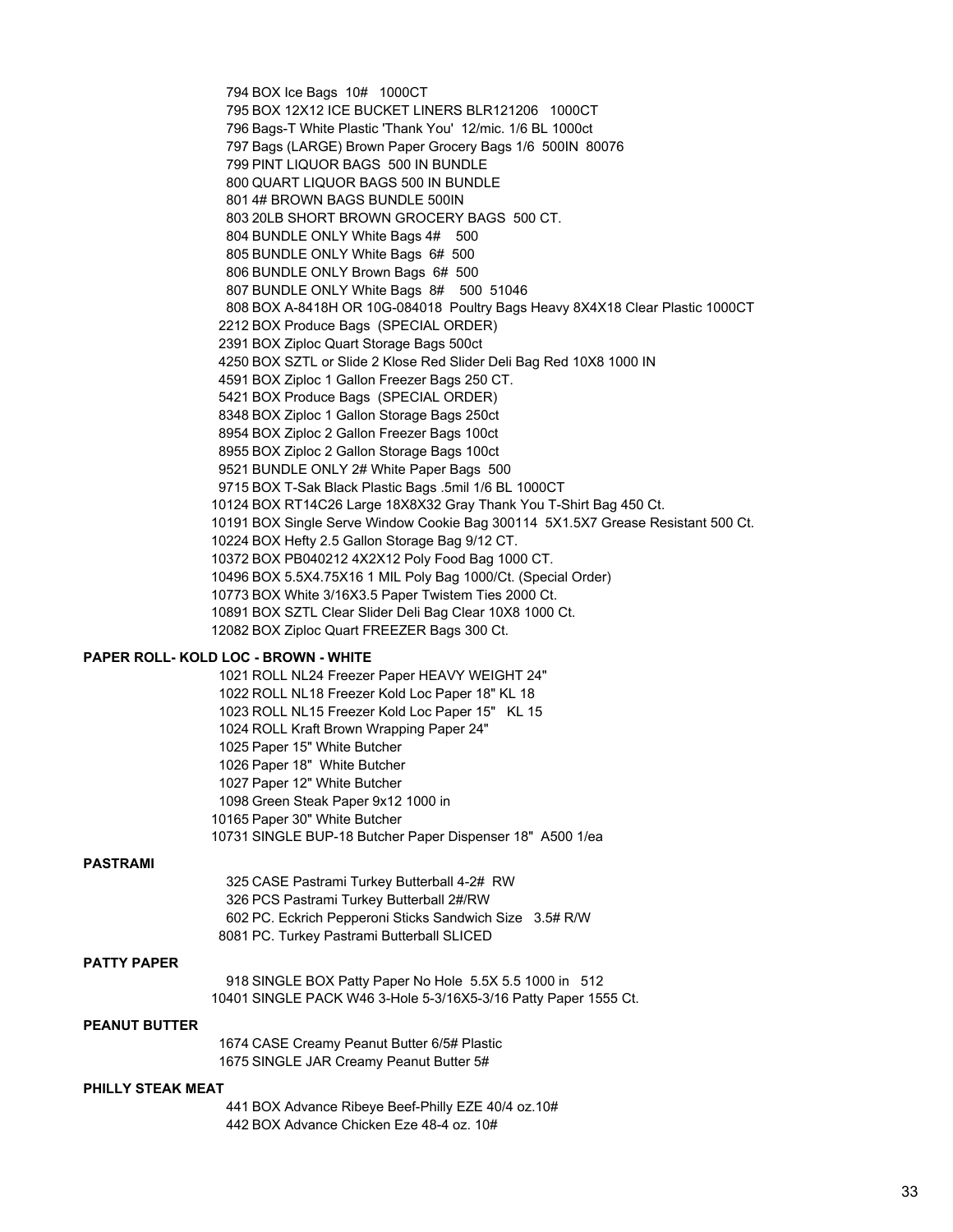794 BOX Ice Bags 10# 1000CT
795 BOX 12X12 ICE BUCKET LINERS BLR121206 1000CT
796 Bags-T White Plastic 'Thank You' 12/mic. 1/6 BL 1000ct
797 Bags (LARGE) Brown Paper Grocery Bags 1/6 500IN 80076
799 PINT LIQUOR BAGS 500 IN BUNDLE
800 QUART LIQUOR BAGS 500 IN BUNDLE
801 4# BROWN BAGS BUNDLE 500IN
803 20LB SHORT BROWN GROCERY BAGS 500 CT.
804 BUNDLE ONLY White Bags 4# 500
805 BUNDLE ONLY White Bags 6# 500
806 BUNDLE ONLY Brown Bags 6# 500
807 BUNDLE ONLY White Bags 8# 500 51046
808 BOX A-8418H OR 10G-084018 Poultry Bags Heavy 8X4X18 Clear Plastic 1000CT
2212 BOX Produce Bags (SPECIAL ORDER)
2391 BOX Ziploc Quart Storage Bags 500ct
4250 BOX SZTL or Slide 2 Klose Red Slider Deli Bag Red 10X8 1000 IN
4591 BOX Ziploc 1 Gallon Freezer Bags 250 CT.
5421 BOX Produce Bags (SPECIAL ORDER)
8348 BOX Ziploc 1 Gallon Storage Bags 250ct
8954 BOX Ziploc 2 Gallon Freezer Bags 100ct
8955 BOX Ziploc 2 Gallon Storage Bags 100ct
9521 BUNDLE ONLY 2# White Paper Bags 500
9715 BOX T-Sak Black Plastic Bags .5mil 1/6 BL 1000CT
10124 BOX RT14C26 Large 18X8X32 Gray Thank You T-Shirt Bag 450 Ct.
10191 BOX Single Serve Window Cookie Bag 300114 5X1.5X7 Grease Resistant 500 Ct.
10224 BOX Hefty 2.5 Gallon Storage Bag 9/12 CT.
10372 BOX PB040212 4X2X12 Poly Food Bag 1000 CT.
10496 BOX 5.5X4.75X16 1 MIL Poly Bag 1000/Ct. (Special Order)
10773 BOX White 3/16X3.5 Paper Twistem Ties 2000 Ct.
10891 BOX SZTL Clear Slider Deli Bag Clear 10X8 1000 Ct.
12082 BOX Ziploc Quart FREEZER Bags 300 Ct.

**PAPER ROLL- KOLD LOC - BROWN - WHITE**

1021 ROLL NL24 Freezer Paper HEAVY WEIGHT 24"
1022 ROLL NL18 Freezer Kold Loc Paper 18" KL 18
1023 ROLL NL15 Freezer Kold Loc Paper 15" KL 15
1024 ROLL Kraft Brown Wrapping Paper 24"
1025 Paper 15" White Butcher
1026 Paper 18" White Butcher
1027 Paper 12" White Butcher
1098 Green Steak Paper 9x12 1000 in
10165 Paper 30" White Butcher
10731 SINGLE BUP-18 Butcher Paper Dispenser 18" A500 1/ea

**PASTRAMI**

325 CASE Pastrami Turkey Butterball 4-2# RW
326 PCS Pastrami Turkey Butterball 2#/RW
602 PC. Eckrich Pepperoni Sticks Sandwich Size 3.5# R/W
8081 PC. Turkey Pastrami Butterball SLICED

**PATTY PAPER**

918 SINGLE BOX Patty Paper No Hole 5.5X 5.5 1000 in 512
10401 SINGLE PACK W46 3-Hole 5-3/16X5-3/16 Patty Paper 1555 Ct.

**PEANUT BUTTER**

1674 CASE Creamy Peanut Butter 6/5# Plastic
1675 SINGLE JAR Creamy Peanut Butter 5#

**PHILLY STEAK MEAT**

441 BOX Advance Ribeye Beef-Philly EZE 40/4 oz.10#
442 BOX Advance Chicken Eze 48-4 oz. 10#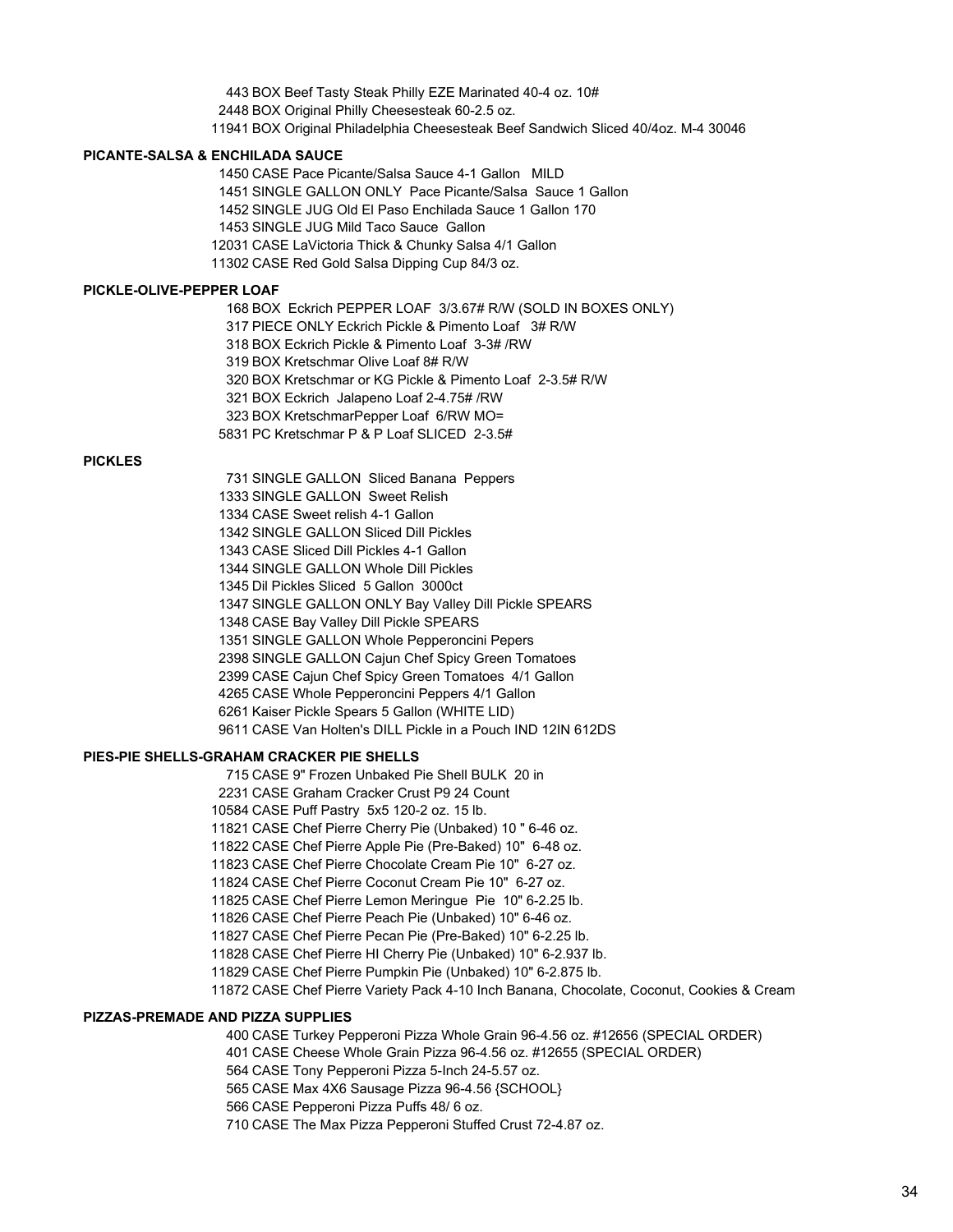443 BOX Beef Tasty Steak Philly EZE Marinated 40-4 oz. 10#
2448 BOX Original Philly Cheesesteak 60-2.5 oz.
11941 BOX Original Philadelphia Cheesesteak Beef Sandwich Sliced 40/4oz. M-4 30046

**PICANTE-SALSA & ENCHILADA SAUCE**

1450 CASE Pace Picante/Salsa Sauce 4-1 Gallon MILD
1451 SINGLE GALLON ONLY Pace Picante/Salsa Sauce 1 Gallon
1452 SINGLE JUG Old El Paso Enchilada Sauce 1 Gallon 170
1453 SINGLE JUG Mild Taco Sauce Gallon
12031 CASE LaVictoria Thick & Chunky Salsa 4/1 Gallon
11302 CASE Red Gold Salsa Dipping Cup 84/3 oz.

**PICKLE-OLIVE-PEPPER LOAF**

168 BOX Eckrich PEPPER LOAF 3/3.67# R/W (SOLD IN BOXES ONLY)
317 PIECE ONLY Eckrich Pickle & Pimento Loaf 3# R/W
318 BOX Eckrich Pickle & Pimento Loaf 3-3# /RW
319 BOX Kretschmar Olive Loaf 8# R/W
320 BOX Kretschmar or KG Pickle & Pimento Loaf 2-3.5# R/W
321 BOX Eckrich Jalapeno Loaf 2-4.75# /RW
323 BOX KretschmarPepper Loaf 6/RW MO=
5831 PC Kretschmar P & P Loaf SLICED 2-3.5#

**PICKLES**

731 SINGLE GALLON Sliced Banana Peppers
1333 SINGLE GALLON Sweet Relish
1334 CASE Sweet relish 4-1 Gallon
1342 SINGLE GALLON Sliced Dill Pickles
1343 CASE Sliced Dill Pickles 4-1 Gallon
1344 SINGLE GALLON Whole Dill Pickles
1345 Dil Pickles Sliced 5 Gallon 3000ct
1347 SINGLE GALLON ONLY Bay Valley Dill Pickle SPEARS
1348 CASE Bay Valley Dill Pickle SPEARS
1351 SINGLE GALLON Whole Pepperoncini Pepers
2398 SINGLE GALLON Cajun Chef Spicy Green Tomatoes
2399 CASE Cajun Chef Spicy Green Tomatoes 4/1 Gallon
4265 CASE Whole Pepperoncini Peppers 4/1 Gallon
6261 Kaiser Pickle Spears 5 Gallon (WHITE LID)
9611 CASE Van Holten's DILL Pickle in a Pouch IND 12IN 612DS

**PIES-PIE SHELLS-GRAHAM CRACKER PIE SHELLS**

715 CASE 9" Frozen Unbaked Pie Shell BULK 20 in
2231 CASE Graham Cracker Crust P9 24 Count
10584 CASE Puff Pastry 5x5 120-2 oz. 15 lb.
11821 CASE Chef Pierre Cherry Pie (Unbaked) 10 " 6-46 oz.
11822 CASE Chef Pierre Apple Pie (Pre-Baked) 10" 6-48 oz.
11823 CASE Chef Pierre Chocolate Cream Pie 10" 6-27 oz.
11824 CASE Chef Pierre Coconut Cream Pie 10" 6-27 oz.
11825 CASE Chef Pierre Lemon Meringue Pie 10" 6-2.25 lb.
11826 CASE Chef Pierre Peach Pie (Unbaked) 10" 6-46 oz.
11827 CASE Chef Pierre Pecan Pie (Pre-Baked) 10" 6-2.25 lb.
11828 CASE Chef Pierre HI Cherry Pie (Unbaked) 10" 6-2.937 lb.
11829 CASE Chef Pierre Pumpkin Pie (Unbaked) 10" 6-2.875 lb.
11872 CASE Chef Pierre Variety Pack 4-10 Inch Banana, Chocolate, Coconut, Cookies & Cream

**PIZZAS-PREMADE AND PIZZA SUPPLIES**

400 CASE Turkey Pepperoni Pizza Whole Grain 96-4.56 oz. #12656 (SPECIAL ORDER)
401 CASE Cheese Whole Grain Pizza 96-4.56 oz. #12655 (SPECIAL ORDER)
564 CASE Tony Pepperoni Pizza 5-Inch 24-5.57 oz.
565 CASE Max 4X6 Sausage Pizza 96-4.56 {SCHOOL}
566 CASE Pepperoni Pizza Puffs 48/ 6 oz.
710 CASE The Max Pizza Pepperoni Stuffed Crust 72-4.87 oz.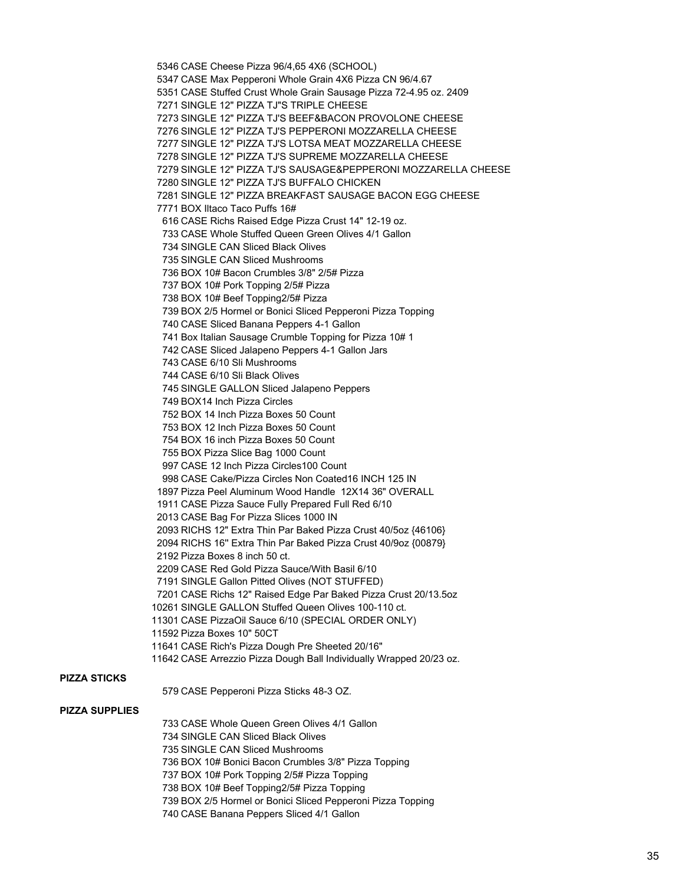5346 CASE Cheese Pizza 96/4,65 4X6 (SCHOOL)
5347 CASE Max Pepperoni Whole Grain 4X6 Pizza CN 96/4.67
5351 CASE Stuffed Crust Whole Grain Sausage Pizza 72-4.95 oz. 2409
7271 SINGLE 12" PIZZA TJ"S TRIPLE CHEESE
7273 SINGLE 12" PIZZA TJ'S BEEF&BACON PROVOLONE CHEESE
7276 SINGLE 12" PIZZA TJ'S PEPPERONI MOZZARELLA CHEESE
7277 SINGLE 12" PIZZA TJ'S LOTSA MEAT MOZZARELLA CHEESE
7278 SINGLE 12" PIZZA TJ'S SUPREME MOZZARELLA CHEESE
7279 SINGLE 12" PIZZA TJ'S SAUSAGE&PEPPERONI MOZZARELLA CHEESE
7280 SINGLE 12" PIZZA TJ'S BUFFALO CHICKEN
7281 SINGLE 12" PIZZA BREAKFAST SAUSAGE BACON EGG CHEESE
7771 BOX Iltaco Taco Puffs 16#
616 CASE Richs Raised Edge Pizza Crust 14" 12-19 oz.
733 CASE Whole Stuffed Queen Green Olives 4/1 Gallon
734 SINGLE CAN Sliced Black Olives
735 SINGLE CAN Sliced Mushrooms
736 BOX 10# Bacon Crumbles 3/8" 2/5# Pizza
737 BOX 10# Pork Topping 2/5# Pizza
738 BOX 10# Beef Topping2/5# Pizza
739 BOX 2/5 Hormel or Bonici Sliced Pepperoni Pizza Topping
740 CASE Sliced Banana Peppers 4-1 Gallon
741 Box Italian Sausage Crumble Topping for Pizza 10# 1
742 CASE Sliced Jalapeno Peppers 4-1 Gallon Jars
743 CASE 6/10 Sli Mushrooms
744 CASE 6/10 Sli Black Olives
745 SINGLE GALLON Sliced Jalapeno Peppers
749 BOX14 Inch Pizza Circles
752 BOX 14 Inch Pizza Boxes 50 Count
753 BOX 12 Inch Pizza Boxes 50 Count
754 BOX 16 inch Pizza Boxes 50 Count
755 BOX Pizza Slice Bag 1000 Count
997 CASE 12 Inch Pizza Circles100 Count
998 CASE Cake/Pizza Circles Non Coated16 INCH 125 IN
1897 Pizza Peel Aluminum Wood Handle 12X14 36" OVERALL
1911 CASE Pizza Sauce Fully Prepared Full Red 6/10
2013 CASE Bag For Pizza Slices 1000 IN
2093 RICHS 12" Extra Thin Par Baked Pizza Crust 40/5oz {46106}
2094 RICHS 16" Extra Thin Par Baked Pizza Crust 40/9oz {00879}
2192 Pizza Boxes 8 inch 50 ct.
2209 CASE Red Gold Pizza Sauce/With Basil 6/10
7191 SINGLE Gallon Pitted Olives (NOT STUFFED)
7201 CASE Richs 12" Raised Edge Par Baked Pizza Crust 20/13.5oz
10261 SINGLE GALLON Stuffed Queen Olives 100-110 ct.
11301 CASE PizzaOil Sauce 6/10 (SPECIAL ORDER ONLY)
11592 Pizza Boxes 10" 50CT
11641 CASE Rich's Pizza Dough Pre Sheeted 20/16"
11642 CASE Arrezzio Pizza Dough Ball Individually Wrapped 20/23 oz.

**PIZZA STICKS**

579 CASE Pepperoni Pizza Sticks 48-3 OZ.

**PIZZA SUPPLIES**

733 CASE Whole Queen Green Olives 4/1 Gallon
734 SINGLE CAN Sliced Black Olives
735 SINGLE CAN Sliced Mushrooms
736 BOX 10# Bonici Bacon Crumbles 3/8" Pizza Topping
737 BOX 10# Pork Topping 2/5# Pizza Topping
738 BOX 10# Beef Topping2/5# Pizza Topping
739 BOX 2/5 Hormel or Bonici Sliced Pepperoni Pizza Topping
740 CASE Banana Peppers Sliced 4/1 Gallon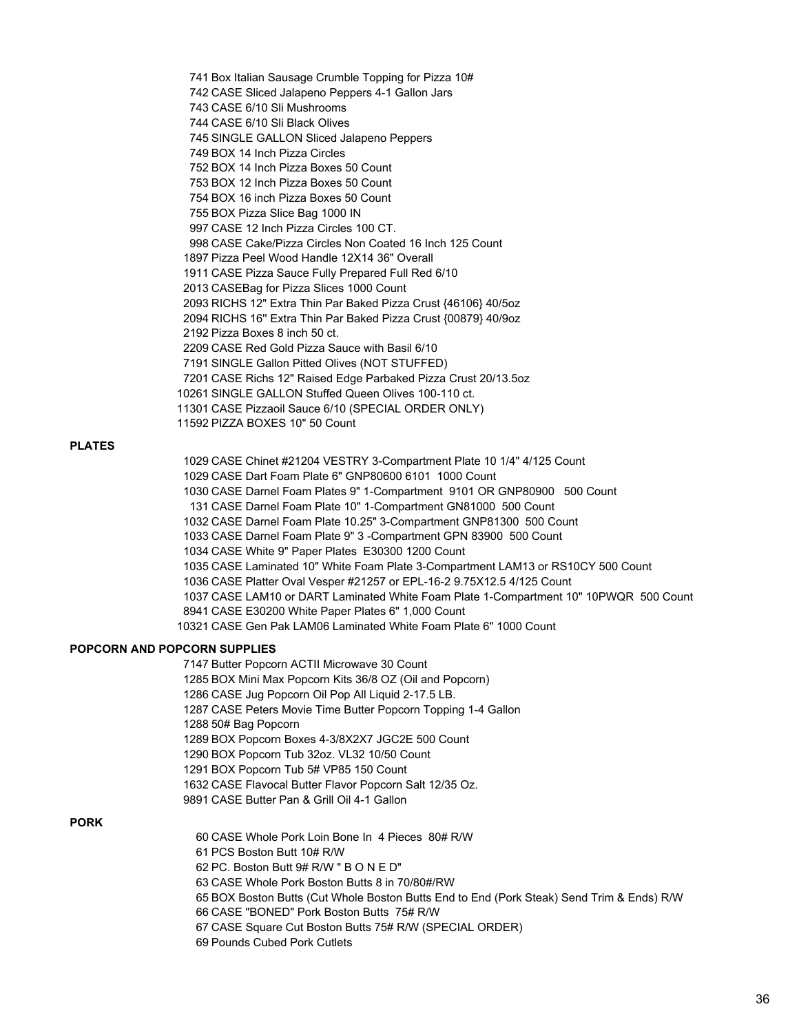741 Box Italian Sausage Crumble Topping for Pizza 10#
742 CASE Sliced Jalapeno Peppers 4-1 Gallon Jars
743 CASE 6/10 Sli Mushrooms
744 CASE 6/10 Sli Black Olives
745 SINGLE GALLON Sliced Jalapeno Peppers
749 BOX 14 Inch Pizza Circles
752 BOX 14 Inch Pizza Boxes 50 Count
753 BOX 12 Inch Pizza Boxes 50 Count
754 BOX 16 inch Pizza Boxes 50 Count
755 BOX Pizza Slice Bag 1000 IN
997 CASE 12 Inch Pizza Circles 100 CT.
998 CASE Cake/Pizza Circles Non Coated 16 Inch 125 Count
1897 Pizza Peel Wood Handle 12X14 36" Overall
1911 CASE Pizza Sauce Fully Prepared Full Red 6/10
2013 CASEBag for Pizza Slices 1000 Count
2093 RICHS 12" Extra Thin Par Baked Pizza Crust {46106} 40/5oz
2094 RICHS 16" Extra Thin Par Baked Pizza Crust {00879} 40/9oz
2192 Pizza Boxes 8 inch 50 ct.
2209 CASE Red Gold Pizza Sauce with Basil 6/10
7191 SINGLE Gallon Pitted Olives (NOT STUFFED)
7201 CASE Richs 12" Raised Edge Parbaked Pizza Crust 20/13.5oz
10261 SINGLE GALLON Stuffed Queen Olives 100-110 ct.
11301 CASE Pizzaoil Sauce 6/10 (SPECIAL ORDER ONLY)
11592 PIZZA BOXES 10" 50 Count

**PLATES**

1029 CASE Chinet #21204 VESTRY 3-Compartment Plate 10 1/4" 4/125 Count
1029 CASE Dart Foam Plate 6" GNP80600 6101 1000 Count
1030 CASE Darnel Foam Plates 9" 1-Compartment 9101 OR GNP80900 500 Count
131 CASE Darnel Foam Plate 10" 1-Compartment GN81000 500 Count
1032 CASE Darnel Foam Plate 10.25" 3-Compartment GNP81300 500 Count
1033 CASE Darnel Foam Plate 9" 3 -Compartment GPN 83900 500 Count
1034 CASE White 9" Paper Plates E30300 1200 Count
1035 CASE Laminated 10" White Foam Plate 3-Compartment LAM13 or RS10CY 500 Count
1036 CASE Platter Oval Vesper #21257 or EPL-16-2 9.75X12.5 4/125 Count
1037 CASE LAM10 or DART Laminated White Foam Plate 1-Compartment 10" 10PWQR 500 Count
8941 CASE E30200 White Paper Plates 6" 1,000 Count
10321 CASE Gen Pak LAM06 Laminated White Foam Plate 6" 1000 Count

**POPCORN AND POPCORN SUPPLIES**

7147 Butter Popcorn ACTII Microwave 30 Count
1285 BOX Mini Max Popcorn Kits 36/8 OZ (Oil and Popcorn)
1286 CASE Jug Popcorn Oil Pop All Liquid 2-17.5 LB.
1287 CASE Peters Movie Time Butter Popcorn Topping 1-4 Gallon
1288 50# Bag Popcorn
1289 BOX Popcorn Boxes 4-3/8X2X7 JGC2E 500 Count
1290 BOX Popcorn Tub 32oz. VL32 10/50 Count
1291 BOX Popcorn Tub 5# VP85 150 Count
1632 CASE Flavocal Butter Flavor Popcorn Salt 12/35 Oz.
9891 CASE Butter Pan & Grill Oil 4-1 Gallon

**PORK**

60 CASE Whole Pork Loin Bone In 4 Pieces 80# R/W
61 PCS Boston Butt 10# R/W
62 PC. Boston Butt 9# R/W " B O N E D"
63 CASE Whole Pork Boston Butts 8 in 70/80#/RW
65 BOX Boston Butts (Cut Whole Boston Butts End to End (Pork Steak) Send Trim & Ends) R/W
66 CASE "BONED" Pork Boston Butts 75# R/W
67 CASE Square Cut Boston Butts 75# R/W (SPECIAL ORDER)
69 Pounds Cubed Pork Cutlets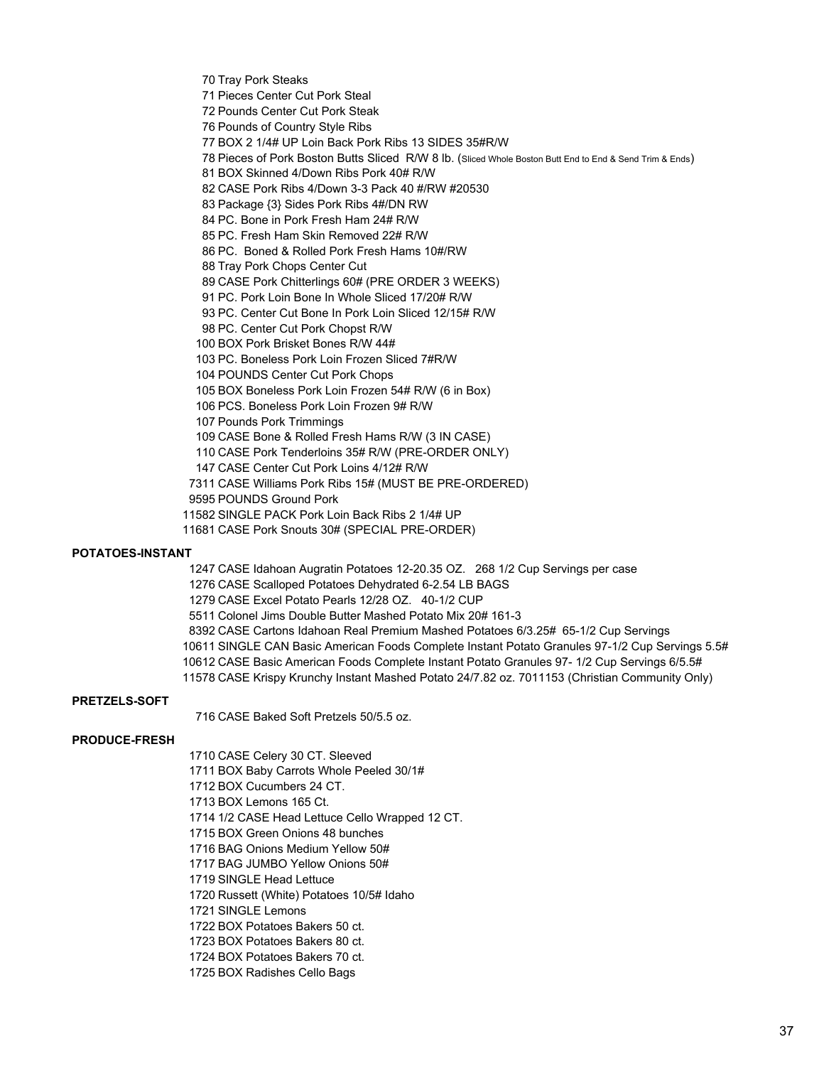70 Tray Pork Steaks
71 Pieces Center Cut Pork Steal
72 Pounds Center Cut Pork Steak
76 Pounds of Country Style Ribs
77 BOX 2 1/4# UP Loin Back Pork Ribs 13 SIDES 35#R/W
78 Pieces of Pork Boston Butts Sliced R/W 8 lb. (Sliced Whole Boston Butt End to End & Send Trim & Ends)
81 BOX Skinned 4/Down Ribs Pork 40# R/W
82 CASE Pork Ribs 4/Down 3-3 Pack 40 #/RW #20530
83 Package {3} Sides Pork Ribs 4#/DN RW
84 PC. Bone in Pork Fresh Ham 24# R/W
85 PC. Fresh Ham Skin Removed 22# R/W
86 PC. Boned & Rolled Pork Fresh Hams 10#/RW
88 Tray Pork Chops Center Cut
89 CASE Pork Chitterlings 60# (PRE ORDER 3 WEEKS)
91 PC. Pork Loin Bone In Whole Sliced 17/20# R/W
93 PC. Center Cut Bone In Pork Loin Sliced 12/15# R/W
98 PC. Center Cut Pork Chopst R/W
100 BOX Pork Brisket Bones R/W 44#
103 PC. Boneless Pork Loin Frozen Sliced 7#R/W
104 POUNDS Center Cut Pork Chops
105 BOX Boneless Pork Loin Frozen 54# R/W (6 in Box)
106 PCS. Boneless Pork Loin Frozen 9# R/W
107 Pounds Pork Trimmings
109 CASE Bone & Rolled Fresh Hams R/W (3 IN CASE)
110 CASE Pork Tenderloins 35# R/W (PRE-ORDER ONLY)
147 CASE Center Cut Pork Loins 4/12# R/W
7311 CASE Williams Pork Ribs 15# (MUST BE PRE-ORDERED)
9595 POUNDS Ground Pork
11582 SINGLE PACK Pork Loin Back Ribs 2 1/4# UP
11681 CASE Pork Snouts 30# (SPECIAL PRE-ORDER)

**POTATOES-INSTANT**

1247 CASE Idahoan Augratin Potatoes 12-20.35 OZ. 268 1/2 Cup Servings per case
1276 CASE Scalloped Potatoes Dehydrated 6-2.54 LB BAGS
1279 CASE Excel Potato Pearls 12/28 OZ. 40-1/2 CUP
5511 Colonel Jims Double Butter Mashed Potato Mix 20# 161-3
8392 CASE Cartons Idahoan Real Premium Mashed Potatoes 6/3.25# 65-1/2 Cup Servings
10611 SINGLE CAN Basic American Foods Complete Instant Potato Granules 97-1/2 Cup Servings 5.5#
10612 CASE Basic American Foods Complete Instant Potato Granules 97- 1/2 Cup Servings 6/5.5#
11578 CASE Krispy Krunchy Instant Mashed Potato 24/7.82 oz. 7011153 (Christian Community Only)

**PRETZELS-SOFT**

716 CASE Baked Soft Pretzels 50/5.5 oz.

**PRODUCE-FRESH**

1710 CASE Celery 30 CT. Sleeved
1711 BOX Baby Carrots Whole Peeled 30/1#
1712 BOX Cucumbers 24 CT.
1713 BOX Lemons 165 Ct.
1714 1/2 CASE Head Lettuce Cello Wrapped 12 CT.
1715 BOX Green Onions 48 bunches
1716 BAG Onions Medium Yellow 50#
1717 BAG JUMBO Yellow Onions 50#
1719 SINGLE Head Lettuce
1720 Russett (White) Potatoes 10/5# Idaho
1721 SINGLE Lemons
1722 BOX Potatoes Bakers 50 ct.
1723 BOX Potatoes Bakers 80 ct.
1724 BOX Potatoes Bakers 70 ct.
1725 BOX Radishes Cello Bags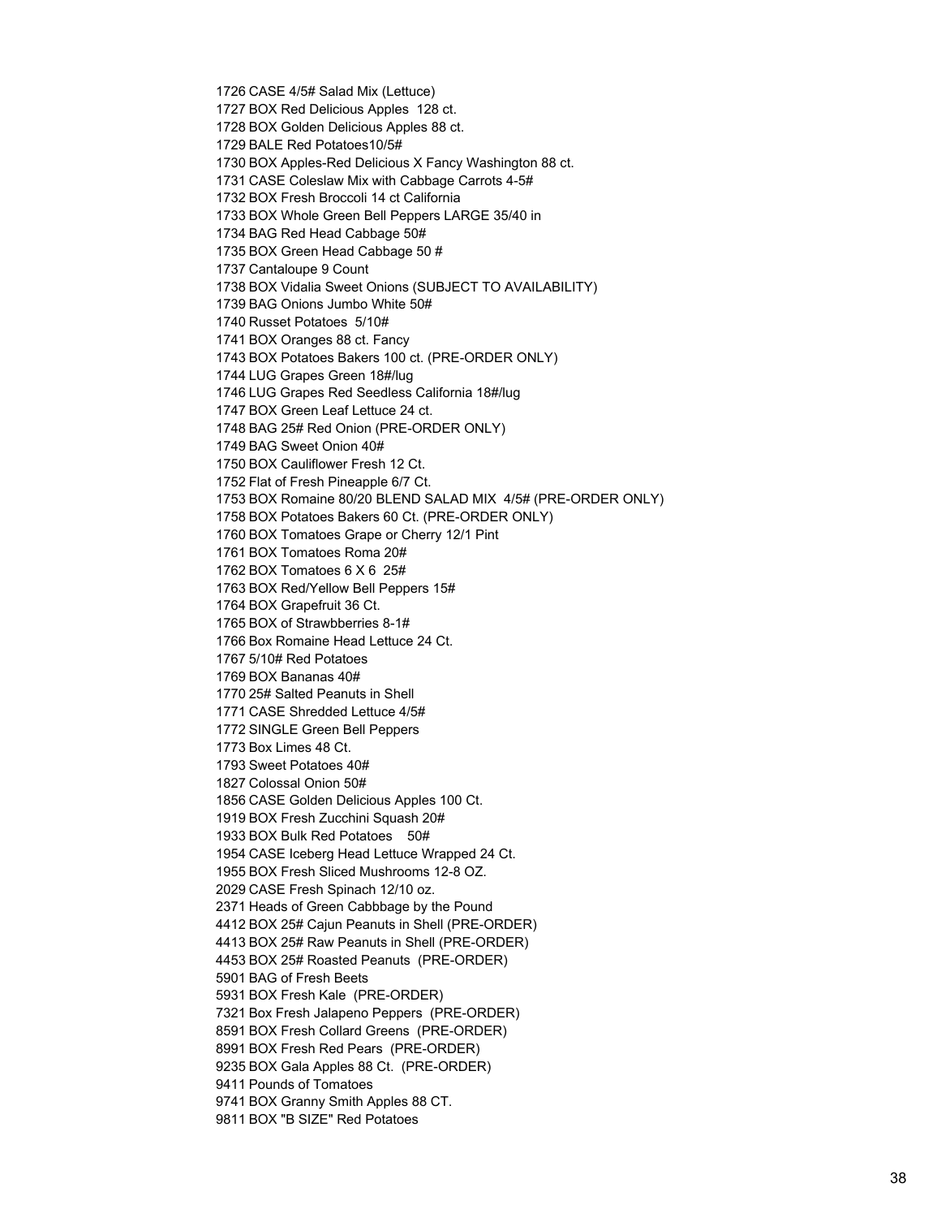1726 CASE 4/5# Salad Mix (Lettuce)
1727 BOX Red Delicious Apples  128 ct.
1728 BOX Golden Delicious Apples 88 ct.
1729 BALE Red Potatoes10/5#
1730 BOX Apples-Red Delicious X Fancy Washington 88 ct.
1731 CASE Coleslaw Mix with Cabbage Carrots 4-5#
1732 BOX Fresh Broccoli 14 ct California
1733 BOX Whole Green Bell Peppers LARGE 35/40 in
1734 BAG Red Head Cabbage 50#
1735 BOX Green Head Cabbage 50 #
1737 Cantaloupe 9 Count
1738 BOX Vidalia Sweet Onions (SUBJECT TO AVAILABILITY)
1739 BAG Onions Jumbo White 50#
1740 Russet Potatoes  5/10#
1741 BOX Oranges 88 ct. Fancy
1743 BOX Potatoes Bakers 100 ct. (PRE-ORDER ONLY)
1744 LUG Grapes Green 18#/lug
1746 LUG Grapes Red Seedless California 18#/lug
1747 BOX Green Leaf Lettuce 24 ct.
1748 BAG 25# Red Onion (PRE-ORDER ONLY)
1749 BAG Sweet Onion 40#
1750 BOX Cauliflower Fresh 12 Ct.
1752 Flat of Fresh Pineapple 6/7 Ct.
1753 BOX Romaine 80/20 BLEND SALAD MIX  4/5# (PRE-ORDER ONLY)
1758 BOX Potatoes Bakers 60 Ct. (PRE-ORDER ONLY)
1760 BOX Tomatoes Grape or Cherry 12/1 Pint
1761 BOX Tomatoes Roma 20#
1762 BOX Tomatoes 6 X 6  25#
1763 BOX Red/Yellow Bell Peppers 15#
1764 BOX Grapefruit 36 Ct.
1765 BOX of Strawbberries 8-1#
1766 Box Romaine Head Lettuce 24 Ct.
1767 5/10# Red Potatoes
1769 BOX Bananas 40#
1770 25# Salted Peanuts in Shell
1771 CASE Shredded Lettuce 4/5#
1772 SINGLE Green Bell Peppers
1773 Box Limes 48 Ct.
1793 Sweet Potatoes 40#
1827 Colossal Onion 50#
1856 CASE Golden Delicious Apples 100 Ct.
1919 BOX Fresh Zucchini Squash 20#
1933 BOX Bulk Red Potatoes    50#
1954 CASE Iceberg Head Lettuce Wrapped 24 Ct.
1955 BOX Fresh Sliced Mushrooms 12-8 OZ.
2029 CASE Fresh Spinach 12/10 oz.
2371 Heads of Green Cabbbage by the Pound
4412 BOX 25# Cajun Peanuts in Shell (PRE-ORDER)
4413 BOX 25# Raw Peanuts in Shell (PRE-ORDER)
4453 BOX 25# Roasted Peanuts  (PRE-ORDER)
5901 BAG of Fresh Beets
5931 BOX Fresh Kale  (PRE-ORDER)
7321 Box Fresh Jalapeno Peppers  (PRE-ORDER)
8591 BOX Fresh Collard Greens  (PRE-ORDER)
8991 BOX Fresh Red Pears  (PRE-ORDER)
9235 BOX Gala Apples 88 Ct.  (PRE-ORDER)
9411 Pounds of Tomatoes
9741 BOX Granny Smith Apples 88 CT.
9811 BOX "B SIZE" Red Potatoes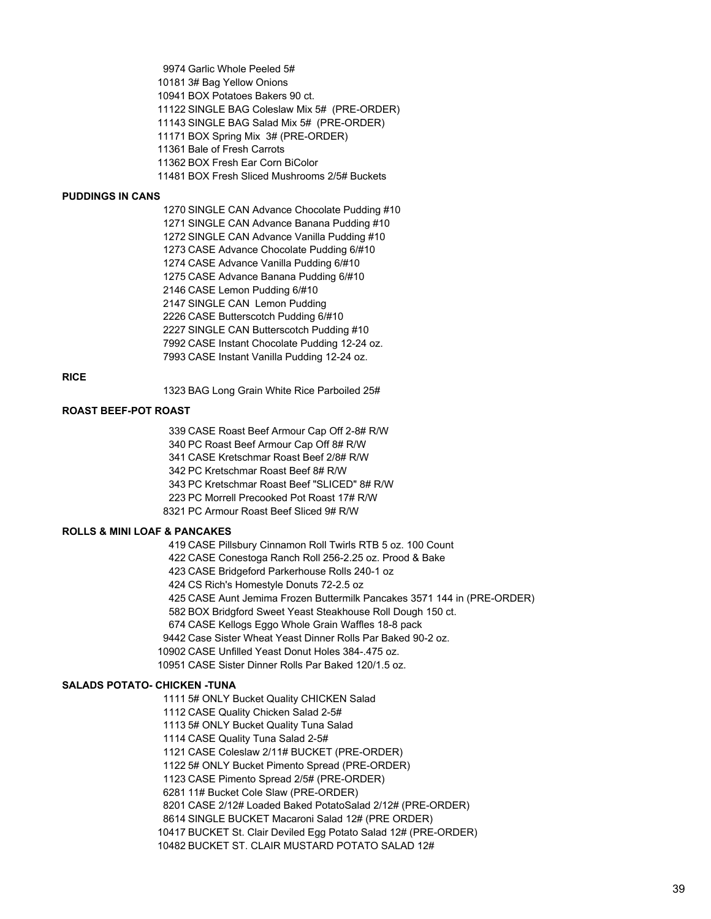9974 Garlic Whole Peeled 5#
10181 3# Bag Yellow Onions
10941 BOX Potatoes Bakers 90 ct.
11122 SINGLE BAG Coleslaw Mix 5# (PRE-ORDER)
11143 SINGLE BAG Salad Mix 5# (PRE-ORDER)
11171 BOX Spring Mix 3# (PRE-ORDER)
11361 Bale of Fresh Carrots
11362 BOX Fresh Ear Corn BiColor
11481 BOX Fresh Sliced Mushrooms 2/5# Buckets

**PUDDINGS IN CANS**

1270 SINGLE CAN Advance Chocolate Pudding #10
1271 SINGLE CAN Advance Banana Pudding #10
1272 SINGLE CAN Advance Vanilla Pudding #10
1273 CASE Advance Chocolate Pudding 6/#10
1274 CASE Advance Vanilla Pudding 6/#10
1275 CASE Advance Banana Pudding 6/#10
2146 CASE Lemon Pudding 6/#10
2147 SINGLE CAN Lemon Pudding
2226 CASE Butterscotch Pudding 6/#10
2227 SINGLE CAN Butterscotch Pudding #10
7992 CASE Instant Chocolate Pudding 12-24 oz.
7993 CASE Instant Vanilla Pudding 12-24 oz.

**RICE**

1323 BAG Long Grain White Rice Parboiled 25#

**ROAST BEEF-POT ROAST**

339 CASE Roast Beef Armour Cap Off 2-8# R/W
340 PC Roast Beef Armour Cap Off 8# R/W
341 CASE Kretschmar Roast Beef 2/8# R/W
342 PC Kretschmar Roast Beef 8# R/W
343 PC Kretschmar Roast Beef "SLICED" 8# R/W
223 PC Morrell Precooked Pot Roast 17# R/W
8321 PC Armour Roast Beef Sliced 9# R/W

**ROLLS & MINI LOAF & PANCAKES**

419 CASE Pillsbury Cinnamon Roll Twirls RTB 5 oz. 100 Count
422 CASE Conestoga Ranch Roll 256-2.25 oz. Prood & Bake
423 CASE Bridgeford Parkerhouse Rolls 240-1 oz
424 CS Rich's Homestyle Donuts 72-2.5 oz
425 CASE Aunt Jemima Frozen Buttermilk Pancakes 3571 144 in (PRE-ORDER)
582 BOX Bridgford Sweet Yeast Steakhouse Roll Dough 150 ct.
674 CASE Kellogs Eggo Whole Grain Waffles 18-8 pack
9442 Case Sister Wheat Yeast Dinner Rolls Par Baked 90-2 oz.
10902 CASE Unfilled Yeast Donut Holes 384-.475 oz.
10951 CASE Sister Dinner Rolls Par Baked 120/1.5 oz.

**SALADS POTATO- CHICKEN -TUNA**

1111 5# ONLY Bucket Quality CHICKEN Salad
1112 CASE Quality Chicken Salad 2-5#
1113 5# ONLY Bucket Quality Tuna Salad
1114 CASE Quality Tuna Salad 2-5#
1121 CASE Coleslaw 2/11# BUCKET (PRE-ORDER)
1122 5# ONLY Bucket Pimento Spread (PRE-ORDER)
1123 CASE Pimento Spread 2/5# (PRE-ORDER)
6281 11# Bucket Cole Slaw (PRE-ORDER)
8201 CASE 2/12# Loaded Baked PotatoSalad 2/12# (PRE-ORDER)
8614 SINGLE BUCKET Macaroni Salad 12# (PRE ORDER)
10417 BUCKET St. Clair Deviled Egg Potato Salad 12# (PRE-ORDER)
10482 BUCKET ST. CLAIR MUSTARD POTATO SALAD 12#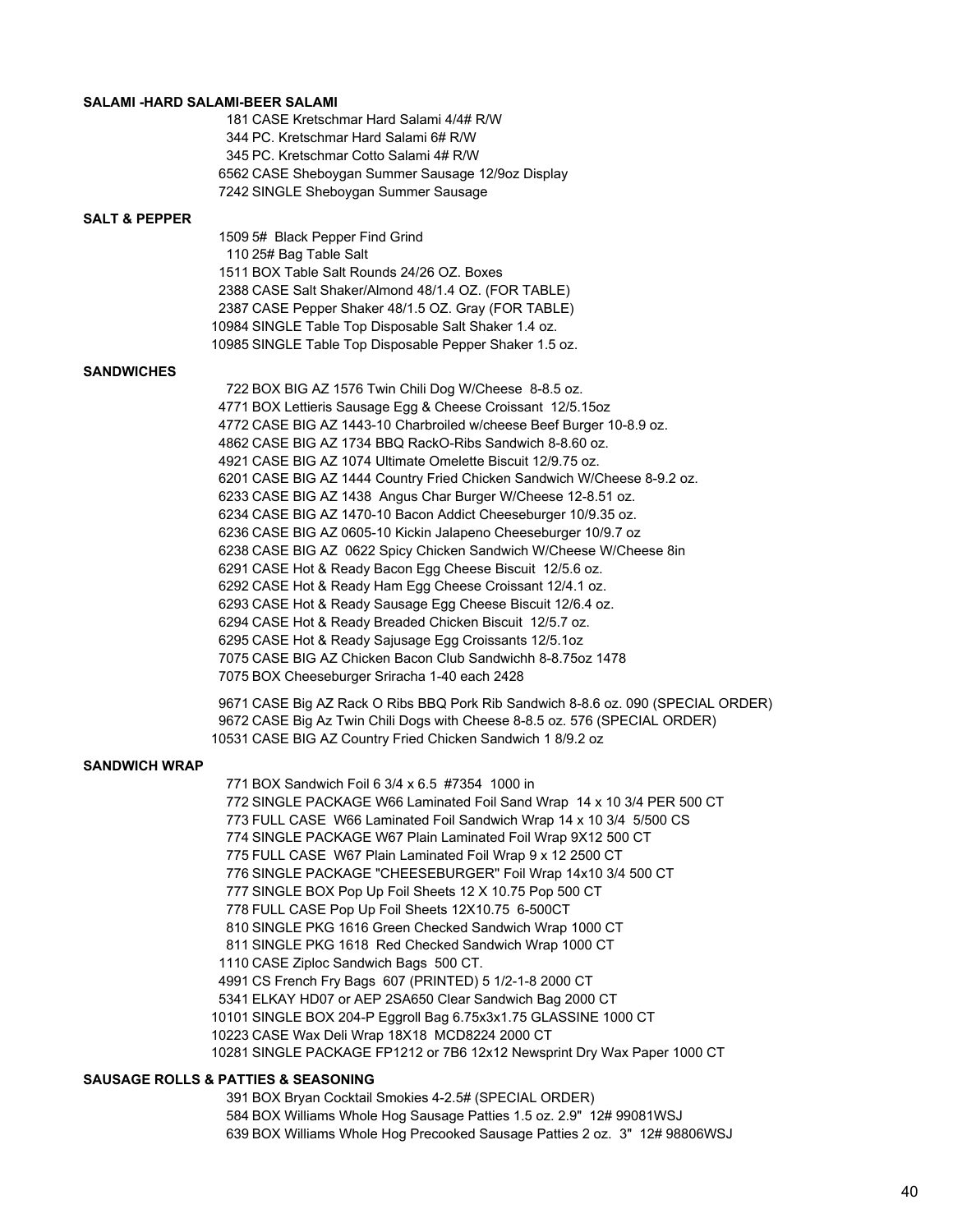**SALAMI -HARD SALAMI-BEER SALAMI**

181 CASE Kretschmar Hard Salami 4/4# R/W
344 PC. Kretschmar Hard Salami 6# R/W
345 PC. Kretschmar Cotto Salami 4# R/W
6562 CASE Sheboygan Summer Sausage 12/9oz Display
7242 SINGLE Sheboygan Summer Sausage

**SALT & PEPPER**

1509 5# Black Pepper Find Grind
110 25# Bag Table Salt
1511 BOX Table Salt Rounds 24/26 OZ. Boxes
2388 CASE Salt Shaker/Almond 48/1.4 OZ. (FOR TABLE)
2387 CASE Pepper Shaker 48/1.5 OZ. Gray (FOR TABLE)
10984 SINGLE Table Top Disposable Salt Shaker 1.4 oz.
10985 SINGLE Table Top Disposable Pepper Shaker 1.5 oz.

**SANDWICHES**

722 BOX BIG AZ 1576 Twin Chili Dog W/Cheese 8-8.5 oz.
4771 BOX Lettieris Sausage Egg & Cheese Croissant 12/5.15oz
4772 CASE BIG AZ 1443-10 Charbroiled w/cheese Beef Burger 10-8.9 oz.
4862 CASE BIG AZ 1734 BBQ RackO-Ribs Sandwich 8-8.60 oz.
4921 CASE BIG AZ 1074 Ultimate Omelette Biscuit 12/9.75 oz.
6201 CASE BIG AZ 1444 Country Fried Chicken Sandwich W/Cheese 8-9.2 oz.
6233 CASE BIG AZ 1438 Angus Char Burger W/Cheese 12-8.51 oz.
6234 CASE BIG AZ 1470-10 Bacon Addict Cheeseburger 10/9.35 oz.
6236 CASE BIG AZ 0605-10 Kickin Jalapeno Cheeseburger 10/9.7 oz
6238 CASE BIG AZ 0622 Spicy Chicken Sandwich W/Cheese W/Cheese 8in
6291 CASE Hot & Ready Bacon Egg Cheese Biscuit 12/5.6 oz.
6292 CASE Hot & Ready Ham Egg Cheese Croissant 12/4.1 oz.
6293 CASE Hot & Ready Sausage Egg Cheese Biscuit 12/6.4 oz.
6294 CASE Hot & Ready Breaded Chicken Biscuit 12/5.7 oz.
6295 CASE Hot & Ready Sajusage Egg Croissants 12/5.1oz
7075 CASE BIG AZ Chicken Bacon Club Sandwichh 8-8.75oz 1478
7075 BOX Cheeseburger Sriracha 1-40 each 2428

9671 CASE Big AZ Rack O Ribs BBQ Pork Rib Sandwich 8-8.6 oz. 090 (SPECIAL ORDER)
9672 CASE Big Az Twin Chili Dogs with Cheese 8-8.5 oz. 576 (SPECIAL ORDER)
10531 CASE BIG AZ Country Fried Chicken Sandwich 1 8/9.2 oz

**SANDWICH WRAP**

771 BOX Sandwich Foil 6 3/4 x 6.5 #7354 1000 in
772 SINGLE PACKAGE W66 Laminated Foil Sand Wrap 14 x 10 3/4 PER 500 CT
773 FULL CASE W66 Laminated Foil Sandwich Wrap 14 x 10 3/4 5/500 CS
774 SINGLE PACKAGE W67 Plain Laminated Foil Wrap 9X12 500 CT
775 FULL CASE W67 Plain Laminated Foil Wrap 9 x 12 2500 CT
776 SINGLE PACKAGE "CHEESEBURGER" Foil Wrap 14x10 3/4 500 CT
777 SINGLE BOX Pop Up Foil Sheets 12 X 10.75 Pop 500 CT
778 FULL CASE Pop Up Foil Sheets 12X10.75 6-500CT
810 SINGLE PKG 1616 Green Checked Sandwich Wrap 1000 CT
811 SINGLE PKG 1618 Red Checked Sandwich Wrap 1000 CT
1110 CASE Ziploc Sandwich Bags 500 CT.
4991 CS French Fry Bags 607 (PRINTED) 5 1/2-1-8 2000 CT
5341 ELKAY HD07 or AEP 2SA650 Clear Sandwich Bag 2000 CT
10101 SINGLE BOX 204-P Eggroll Bag 6.75x3x1.75 GLASSINE 1000 CT
10223 CASE Wax Deli Wrap 18X18 MCD8224 2000 CT
10281 SINGLE PACKAGE FP1212 or 7B6 12x12 Newsprint Dry Wax Paper 1000 CT

**SAUSAGE ROLLS & PATTIES & SEASONING**

391 BOX Bryan Cocktail Smokies 4-2.5# (SPECIAL ORDER)
584 BOX Williams Whole Hog Sausage Patties 1.5 oz. 2.9" 12# 99081WSJ
639 BOX Williams Whole Hog Precooked Sausage Patties 2 oz. 3" 12# 98806WSJ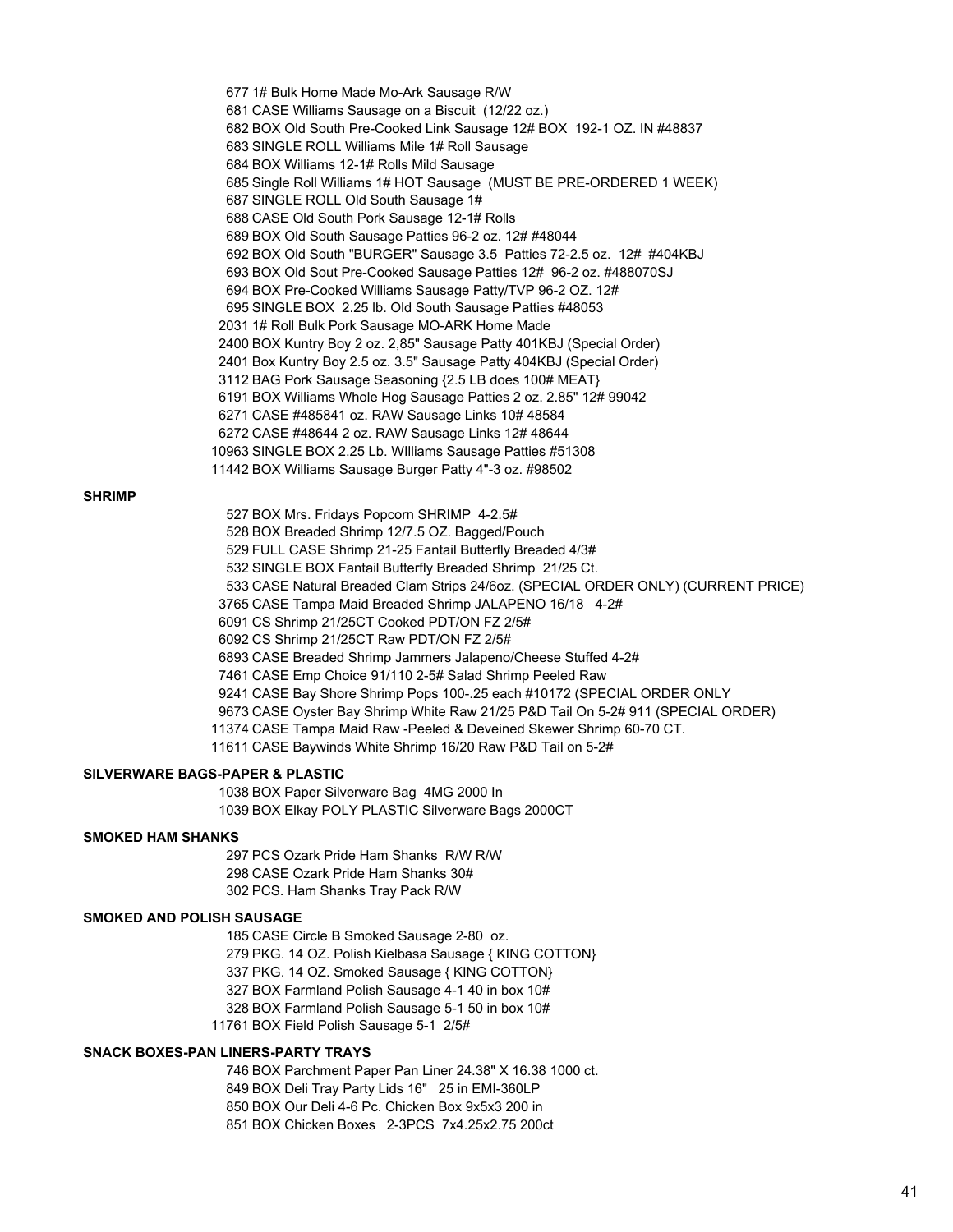677 1# Bulk Home Made Mo-Ark Sausage R/W
681 CASE Williams Sausage on a Biscuit (12/22 oz.)
682 BOX Old South Pre-Cooked Link Sausage 12# BOX 192-1 OZ. IN #48837
683 SINGLE ROLL Williams Mile 1# Roll Sausage
684 BOX Williams 12-1# Rolls Mild Sausage
685 Single Roll Williams 1# HOT Sausage (MUST BE PRE-ORDERED 1 WEEK)
687 SINGLE ROLL Old South Sausage 1#
688 CASE Old South Pork Sausage 12-1# Rolls
689 BOX Old South Sausage Patties 96-2 oz. 12# #48044
692 BOX Old South "BURGER" Sausage 3.5 Patties 72-2.5 oz. 12# #404KBJ
693 BOX Old Sout Pre-Cooked Sausage Patties 12# 96-2 oz. #488070SJ
694 BOX Pre-Cooked Williams Sausage Patty/TVP 96-2 OZ. 12#
695 SINGLE BOX 2.25 lb. Old South Sausage Patties #48053
2031 1# Roll Bulk Pork Sausage MO-ARK Home Made
2400 BOX Kuntry Boy 2 oz. 2,85" Sausage Patty 401KBJ (Special Order)
2401 Box Kuntry Boy 2.5 oz. 3.5" Sausage Patty 404KBJ (Special Order)
3112 BAG Pork Sausage Seasoning {2.5 LB does 100# MEAT}
6191 BOX Williams Whole Hog Sausage Patties 2 oz. 2.85" 12# 99042
6271 CASE #485841 oz. RAW Sausage Links 10# 48584
6272 CASE #48644 2 oz. RAW Sausage Links 12# 48644
10963 SINGLE BOX 2.25 Lb. WIlliams Sausage Patties #51308
11442 BOX Williams Sausage Burger Patty 4"-3 oz. #98502

**SHRIMP**

527 BOX Mrs. Fridays Popcorn SHRIMP 4-2.5#
528 BOX Breaded Shrimp 12/7.5 OZ. Bagged/Pouch
529 FULL CASE Shrimp 21-25 Fantail Butterfly Breaded 4/3#
532 SINGLE BOX Fantail Butterfly Breaded Shrimp 21/25 Ct.
533 CASE Natural Breaded Clam Strips 24/6oz. (SPECIAL ORDER ONLY) (CURRENT PRICE)
3765 CASE Tampa Maid Breaded Shrimp JALAPENO 16/18 4-2#
6091 CS Shrimp 21/25CT Cooked PDT/ON FZ 2/5#
6092 CS Shrimp 21/25CT Raw PDT/ON FZ 2/5#
6893 CASE Breaded Shrimp Jammers Jalapeno/Cheese Stuffed 4-2#
7461 CASE Emp Choice 91/110 2-5# Salad Shrimp Peeled Raw
9241 CASE Bay Shore Shrimp Pops 100-.25 each #10172 (SPECIAL ORDER ONLY
9673 CASE Oyster Bay Shrimp White Raw 21/25 P&D Tail On 5-2# 911 (SPECIAL ORDER)
11374 CASE Tampa Maid Raw -Peeled & Deveined Skewer Shrimp 60-70 CT.
11611 CASE Baywinds White Shrimp 16/20 Raw P&D Tail on 5-2#

**SILVERWARE BAGS-PAPER & PLASTIC**

1038 BOX Paper Silverware Bag 4MG 2000 In
1039 BOX Elkay POLY PLASTIC Silverware Bags 2000CT

**SMOKED HAM SHANKS**

297 PCS Ozark Pride Ham Shanks R/W R/W
298 CASE Ozark Pride Ham Shanks 30#
302 PCS. Ham Shanks Tray Pack R/W

**SMOKED AND POLISH SAUSAGE**

185 CASE Circle B Smoked Sausage 2-80 oz.
279 PKG. 14 OZ. Polish Kielbasa Sausage { KING COTTON}
337 PKG. 14 OZ. Smoked Sausage { KING COTTON}
327 BOX Farmland Polish Sausage 4-1 40 in box 10#
328 BOX Farmland Polish Sausage 5-1 50 in box 10#
11761 BOX Field Polish Sausage 5-1 2/5#

**SNACK BOXES-PAN LINERS-PARTY TRAYS**

746 BOX Parchment Paper Pan Liner 24.38" X 16.38 1000 ct.
849 BOX Deli Tray Party Lids 16" 25 in EMI-360LP
850 BOX Our Deli 4-6 Pc. Chicken Box 9x5x3 200 in
851 BOX Chicken Boxes 2-3PCS 7x4.25x2.75 200ct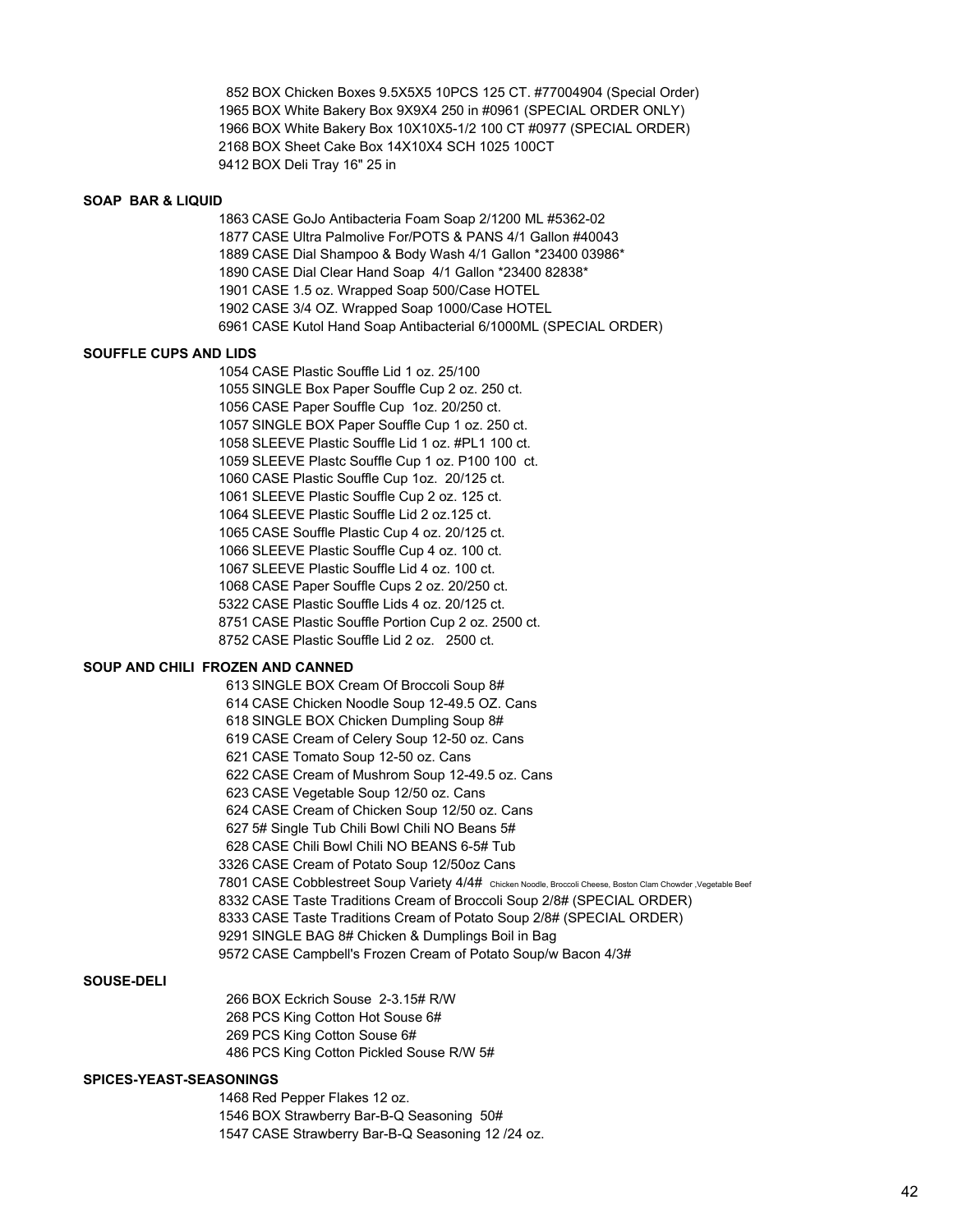852 BOX Chicken Boxes 9.5X5X5 10PCS 125 CT. #77004904 (Special Order)
1965 BOX White Bakery Box 9X9X4 250 in #0961 (SPECIAL ORDER ONLY)
1966 BOX White Bakery Box 10X10X5-1/2 100 CT #0977 (SPECIAL ORDER)
2168 BOX Sheet Cake Box 14X10X4 SCH 1025 100CT
9412 BOX Deli Tray 16" 25 in

**SOAP BAR & LIQUID**

1863 CASE GoJo Antibacteria Foam Soap 2/1200 ML #5362-02
1877 CASE Ultra Palmolive For/POTS & PANS 4/1 Gallon #40043
1889 CASE Dial Shampoo & Body Wash 4/1 Gallon *23400 03986*
1890 CASE Dial Clear Hand Soap 4/1 Gallon *23400 82838*
1901 CASE 1.5 oz. Wrapped Soap 500/Case HOTEL
1902 CASE 3/4 OZ. Wrapped Soap 1000/Case HOTEL
6961 CASE Kutol Hand Soap Antibacterial 6/1000ML (SPECIAL ORDER)

**SOUFFLE CUPS AND LIDS**

1054 CASE Plastic Souffle Lid 1 oz. 25/100
1055 SINGLE Box Paper Souffle Cup 2 oz. 250 ct.
1056 CASE Paper Souffle Cup 1oz. 20/250 ct.
1057 SINGLE BOX Paper Souffle Cup 1 oz. 250 ct.
1058 SLEEVE Plastic Souffle Lid 1 oz. #PL1 100 ct.
1059 SLEEVE Plastc Souffle Cup 1 oz. P100 100 ct.
1060 CASE Plastic Souffle Cup 1oz. 20/125 ct.
1061 SLEEVE Plastic Souffle Cup 2 oz. 125 ct.
1064 SLEEVE Plastic Souffle Lid 2 oz.125 ct.
1065 CASE Souffle Plastic Cup 4 oz. 20/125 ct.
1066 SLEEVE Plastic Souffle Cup 4 oz. 100 ct.
1067 SLEEVE Plastic Souffle Lid 4 oz. 100 ct.
1068 CASE Paper Souffle Cups 2 oz. 20/250 ct.
5322 CASE Plastic Souffle Lids 4 oz. 20/125 ct.
8751 CASE Plastic Souffle Portion Cup 2 oz. 2500 ct.
8752 CASE Plastic Souffle Lid 2 oz. 2500 ct.

**SOUP AND CHILI FROZEN AND CANNED**

613 SINGLE BOX Cream Of Broccoli Soup 8#
614 CASE Chicken Noodle Soup 12-49.5 OZ. Cans
618 SINGLE BOX Chicken Dumpling Soup 8#
619 CASE Cream of Celery Soup 12-50 oz. Cans
621 CASE Tomato Soup 12-50 oz. Cans
622 CASE Cream of Mushrom Soup 12-49.5 oz. Cans
623 CASE Vegetable Soup 12/50 oz. Cans
624 CASE Cream of Chicken Soup 12/50 oz. Cans
627 5# Single Tub Chili Bowl Chili NO Beans 5#
628 CASE Chili Bowl Chili NO BEANS 6-5# Tub
3326 CASE Cream of Potato Soup 12/50oz Cans
7801 CASE Cobblestreet Soup Variety 4/4# Chicken Noodle, Broccoli Cheese, Boston Clam Chowder ,Vegetable Beef
8332 CASE Taste Traditions Cream of Broccoli Soup 2/8# (SPECIAL ORDER)
8333 CASE Taste Traditions Cream of Potato Soup 2/8# (SPECIAL ORDER)
9291 SINGLE BAG 8# Chicken & Dumplings Boil in Bag
9572 CASE Campbell's Frozen Cream of Potato Soup/w Bacon 4/3#

**SOUSE-DELI**

266 BOX Eckrich Souse 2-3.15# R/W
268 PCS King Cotton Hot Souse 6#
269 PCS King Cotton Souse 6#
486 PCS King Cotton Pickled Souse R/W 5#

**SPICES-YEAST-SEASONINGS**

1468 Red Pepper Flakes 12 oz.
1546 BOX Strawberry Bar-B-Q Seasoning 50#
1547 CASE Strawberry Bar-B-Q Seasoning 12 /24 oz.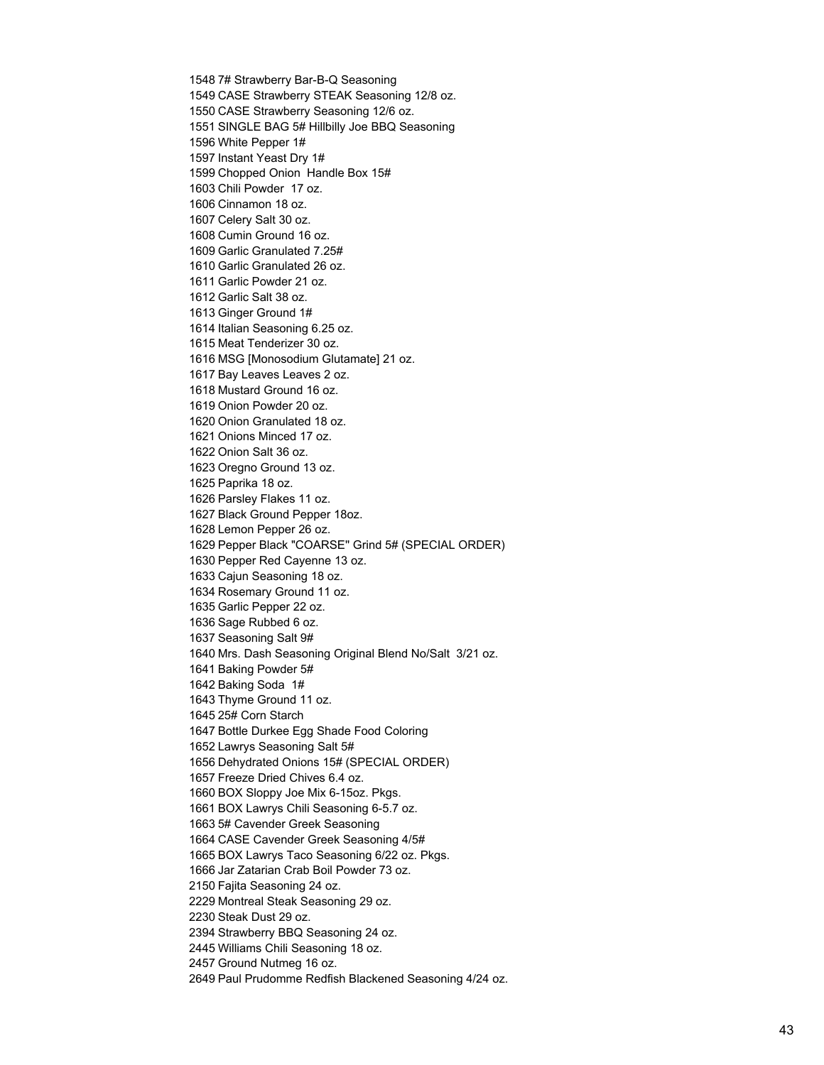1548 7# Strawberry Bar-B-Q Seasoning
1549 CASE Strawberry STEAK Seasoning 12/8 oz.
1550 CASE Strawberry Seasoning 12/6 oz.
1551 SINGLE BAG 5# Hillbilly Joe BBQ Seasoning
1596 White Pepper 1#
1597 Instant Yeast Dry 1#
1599 Chopped Onion Handle Box 15#
1603 Chili Powder 17 oz.
1606 Cinnamon 18 oz.
1607 Celery Salt 30 oz.
1608 Cumin Ground 16 oz.
1609 Garlic Granulated 7.25#
1610 Garlic Granulated 26 oz.
1611 Garlic Powder 21 oz.
1612 Garlic Salt 38 oz.
1613 Ginger Ground 1#
1614 Italian Seasoning 6.25 oz.
1615 Meat Tenderizer 30 oz.
1616 MSG [Monosodium Glutamate] 21 oz.
1617 Bay Leaves Leaves 2 oz.
1618 Mustard Ground 16 oz.
1619 Onion Powder 20 oz.
1620 Onion Granulated 18 oz.
1621 Onions Minced 17 oz.
1622 Onion Salt 36 oz.
1623 Oregno Ground 13 oz.
1625 Paprika 18 oz.
1626 Parsley Flakes 11 oz.
1627 Black Ground Pepper 18oz.
1628 Lemon Pepper 26 oz.
1629 Pepper Black "COARSE" Grind 5# (SPECIAL ORDER)
1630 Pepper Red Cayenne 13 oz.
1633 Cajun Seasoning 18 oz.
1634 Rosemary Ground 11 oz.
1635 Garlic Pepper 22 oz.
1636 Sage Rubbed 6 oz.
1637 Seasoning Salt 9#
1640 Mrs. Dash Seasoning Original Blend No/Salt 3/21 oz.
1641 Baking Powder 5#
1642 Baking Soda 1#
1643 Thyme Ground 11 oz.
1645 25# Corn Starch
1647 Bottle Durkee Egg Shade Food Coloring
1652 Lawrys Seasoning Salt 5#
1656 Dehydrated Onions 15# (SPECIAL ORDER)
1657 Freeze Dried Chives 6.4 oz.
1660 BOX Sloppy Joe Mix 6-15oz. Pkgs.
1661 BOX Lawrys Chili Seasoning 6-5.7 oz.
1663 5# Cavender Greek Seasoning
1664 CASE Cavender Greek Seasoning 4/5#
1665 BOX Lawrys Taco Seasoning 6/22 oz. Pkgs.
1666 Jar Zatarian Crab Boil Powder 73 oz.
2150 Fajita Seasoning 24 oz.
2229 Montreal Steak Seasoning 29 oz.
2230 Steak Dust 29 oz.
2394 Strawberry BBQ Seasoning 24 oz.
2445 Williams Chili Seasoning 18 oz.
2457 Ground Nutmeg 16 oz.
2649 Paul Prudomme Redfish Blackened Seasoning 4/24 oz.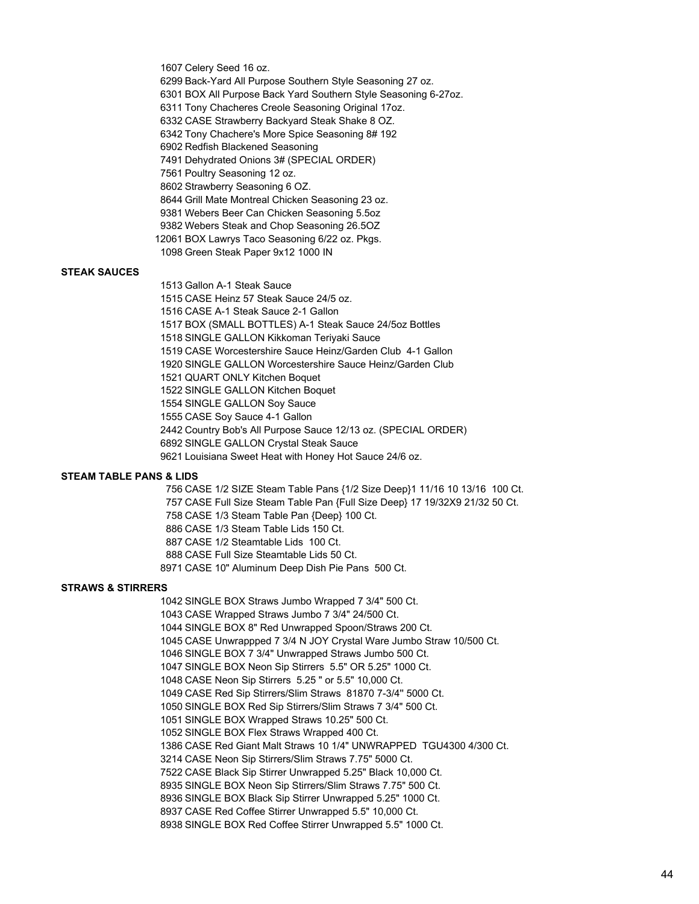1607 Celery Seed 16 oz.
6299 Back-Yard All Purpose Southern Style Seasoning 27 oz.
6301 BOX All Purpose Back Yard Southern Style Seasoning 6-27oz.
6311 Tony Chacheres Creole Seasoning Original 17oz.
6332 CASE Strawberry Backyard Steak Shake 8 OZ.
6342 Tony Chachere's More Spice Seasoning 8# 192
6902 Redfish Blackened Seasoning
7491 Dehydrated Onions 3# (SPECIAL ORDER)
7561 Poultry Seasoning 12 oz.
8602 Strawberry Seasoning 6 OZ.
8644 Grill Mate Montreal Chicken Seasoning 23 oz.
9381 Webers Beer Can Chicken Seasoning 5.5oz
9382 Webers Steak and Chop Seasoning 26.5OZ
12061 BOX Lawrys Taco Seasoning 6/22 oz. Pkgs.
1098 Green Steak Paper 9x12 1000 IN

**STEAK SAUCES**

1513 Gallon A-1 Steak Sauce
1515 CASE Heinz 57 Steak Sauce 24/5 oz.
1516 CASE A-1 Steak Sauce 2-1 Gallon
1517 BOX (SMALL BOTTLES) A-1 Steak Sauce 24/5oz Bottles
1518 SINGLE GALLON Kikkoman Teriyaki Sauce
1519 CASE Worcestershire Sauce Heinz/Garden Club 4-1 Gallon
1920 SINGLE GALLON Worcestershire Sauce Heinz/Garden Club
1521 QUART ONLY Kitchen Boquet
1522 SINGLE GALLON Kitchen Boquet
1554 SINGLE GALLON Soy Sauce
1555 CASE Soy Sauce 4-1 Gallon
2442 Country Bob's All Purpose Sauce 12/13 oz. (SPECIAL ORDER)
6892 SINGLE GALLON Crystal Steak Sauce
9621 Louisiana Sweet Heat with Honey Hot Sauce 24/6 oz.

**STEAM TABLE PANS & LIDS**

756 CASE 1/2 SIZE Steam Table Pans {1/2 Size Deep}1 11/16 10 13/16 100 Ct.
757 CASE Full Size Steam Table Pan {Full Size Deep} 17 19/32X9 21/32 50 Ct.
758 CASE 1/3 Steam Table Pan {Deep} 100 Ct.
886 CASE 1/3 Steam Table Lids 150 Ct.
887 CASE 1/2 Steamtable Lids 100 Ct.
888 CASE Full Size Steamtable Lids 50 Ct.
8971 CASE 10" Aluminum Deep Dish Pie Pans 500 Ct.

**STRAWS & STIRRERS**

1042 SINGLE BOX Straws Jumbo Wrapped 7 3/4" 500 Ct.
1043 CASE Wrapped Straws Jumbo 7 3/4" 24/500 Ct.
1044 SINGLE BOX 8" Red Unwrapped Spoon/Straws 200 Ct.
1045 CASE Unwrappped 7 3/4 N JOY Crystal Ware Jumbo Straw 10/500 Ct.
1046 SINGLE BOX 7 3/4" Unwrapped Straws Jumbo 500 Ct.
1047 SINGLE BOX Neon Sip Stirrers 5.5" OR 5.25" 1000 Ct.
1048 CASE Neon Sip Stirrers 5.25 " or 5.5" 10,000 Ct.
1049 CASE Red Sip Stirrers/Slim Straws 81870 7-3/4'' 5000 Ct.
1050 SINGLE BOX Red Sip Stirrers/Slim Straws 7 3/4" 500 Ct.
1051 SINGLE BOX Wrapped Straws 10.25" 500 Ct.
1052 SINGLE BOX Flex Straws Wrapped 400 Ct.
1386 CASE Red Giant Malt Straws 10 1/4" UNWRAPPED TGU4300 4/300 Ct.
3214 CASE Neon Sip Stirrers/Slim Straws 7.75" 5000 Ct.
7522 CASE Black Sip Stirrer Unwrapped 5.25" Black 10,000 Ct.
8935 SINGLE BOX Neon Sip Stirrers/Slim Straws 7.75" 500 Ct.
8936 SINGLE BOX Black Sip Stirrer Unwrapped 5.25" 1000 Ct.
8937 CASE Red Coffee Stirrer Unwrapped 5.5" 10,000 Ct.
8938 SINGLE BOX Red Coffee Stirrer Unwrapped 5.5" 1000 Ct.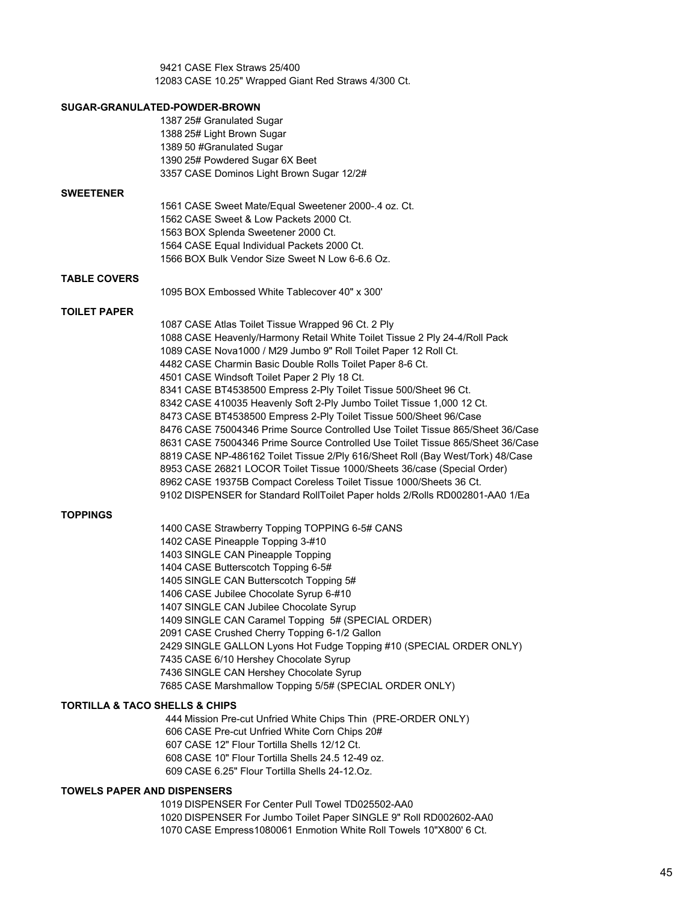9421 CASE Flex Straws 25/400
12083 CASE 10.25" Wrapped Giant Red Straws 4/300 Ct.

**SUGAR-GRANULATED-POWDER-BROWN**

1387 25# Granulated Sugar
1388 25# Light Brown Sugar
1389 50 #Granulated Sugar
1390 25# Powdered Sugar 6X Beet
3357 CASE Dominos Light Brown Sugar 12/2#

**SWEETENER**

1561 CASE Sweet Mate/Equal Sweetener 2000-.4 oz. Ct.
1562 CASE Sweet & Low Packets 2000 Ct.
1563 BOX Splenda Sweetener 2000 Ct.
1564 CASE Equal Individual Packets 2000 Ct.
1566 BOX Bulk Vendor Size Sweet N Low 6-6.6 Oz.

**TABLE COVERS**

1095 BOX Embossed White Tablecover 40" x 300'

**TOILET PAPER**

1087 CASE Atlas Toilet Tissue Wrapped 96 Ct. 2 Ply
1088 CASE Heavenly/Harmony Retail White Toilet Tissue 2 Ply 24-4/Roll Pack
1089 CASE Nova1000 / M29 Jumbo 9" Roll Toilet Paper 12 Roll Ct.
4482 CASE Charmin Basic Double Rolls Toilet Paper 8-6 Ct.
4501 CASE Windsoft Toilet Paper 2 Ply 18 Ct.
8341 CASE BT4538500 Empress 2-Ply Toilet Tissue 500/Sheet 96 Ct.
8342 CASE 410035 Heavenly Soft 2-Ply Jumbo Toilet Tissue 1,000 12 Ct.
8473 CASE BT4538500 Empress 2-Ply Toilet Tissue 500/Sheet 96/Case
8476 CASE 75004346 Prime Source Controlled Use Toilet Tissue 865/Sheet 36/Case
8631 CASE 75004346 Prime Source Controlled Use Toilet Tissue 865/Sheet 36/Case
8819 CASE NP-486162 Toilet Tissue 2/Ply 616/Sheet Roll (Bay West/Tork) 48/Case
8953 CASE 26821 LOCOR Toilet Tissue 1000/Sheets 36/case (Special Order)
8962 CASE 19375B Compact Coreless Toilet Tissue 1000/Sheets 36 Ct.
9102 DISPENSER for Standard RollToilet Paper holds 2/Rolls RD002801-AA0 1/Ea

**TOPPINGS**

1400 CASE Strawberry Topping TOPPING 6-5# CANS
1402 CASE Pineapple Topping 3-#10
1403 SINGLE CAN Pineapple Topping
1404 CASE Butterscotch Topping 6-5#
1405 SINGLE CAN Butterscotch Topping 5#
1406 CASE Jubilee Chocolate Syrup 6-#10
1407 SINGLE CAN Jubilee Chocolate Syrup
1409 SINGLE CAN Caramel Topping 5# (SPECIAL ORDER)
2091 CASE Crushed Cherry Topping 6-1/2 Gallon
2429 SINGLE GALLON Lyons Hot Fudge Topping #10 (SPECIAL ORDER ONLY)
7435 CASE 6/10 Hershey Chocolate Syrup
7436 SINGLE CAN Hershey Chocolate Syrup
7685 CASE Marshmallow Topping 5/5# (SPECIAL ORDER ONLY)

**TORTILLA & TACO SHELLS & CHIPS**

444 Mission Pre-cut Unfried White Chips Thin (PRE-ORDER ONLY)
606 CASE Pre-cut Unfried White Corn Chips 20#
607 CASE 12" Flour Tortilla Shells 12/12 Ct.
608 CASE 10" Flour Tortilla Shells 24.5 12-49 oz.
609 CASE 6.25" Flour Tortilla Shells 24-12.Oz.

**TOWELS PAPER AND DISPENSERS**

1019 DISPENSER For Center Pull Towel TD025502-AA0
1020 DISPENSER For Jumbo Toilet Paper SINGLE 9" Roll RD002602-AA0
1070 CASE Empress1080061 Enmotion White Roll Towels 10"X800' 6 Ct.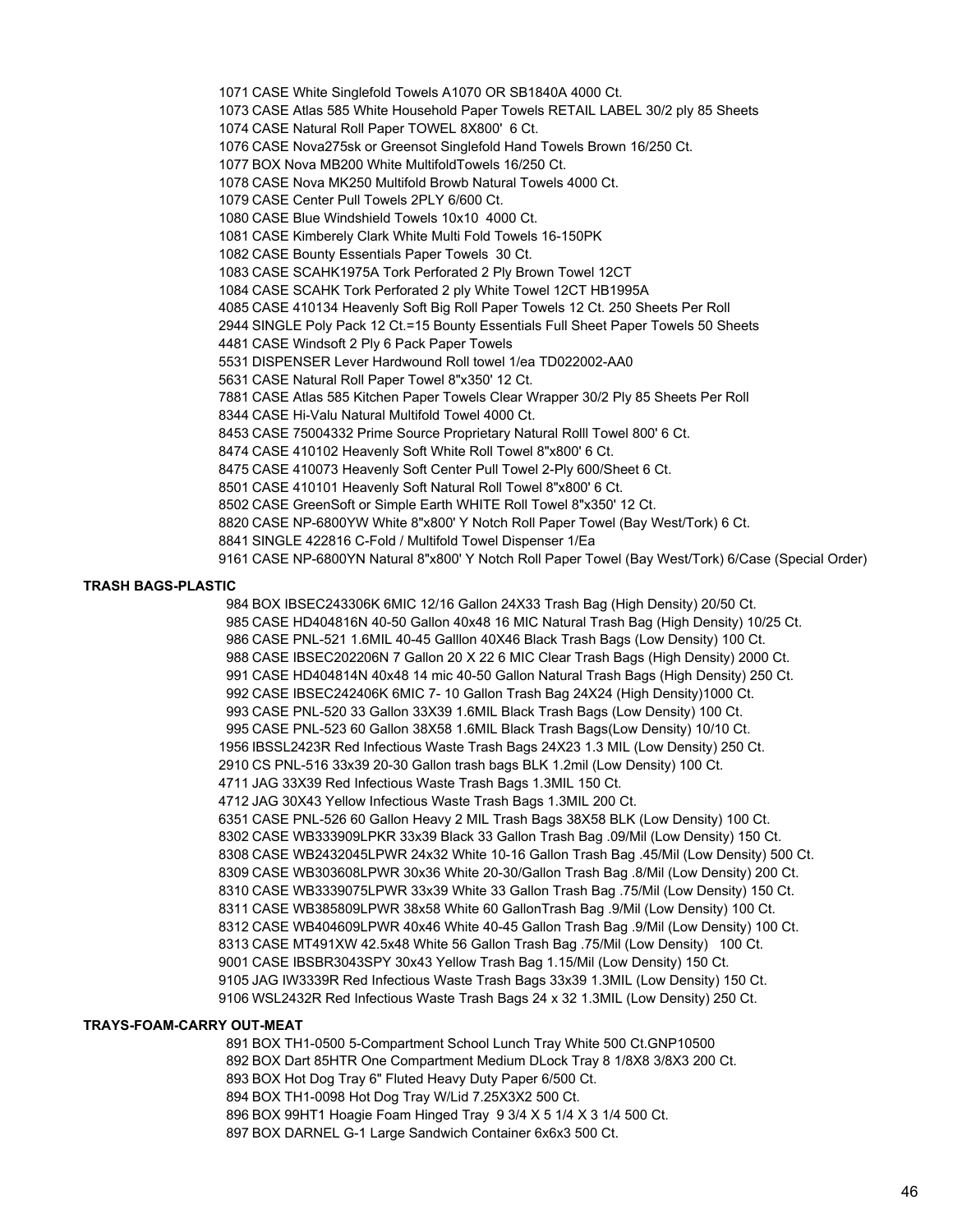1071 CASE White Singlefold Towels A1070 OR SB1840A 4000 Ct.
1073 CASE Atlas 585 White Household Paper Towels RETAIL LABEL 30/2 ply 85 Sheets
1074 CASE Natural Roll Paper TOWEL 8X800' 6 Ct.
1076 CASE Nova275sk or Greensot Singlefold Hand Towels Brown 16/250 Ct.
1077 BOX Nova MB200 White MultifoldTowels 16/250 Ct.
1078 CASE Nova MK250 Multifold Browb Natural Towels 4000 Ct.
1079 CASE Center Pull Towels 2PLY 6/600 Ct.
1080 CASE Blue Windshield Towels 10x10 4000 Ct.
1081 CASE Kimberely Clark White Multi Fold Towels 16-150PK
1082 CASE Bounty Essentials Paper Towels 30 Ct.
1083 CASE SCAHK1975A Tork Perforated 2 Ply Brown Towel 12CT
1084 CASE SCAHK Tork Perforated 2 ply White Towel 12CT HB1995A
4085 CASE 410134 Heavenly Soft Big Roll Paper Towels 12 Ct. 250 Sheets Per Roll
2944 SINGLE Poly Pack 12 Ct.=15 Bounty Essentials Full Sheet Paper Towels 50 Sheets
4481 CASE Windsoft 2 Ply 6 Pack Paper Towels
5531 DISPENSER Lever Hardwound Roll towel 1/ea TD022002-AA0
5631 CASE Natural Roll Paper Towel 8"x350' 12 Ct.
7881 CASE Atlas 585 Kitchen Paper Towels Clear Wrapper 30/2 Ply 85 Sheets Per Roll
8344 CASE Hi-Valu Natural Multifold Towel 4000 Ct.
8453 CASE 75004332 Prime Source Proprietary Natural Rolll Towel 800' 6 Ct.
8474 CASE 410102 Heavenly Soft White Roll Towel 8"x800' 6 Ct.
8475 CASE 410073 Heavenly Soft Center Pull Towel 2-Ply 600/Sheet 6 Ct.
8501 CASE 410101 Heavenly Soft Natural Roll Towel 8"x800' 6 Ct.
8502 CASE GreenSoft or Simple Earth WHITE Roll Towel 8"x350' 12 Ct.
8820 CASE NP-6800YW White 8"x800' Y Notch Roll Paper Towel (Bay West/Tork) 6 Ct.
8841 SINGLE 422816 C-Fold / Multifold Towel Dispenser 1/Ea
9161 CASE NP-6800YN Natural 8"x800' Y Notch Roll Paper Towel (Bay West/Tork) 6/Case (Special Order)

**TRASH BAGS-PLASTIC**

984 BOX IBSEC243306K 6MIC 12/16 Gallon 24X33 Trash Bag (High Density) 20/50 Ct.
985 CASE HD404816N 40-50 Gallon 40x48 16 MIC Natural Trash Bag (High Density) 10/25 Ct.
986 CASE PNL-521 1.6MIL 40-45 Galllon 40X46 Black Trash Bags (Low Density) 100 Ct.
988 CASE IBSEC202206N 7 Gallon 20 X 22 6 MIC Clear Trash Bags (High Density) 2000 Ct.
991 CASE HD404814N 40x48 14 mic 40-50 Gallon Natural Trash Bags (High Density) 250 Ct.
992 CASE IBSEC242406K 6MIC 7- 10 Gallon Trash Bag 24X24 (High Density)1000 Ct.
993 CASE PNL-520 33 Gallon 33X39 1.6MIL Black Trash Bags (Low Density) 100 Ct.
995 CASE PNL-523 60 Gallon 38X58 1.6MIL Black Trash Bags(Low Density) 10/10 Ct.
1956 IBSSL2423R Red Infectious Waste Trash Bags 24X23 1.3 MIL (Low Density) 250 Ct.
2910 CS PNL-516 33x39 20-30 Gallon trash bags BLK 1.2mil (Low Density) 100 Ct.
4711 JAG 33X39 Red Infectious Waste Trash Bags 1.3MIL 150 Ct.
4712 JAG 30X43 Yellow Infectious Waste Trash Bags 1.3MIL 200 Ct.
6351 CASE PNL-526 60 Gallon Heavy 2 MIL Trash Bags 38X58 BLK (Low Density) 100 Ct.
8302 CASE WB333909LPKR 33x39 Black 33 Gallon Trash Bag .09/Mil (Low Density) 150 Ct.
8308 CASE WB2432045LPWR 24x32 White 10-16 Gallon Trash Bag .45/Mil (Low Density) 500 Ct.
8309 CASE WB303608LPWR 30x36 White 20-30/Gallon Trash Bag .8/Mil (Low Density) 200 Ct.
8310 CASE WB3339075LPWR 33x39 White 33 Gallon Trash Bag .75/Mil (Low Density) 150 Ct.
8311 CASE WB385809LPWR 38x58 White 60 GallonTrash Bag .9/Mil (Low Density) 100 Ct.
8312 CASE WB404609LPWR 40x46 White 40-45 Gallon Trash Bag .9/Mil (Low Density) 100 Ct.
8313 CASE MT491XW 42.5x48 White 56 Gallon Trash Bag .75/Mil (Low Density) 100 Ct.
9001 CASE IBSBR3043SPY 30x43 Yellow Trash Bag 1.15/Mil (Low Density) 150 Ct.
9105 JAG IW3339R Red Infectious Waste Trash Bags 33x39 1.3MIL (Low Density) 150 Ct.
9106 WSL2432R Red Infectious Waste Trash Bags 24 x 32 1.3MIL (Low Density) 250 Ct.

**TRAYS-FOAM-CARRY OUT-MEAT**

891 BOX TH1-0500 5-Compartment School Lunch Tray White 500 Ct.GNP10500
892 BOX Dart 85HTR One Compartment Medium DLock Tray 8 1/8X8 3/8X3 200 Ct.
893 BOX Hot Dog Tray 6" Fluted Heavy Duty Paper 6/500 Ct.
894 BOX TH1-0098 Hot Dog Tray W/Lid 7.25X3X2 500 Ct.
896 BOX 99HT1 Hoagie Foam Hinged Tray 9 3/4 X 5 1/4 X 3 1/4 500 Ct.
897 BOX DARNEL G-1 Large Sandwich Container 6x6x3 500 Ct.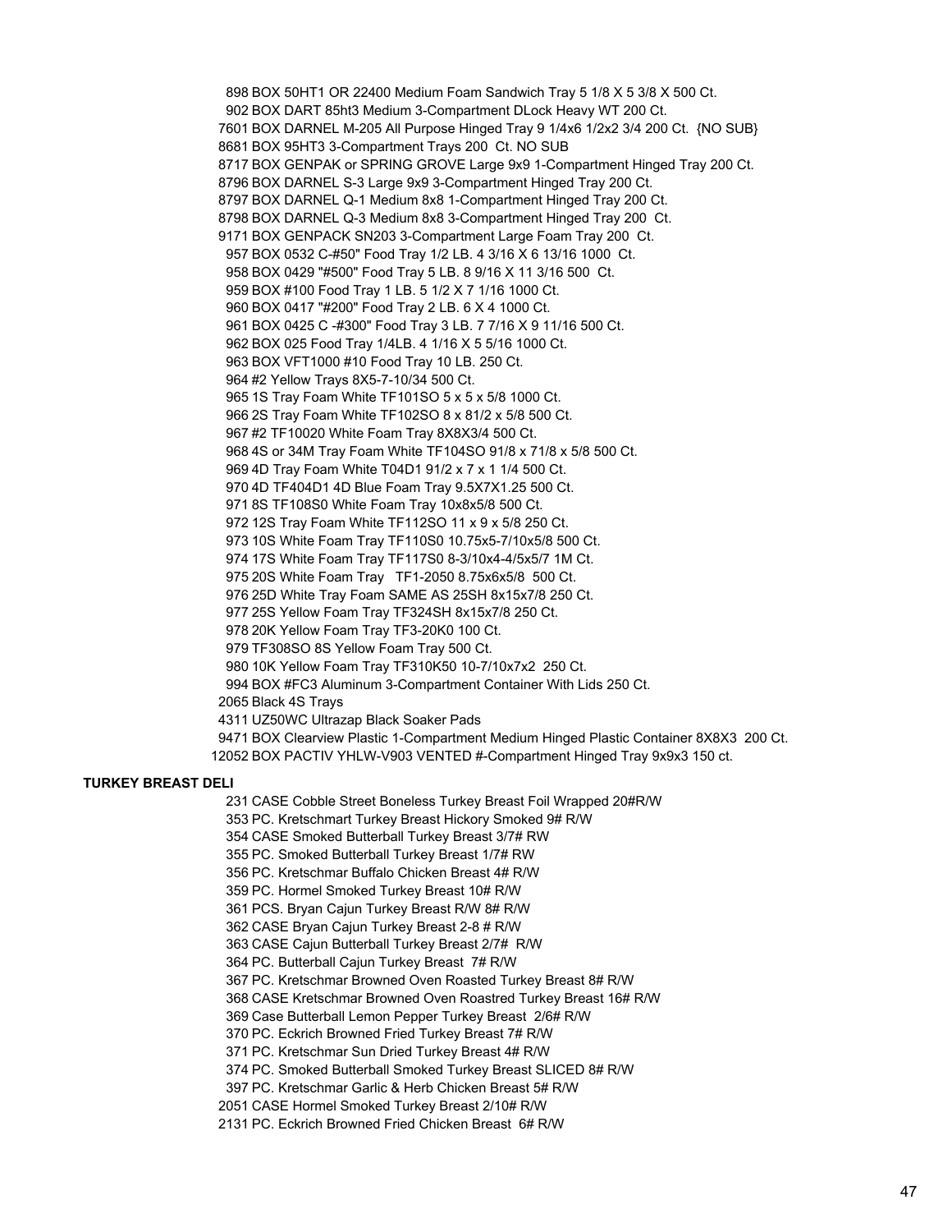898 BOX 50HT1 OR 22400 Medium Foam Sandwich Tray 5 1/8 X 5 3/8 X 500 Ct.
902 BOX DART 85ht3 Medium 3-Compartment DLock Heavy WT 200 Ct.
7601 BOX DARNEL M-205 All Purpose Hinged Tray 9 1/4x6 1/2x2 3/4 200 Ct. {NO SUB}
8681 BOX 95HT3 3-Compartment Trays 200 Ct. NO SUB
8717 BOX GENPAK or SPRING GROVE Large 9x9 1-Compartment Hinged Tray 200 Ct.
8796 BOX DARNEL S-3 Large 9x9 3-Compartment Hinged Tray 200 Ct.
8797 BOX DARNEL Q-1 Medium 8x8 1-Compartment Hinged Tray 200 Ct.
8798 BOX DARNEL Q-3 Medium 8x8 3-Compartment Hinged Tray 200 Ct.
9171 BOX GENPACK SN203 3-Compartment Large Foam Tray 200 Ct.
957 BOX 0532 C-#50" Food Tray 1/2 LB. 4 3/16 X 6 13/16 1000 Ct.
958 BOX 0429 "#500" Food Tray 5 LB. 8 9/16 X 11 3/16 500 Ct.
959 BOX #100 Food Tray 1 LB. 5 1/2 X 7 1/16 1000 Ct.
960 BOX 0417 "#200" Food Tray 2 LB. 6 X 4 1000 Ct.
961 BOX 0425 C -#300" Food Tray 3 LB. 7 7/16 X 9 11/16 500 Ct.
962 BOX 025 Food Tray 1/4LB. 4 1/16 X 5 5/16 1000 Ct.
963 BOX VFT1000 #10 Food Tray 10 LB. 250 Ct.
964 #2 Yellow Trays 8X5-7-10/34 500 Ct.
965 1S Tray Foam White TF101SO 5 x 5 x 5/8 1000 Ct.
966 2S Tray Foam White TF102SO 8 x 81/2 x 5/8 500 Ct.
967 #2 TF10020 White Foam Tray 8X8X3/4 500 Ct.
968 4S or 34M Tray Foam White TF104SO 91/8 x 71/8 x 5/8 500 Ct.
969 4D Tray Foam White T04D1 91/2 x 7 x 1 1/4 500 Ct.
970 4D TF404D1 4D Blue Foam Tray 9.5X7X1.25 500 Ct.
971 8S TF108S0 White Foam Tray 10x8x5/8 500 Ct.
972 12S Tray Foam White TF112SO 11 x 9 x 5/8 250 Ct.
973 10S White Foam Tray TF110S0 10.75x5-7/10x5/8 500 Ct.
974 17S White Foam Tray TF117S0 8-3/10x4-4/5x5/7 1M Ct.
975 20S White Foam Tray TF1-2050 8.75x6x5/8 500 Ct.
976 25D White Tray Foam SAME AS 25SH 8x15x7/8 250 Ct.
977 25S Yellow Foam Tray TF324SH 8x15x7/8 250 Ct.
978 20K Yellow Foam Tray TF3-20K0 100 Ct.
979 TF308SO 8S Yellow Foam Tray 500 Ct.
980 10K Yellow Foam Tray TF310K50 10-7/10x7x2 250 Ct.
994 BOX #FC3 Aluminum 3-Compartment Container With Lids 250 Ct.
2065 Black 4S Trays
4311 UZ50WC Ultrazap Black Soaker Pads
9471 BOX Clearview Plastic 1-Compartment Medium Hinged Plastic Container 8X8X3 200 Ct.
12052 BOX PACTIV YHLW-V903 VENTED #-Compartment Hinged Tray 9x9x3 150 ct.

**TURKEY BREAST DELI**

231 CASE Cobble Street Boneless Turkey Breast Foil Wrapped 20#R/W
353 PC. Kretschmart Turkey Breast Hickory Smoked 9# R/W
354 CASE Smoked Butterball Turkey Breast 3/7# RW
355 PC. Smoked Butterball Turkey Breast 1/7# RW
356 PC. Kretschmar Buffalo Chicken Breast 4# R/W
359 PC. Hormel Smoked Turkey Breast 10# R/W
361 PCS. Bryan Cajun Turkey Breast R/W 8# R/W
362 CASE Bryan Cajun Turkey Breast 2-8 # R/W
363 CASE Cajun Butterball Turkey Breast 2/7# R/W
364 PC. Butterball Cajun Turkey Breast 7# R/W
367 PC. Kretschmar Browned Oven Roasted Turkey Breast 8# R/W
368 CASE Kretschmar Browned Oven Roastred Turkey Breast 16# R/W
369 Case Butterball Lemon Pepper Turkey Breast 2/6# R/W
370 PC. Eckrich Browned Fried Turkey Breast 7# R/W
371 PC. Kretschmar Sun Dried Turkey Breast 4# R/W
374 PC. Smoked Butterball Smoked Turkey Breast SLICED 8# R/W
397 PC. Kretschmar Garlic & Herb Chicken Breast 5# R/W
2051 CASE Hormel Smoked Turkey Breast 2/10# R/W
2131 PC. Eckrich Browned Fried Chicken Breast 6# R/W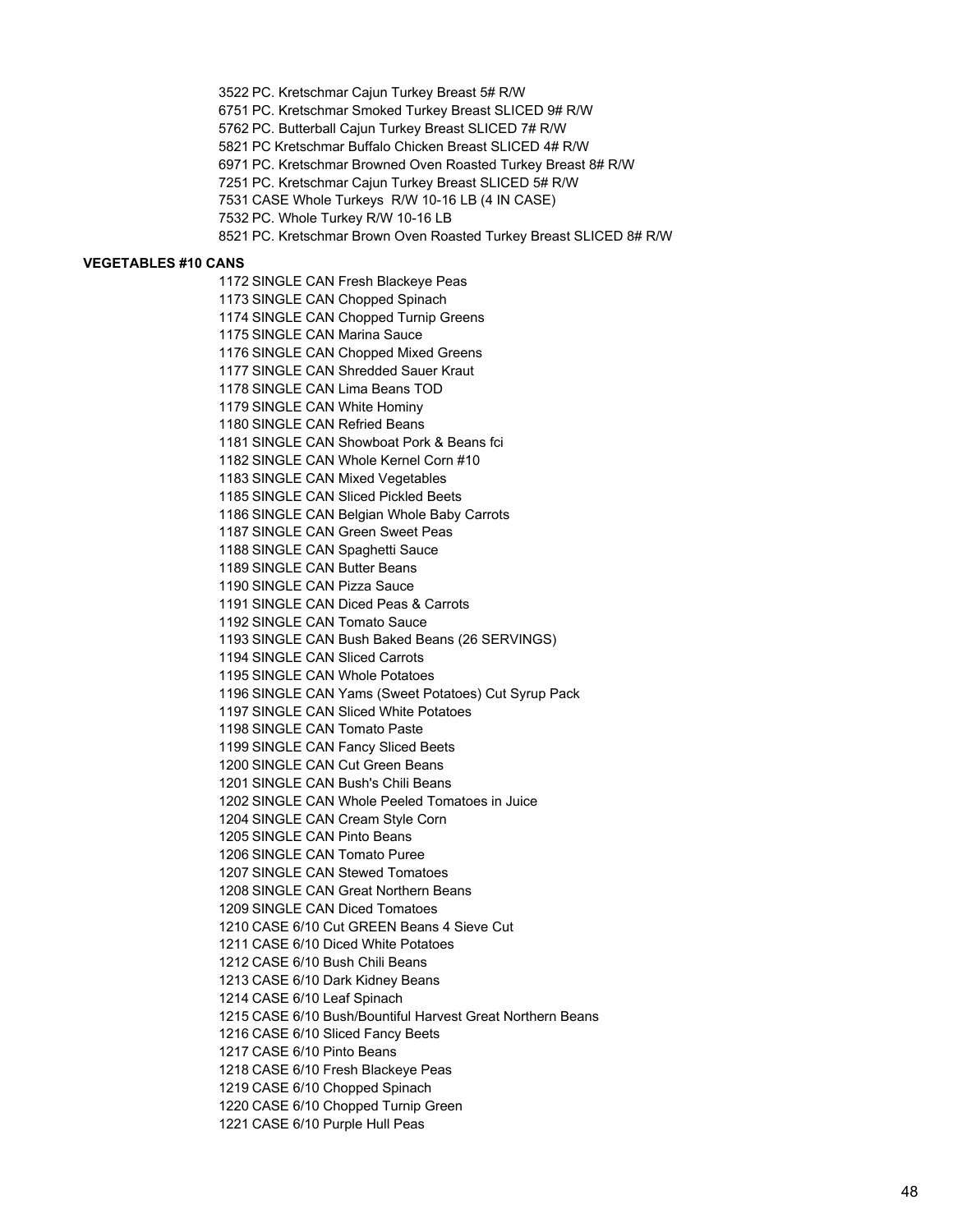3522 PC. Kretschmar Cajun Turkey Breast 5# R/W
6751 PC. Kretschmar Smoked Turkey Breast SLICED 9# R/W
5762 PC. Butterball Cajun Turkey Breast SLICED 7# R/W
5821 PC Kretschmar Buffalo Chicken Breast SLICED 4# R/W
6971 PC. Kretschmar Browned Oven Roasted Turkey Breast 8# R/W
7251 PC. Kretschmar Cajun Turkey Breast SLICED 5# R/W
7531 CASE Whole Turkeys R/W 10-16 LB (4 IN CASE)
7532 PC. Whole Turkey R/W 10-16 LB
8521 PC. Kretschmar Brown Oven Roasted Turkey Breast SLICED 8# R/W

**VEGETABLES #10 CANS**

1172 SINGLE CAN Fresh Blackeye Peas
1173 SINGLE CAN Chopped Spinach
1174 SINGLE CAN Chopped Turnip Greens
1175 SINGLE CAN Marina Sauce
1176 SINGLE CAN Chopped Mixed Greens
1177 SINGLE CAN Shredded Sauer Kraut
1178 SINGLE CAN Lima Beans TOD
1179 SINGLE CAN White Hominy
1180 SINGLE CAN Refried Beans
1181 SINGLE CAN Showboat Pork & Beans fci
1182 SINGLE CAN Whole Kernel Corn #10
1183 SINGLE CAN Mixed Vegetables
1185 SINGLE CAN Sliced Pickled Beets
1186 SINGLE CAN Belgian Whole Baby Carrots
1187 SINGLE CAN Green Sweet Peas
1188 SINGLE CAN Spaghetti Sauce
1189 SINGLE CAN Butter Beans
1190 SINGLE CAN Pizza Sauce
1191 SINGLE CAN Diced Peas & Carrots
1192 SINGLE CAN Tomato Sauce
1193 SINGLE CAN Bush Baked Beans (26 SERVINGS)
1194 SINGLE CAN Sliced Carrots
1195 SINGLE CAN Whole Potatoes
1196 SINGLE CAN Yams (Sweet Potatoes) Cut Syrup Pack
1197 SINGLE CAN Sliced White Potatoes
1198 SINGLE CAN Tomato Paste
1199 SINGLE CAN Fancy Sliced Beets
1200 SINGLE CAN Cut Green Beans
1201 SINGLE CAN Bush's Chili Beans
1202 SINGLE CAN Whole Peeled Tomatoes in Juice
1204 SINGLE CAN Cream Style Corn
1205 SINGLE CAN Pinto Beans
1206 SINGLE CAN Tomato Puree
1207 SINGLE CAN Stewed Tomatoes
1208 SINGLE CAN Great Northern Beans
1209 SINGLE CAN Diced Tomatoes
1210 CASE 6/10 Cut GREEN Beans 4 Sieve Cut
1211 CASE 6/10 Diced White Potatoes
1212 CASE 6/10 Bush Chili Beans
1213 CASE 6/10 Dark Kidney Beans
1214 CASE 6/10 Leaf Spinach
1215 CASE 6/10 Bush/Bountiful Harvest Great Northern Beans
1216 CASE 6/10 Sliced Fancy Beets
1217 CASE 6/10 Pinto Beans
1218 CASE 6/10 Fresh Blackeye Peas
1219 CASE 6/10 Chopped Spinach
1220 CASE 6/10 Chopped Turnip Green
1221 CASE 6/10 Purple Hull Peas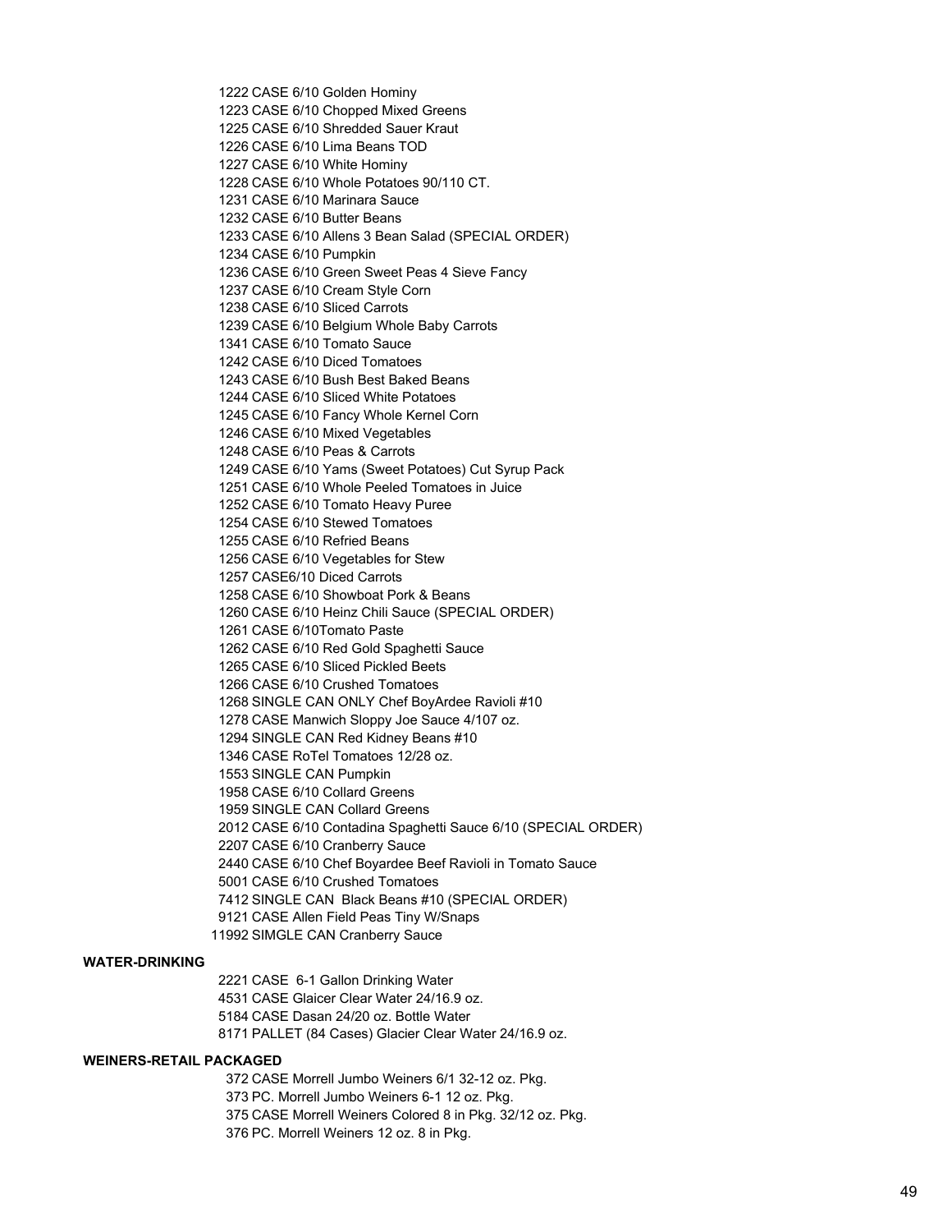1222 CASE 6/10 Golden Hominy
1223 CASE 6/10 Chopped Mixed Greens
1225 CASE 6/10 Shredded Sauer Kraut
1226 CASE 6/10 Lima Beans TOD
1227 CASE 6/10 White Hominy
1228 CASE 6/10 Whole Potatoes 90/110 CT.
1231 CASE 6/10 Marinara Sauce
1232 CASE 6/10 Butter Beans
1233 CASE 6/10 Allens 3 Bean Salad (SPECIAL ORDER)
1234 CASE 6/10 Pumpkin
1236 CASE 6/10 Green Sweet Peas 4 Sieve Fancy
1237 CASE 6/10 Cream Style Corn
1238 CASE 6/10 Sliced Carrots
1239 CASE 6/10 Belgium Whole Baby Carrots
1341 CASE 6/10 Tomato Sauce
1242 CASE 6/10 Diced Tomatoes
1243 CASE 6/10 Bush Best Baked Beans
1244 CASE 6/10 Sliced White Potatoes
1245 CASE 6/10 Fancy Whole Kernel Corn
1246 CASE 6/10 Mixed Vegetables
1248 CASE 6/10 Peas & Carrots
1249 CASE 6/10 Yams (Sweet Potatoes) Cut Syrup Pack
1251 CASE 6/10 Whole Peeled Tomatoes in Juice
1252 CASE 6/10 Tomato Heavy Puree
1254 CASE 6/10 Stewed Tomatoes
1255 CASE 6/10 Refried Beans
1256 CASE 6/10 Vegetables for Stew
1257 CASE6/10 Diced Carrots
1258 CASE 6/10 Showboat Pork & Beans
1260 CASE 6/10 Heinz Chili Sauce (SPECIAL ORDER)
1261 CASE 6/10Tomato Paste
1262 CASE 6/10 Red Gold Spaghetti Sauce
1265 CASE 6/10 Sliced Pickled Beets
1266 CASE 6/10 Crushed Tomatoes
1268 SINGLE CAN ONLY Chef BoyArdee Ravioli #10
1278 CASE Manwich Sloppy Joe Sauce 4/107 oz.
1294 SINGLE CAN Red Kidney Beans #10
1346 CASE RoTel Tomatoes 12/28 oz.
1553 SINGLE CAN Pumpkin
1958 CASE 6/10 Collard Greens
1959 SINGLE CAN Collard Greens
2012 CASE 6/10 Contadina Spaghetti Sauce 6/10 (SPECIAL ORDER)
2207 CASE 6/10 Cranberry Sauce
2440 CASE 6/10 Chef Boyardee Beef Ravioli in Tomato Sauce
5001 CASE 6/10 Crushed Tomatoes
7412 SINGLE CAN Black Beans #10 (SPECIAL ORDER)
9121 CASE Allen Field Peas Tiny W/Snaps
11992 SIMGLE CAN Cranberry Sauce

**WATER-DRINKING**

2221 CASE 6-1 Gallon Drinking Water
4531 CASE Glaicer Clear Water 24/16.9 oz.
5184 CASE Dasan 24/20 oz. Bottle Water
8171 PALLET (84 Cases) Glacier Clear Water 24/16.9 oz.

**WEINERS-RETAIL PACKAGED**

372 CASE Morrell Jumbo Weiners 6/1 32-12 oz. Pkg.
373 PC. Morrell Jumbo Weiners 6-1 12 oz. Pkg.
375 CASE Morrell Weiners Colored 8 in Pkg. 32/12 oz. Pkg.
376 PC. Morrell Weiners 12 oz. 8 in Pkg.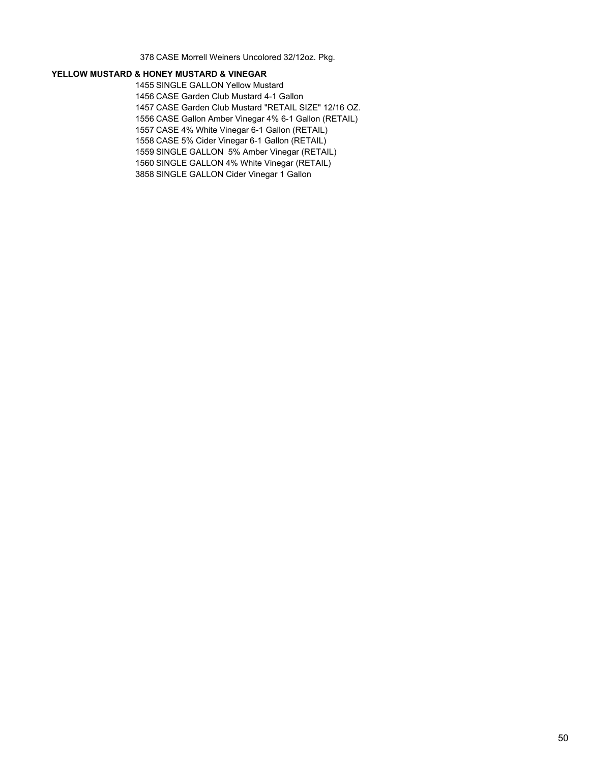378 CASE Morrell Weiners Uncolored 32/12oz. Pkg.

**YELLOW MUSTARD & HONEY MUSTARD & VINEGAR**

1455 SINGLE GALLON Yellow Mustard
1456 CASE Garden Club Mustard 4-1 Gallon
1457 CASE Garden Club Mustard "RETAIL SIZE" 12/16 OZ.
1556 CASE Gallon Amber Vinegar 4% 6-1 Gallon (RETAIL)
1557 CASE 4% White Vinegar 6-1 Gallon (RETAIL)
1558 CASE 5% Cider Vinegar 6-1 Gallon (RETAIL)
1559 SINGLE GALLON 5% Amber Vinegar (RETAIL)
1560 SINGLE GALLON 4% White Vinegar (RETAIL)
3858 SINGLE GALLON Cider Vinegar 1 Gallon